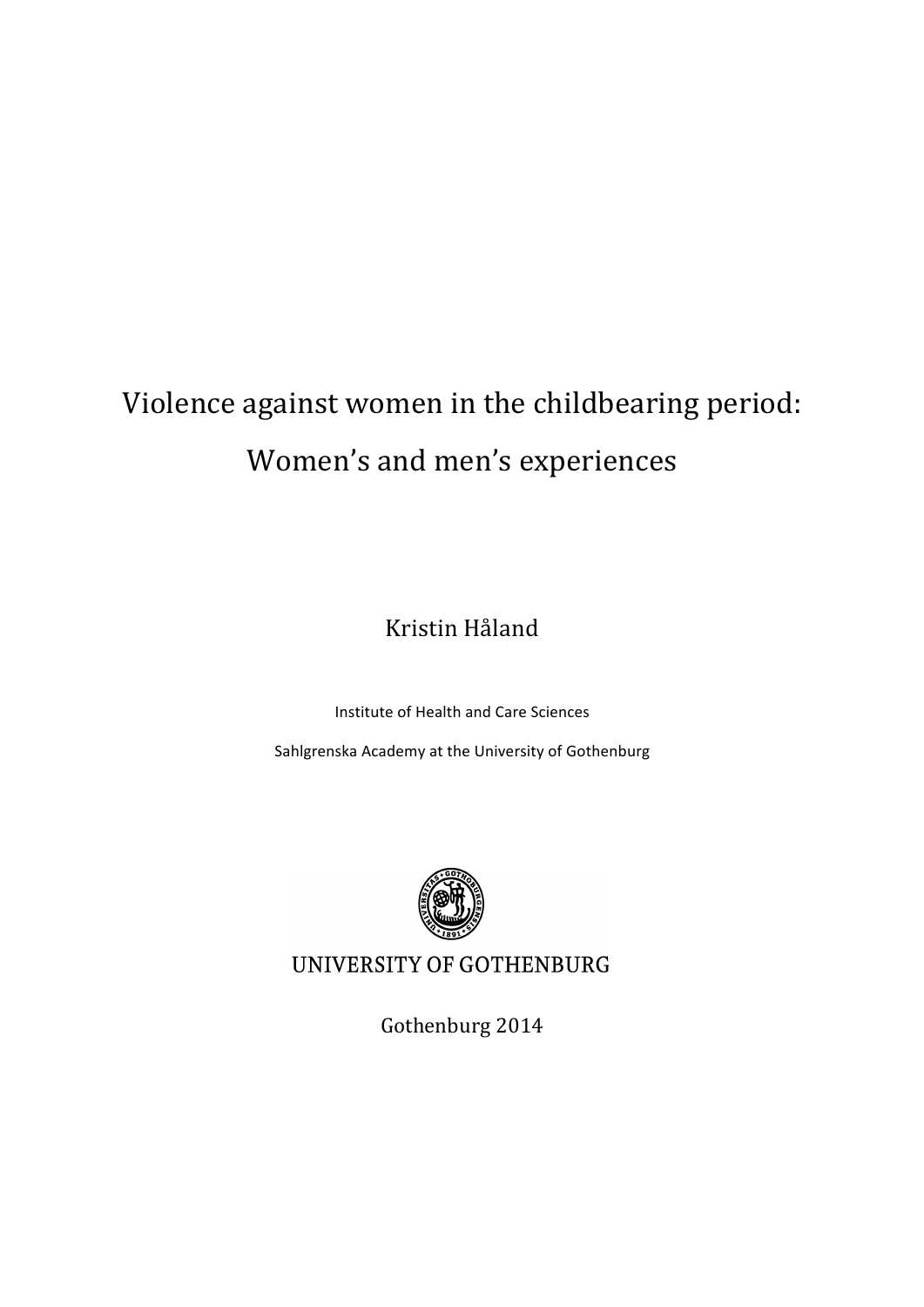# Violence against women in the childbearing period: Women's and men's experiences

Kristin Håland

Institute of Health and Care Sciences

Sahlgrenska Academy at the University of Gothenburg

UNIVERSITY OF GOTHENBURG

Gothenburg 2014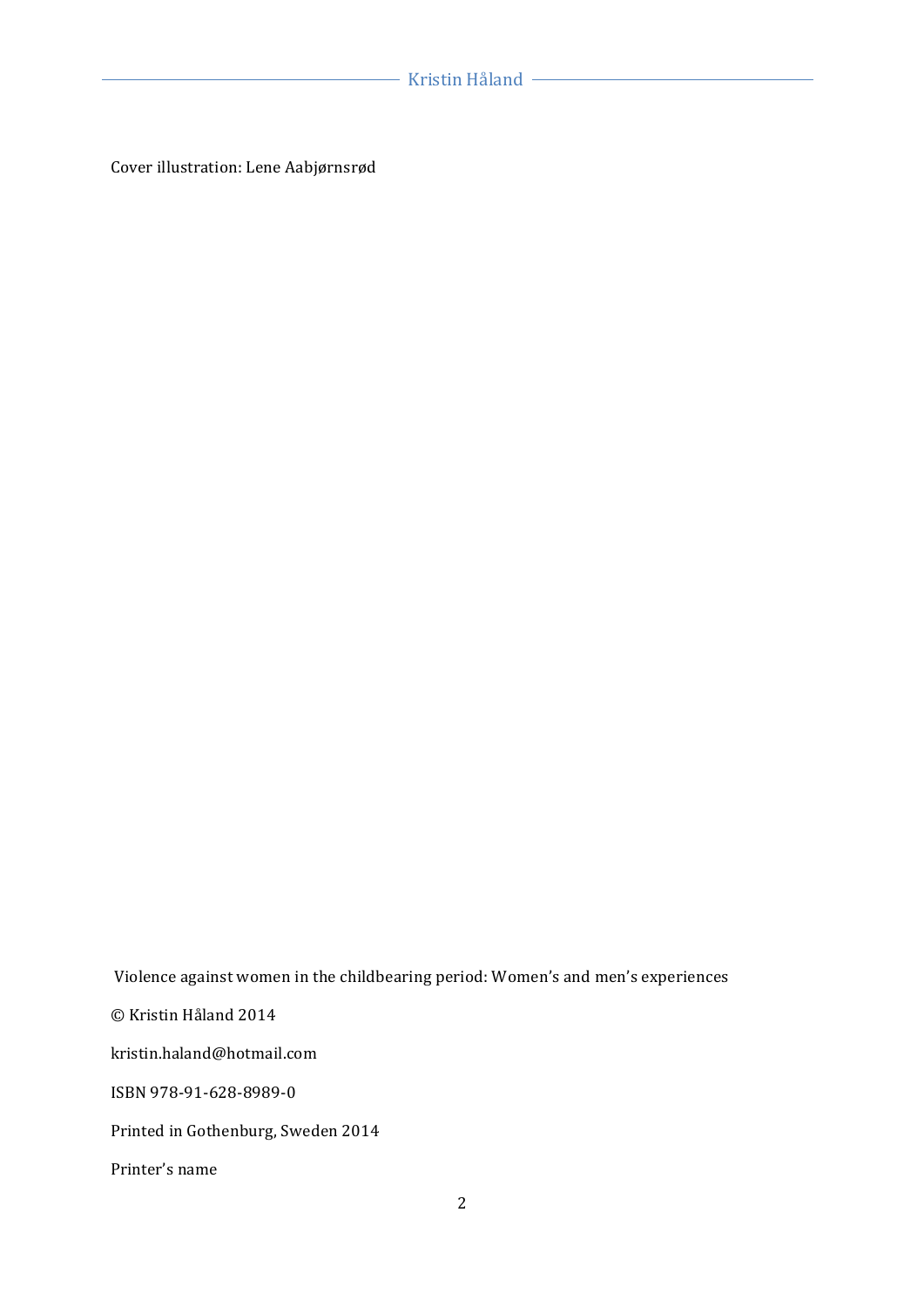Cover illustration: Lene Aabjørnsrød

Violence against women in the childbearing period: Women's and men's experiences

© Kristin Håland 2014

kristin.haland@hotmail.com

ISBN 978-91-628-8989-0

Printed in Gothenburg, Sweden 2014

Printer's name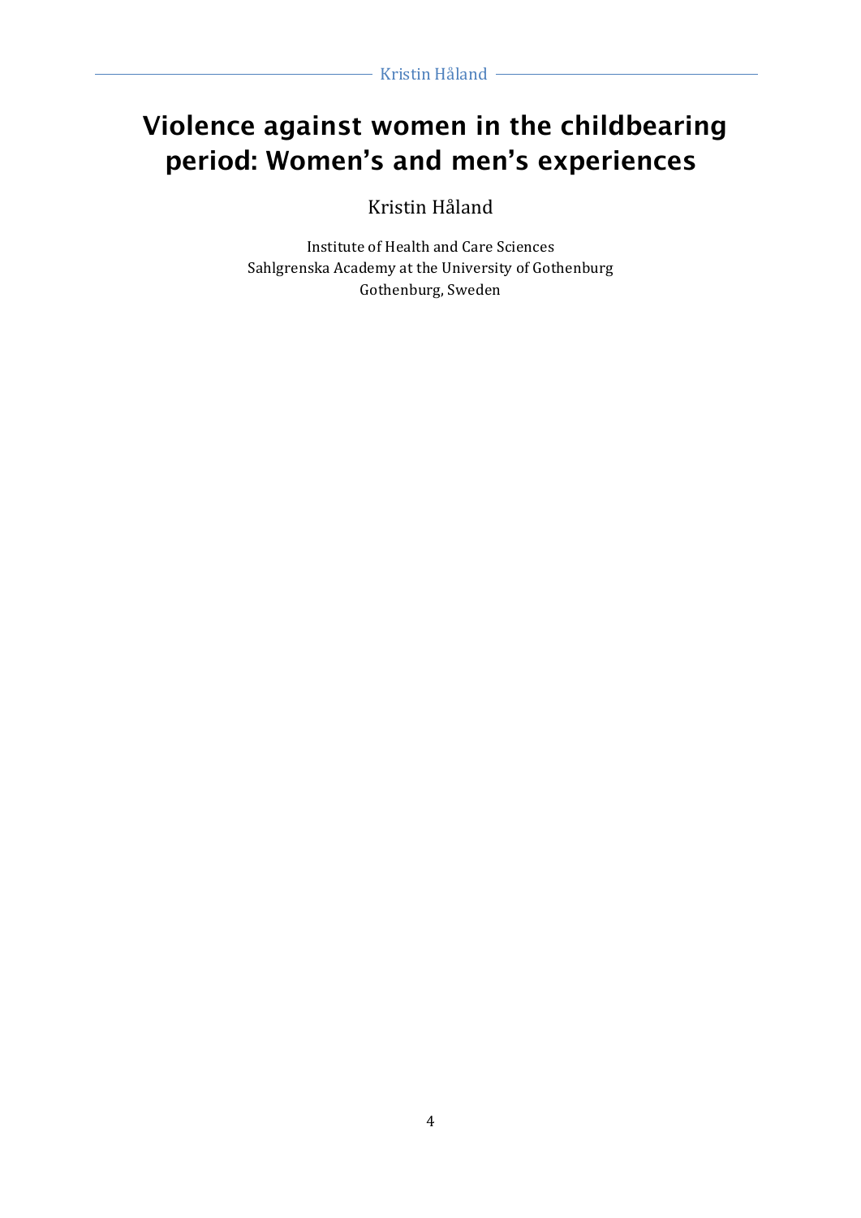# Violence against women in the childbearing period: Women's and men's experiences

Kristin Håland

Institute of Health and Care Sciences
Sahlgrenska Academy at the University of Gothenburg
Gothenburg, Sweden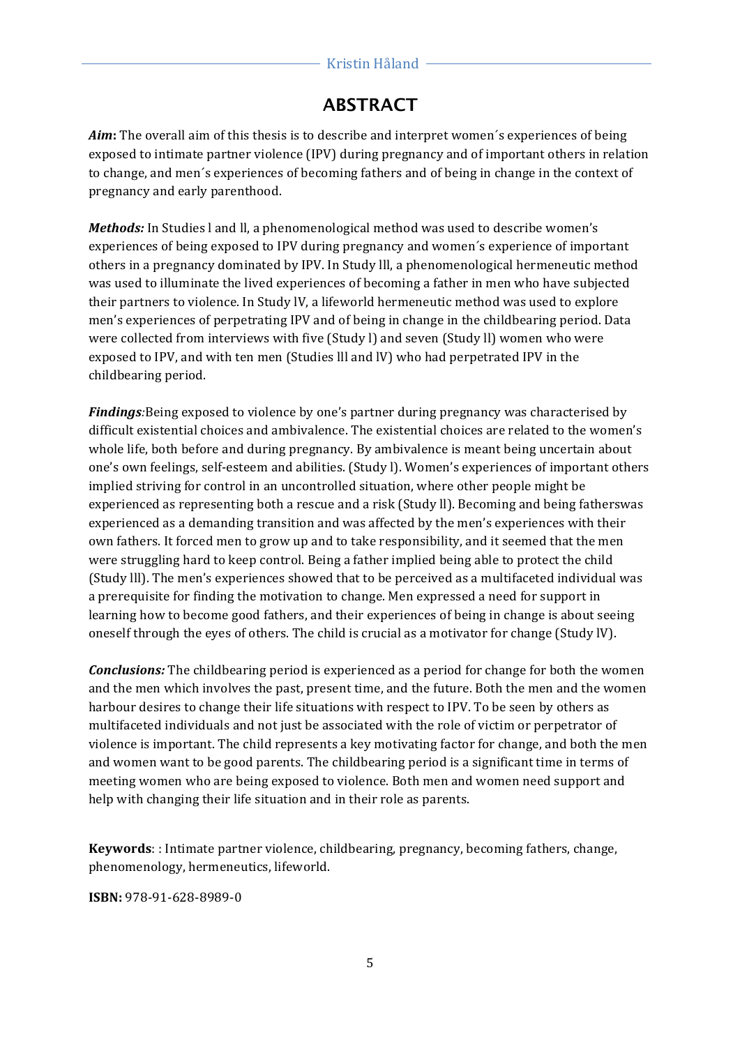# ABSTRACT

***Aim*****:** The overall aim of this thesis is to describe and interpret women´s experiences of being exposed to intimate partner violence (IPV) during pregnancy and of important others in relation to change, and men´s experiences of becoming fathers and of being in change in the context of pregnancy and early parenthood.

***Methods:*** In Studies l and ll, a phenomenological method was used to describe women's experiences of being exposed to IPV during pregnancy and women´s experience of important others in a pregnancy dominated by IPV. In Study lll, a phenomenological hermeneutic method was used to illuminate the lived experiences of becoming a father in men who have subjected their partners to violence. In Study lV, a lifeworld hermeneutic method was used to explore men's experiences of perpetrating IPV and of being in change in the childbearing period. Data were collected from interviews with five (Study l) and seven (Study ll) women who were exposed to IPV, and with ten men (Studies lll and lV) who had perpetrated IPV in the childbearing period.

***Findings****:*Being exposed to violence by one's partner during pregnancy was characterised by difficult existential choices and ambivalence. The existential choices are related to the women's whole life, both before and during pregnancy. By ambivalence is meant being uncertain about one's own feelings, self-esteem and abilities. (Study l). Women's experiences of important others implied striving for control in an uncontrolled situation, where other people might be experienced as representing both a rescue and a risk (Study ll). Becoming and being fatherswas experienced as a demanding transition and was affected by the men's experiences with their own fathers. It forced men to grow up and to take responsibility, and it seemed that the men were struggling hard to keep control. Being a father implied being able to protect the child (Study lll). The men's experiences showed that to be perceived as a multifaceted individual was a prerequisite for finding the motivation to change. Men expressed a need for support in learning how to become good fathers, and their experiences of being in change is about seeing oneself through the eyes of others. The child is crucial as a motivator for change (Study lV).

***Conclusions:*** The childbearing period is experienced as a period for change for both the women and the men which involves the past, present time, and the future. Both the men and the women harbour desires to change their life situations with respect to IPV. To be seen by others as multifaceted individuals and not just be associated with the role of victim or perpetrator of violence is important. The child represents a key motivating factor for change, and both the men and women want to be good parents. The childbearing period is a significant time in terms of meeting women who are being exposed to violence. Both men and women need support and help with changing their life situation and in their role as parents.

**Keywords**: : Intimate partner violence, childbearing, pregnancy, becoming fathers, change, phenomenology, hermeneutics, lifeworld.

**ISBN:** 978-91-628-8989-0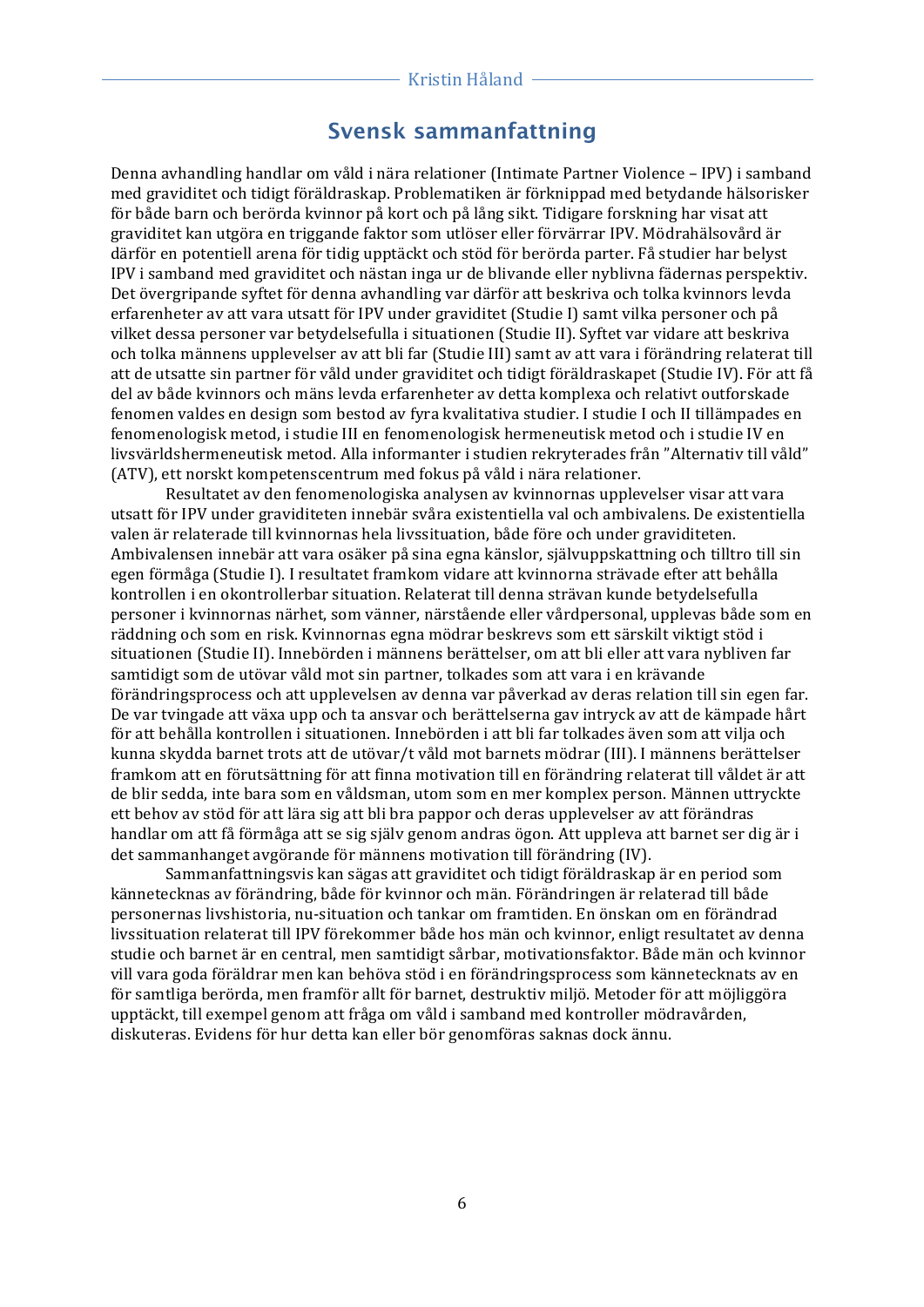## Svensk sammanfattning

Denna avhandling handlar om våld i nära relationer (Intimate Partner Violence – IPV) i samband med graviditet och tidigt föräldraskap. Problematiken är förknippad med betydande hälsorisker för både barn och berörda kvinnor på kort och på lång sikt. Tidigare forskning har visat att graviditet kan utgöra en triggande faktor som utlöser eller förvärrar IPV. Mödrahälsovård är därför en potentiell arena för tidig upptäckt och stöd för berörda parter. Få studier har belyst IPV i samband med graviditet och nästan inga ur de blivande eller nyblivna fädernas perspektiv. Det övergripande syftet för denna avhandling var därför att beskriva och tolka kvinnors levda erfarenheter av att vara utsatt för IPV under graviditet (Studie I) samt vilka personer och på vilket dessa personer var betydelsefulla i situationen (Studie II). Syftet var vidare att beskriva och tolka männens upplevelser av att bli far (Studie III) samt av att vara i förändring relaterat till att de utsatte sin partner för våld under graviditet och tidigt föräldraskapet (Studie IV). För att få del av både kvinnors och mäns levda erfarenheter av detta komplexa och relativt outforskade fenomen valdes en design som bestod av fyra kvalitativa studier. I studie I och II tillämpades en fenomenologisk metod, i studie III en fenomenologisk hermeneutisk metod och i studie IV en livsvärldshermeneutisk metod. Alla informanter i studien rekryterades från "Alternativ till våld" (ATV), ett norskt kompetenscentrum med fokus på våld i nära relationer.

Resultatet av den fenomenologiska analysen av kvinnornas upplevelser visar att vara utsatt för IPV under graviditeten innebär svåra existentiella val och ambivalens. De existentiella valen är relaterade till kvinnornas hela livssituation, både före och under graviditeten. Ambivalensen innebär att vara osäker på sina egna känslor, självuppskattning och tilltro till sin egen förmåga (Studie I). I resultatet framkom vidare att kvinnorna strävade efter att behålla kontrollen i en okontrollerbar situation. Relaterat till denna strävan kunde betydelsefulla personer i kvinnornas närhet, som vänner, närstående eller vårdpersonal, upplevas både som en räddning och som en risk. Kvinnornas egna mödrar beskrevs som ett särskilt viktigt stöd i situationen (Studie II). Innebörden i männens berättelser, om att bli eller att vara nybliven far samtidigt som de utövar våld mot sin partner, tolkades som att vara i en krävande förändringsprocess och att upplevelsen av denna var påverkad av deras relation till sin egen far. De var tvingade att växa upp och ta ansvar och berättelserna gav intryck av att de kämpade hårt för att behålla kontrollen i situationen. Innebörden i att bli far tolkades även som att vilja och kunna skydda barnet trots att de utövar/t våld mot barnets mödrar (III). I männens berättelser framkom att en förutsättning för att finna motivation till en förändring relaterat till våldet är att de blir sedda, inte bara som en våldsman, utom som en mer komplex person. Männen uttryckte ett behov av stöd för att lära sig att bli bra pappor och deras upplevelser av att förändras handlar om att få förmåga att se sig själv genom andras ögon. Att uppleva att barnet ser dig är i det sammanhanget avgörande för männens motivation till förändring (IV).

Sammanfattningsvis kan sägas att graviditet och tidigt föräldraskap är en period som kännetecknas av förändring, både för kvinnor och män. Förändringen är relaterad till både personernas livshistoria, nu-situation och tankar om framtiden. En önskan om en förändrad livssituation relaterat till IPV förekommer både hos män och kvinnor, enligt resultatet av denna studie och barnet är en central, men samtidigt sårbar, motivationsfaktor. Både män och kvinnor vill vara goda föräldrar men kan behöva stöd i en förändringsprocess som kännetecknats av en för samtliga berörda, men framför allt för barnet, destruktiv miljö. Metoder för att möjliggöra upptäckt, till exempel genom att fråga om våld i samband med kontroller mödravården, diskuteras. Evidens för hur detta kan eller bör genomföras saknas dock ännu.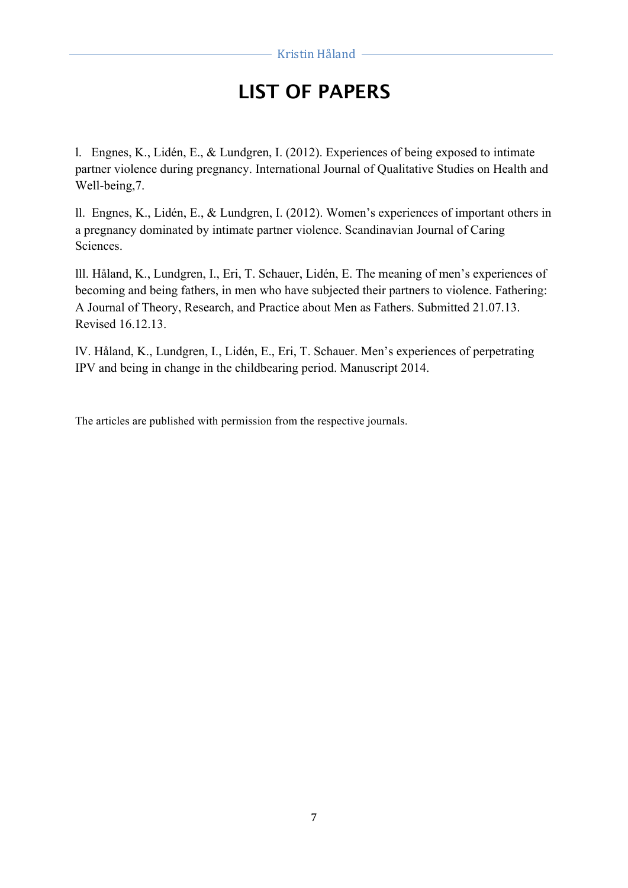# LIST OF PAPERS

l. Engnes, K., Lidén, E., & Lundgren, I. (2012). Experiences of being exposed to intimate partner violence during pregnancy. International Journal of Qualitative Studies on Health and Well-being,7.

ll. Engnes, K., Lidén, E., & Lundgren, I. (2012). Women's experiences of important others in a pregnancy dominated by intimate partner violence. Scandinavian Journal of Caring Sciences.

lll. Håland, K., Lundgren, I., Eri, T. Schauer, Lidén, E. The meaning of men's experiences of becoming and being fathers, in men who have subjected their partners to violence. Fathering: A Journal of Theory, Research, and Practice about Men as Fathers. Submitted 21.07.13. Revised 16.12.13.

lV. Håland, K., Lundgren, I., Lidén, E., Eri, T. Schauer. Men's experiences of perpetrating IPV and being in change in the childbearing period. Manuscript 2014.

The articles are published with permission from the respective journals.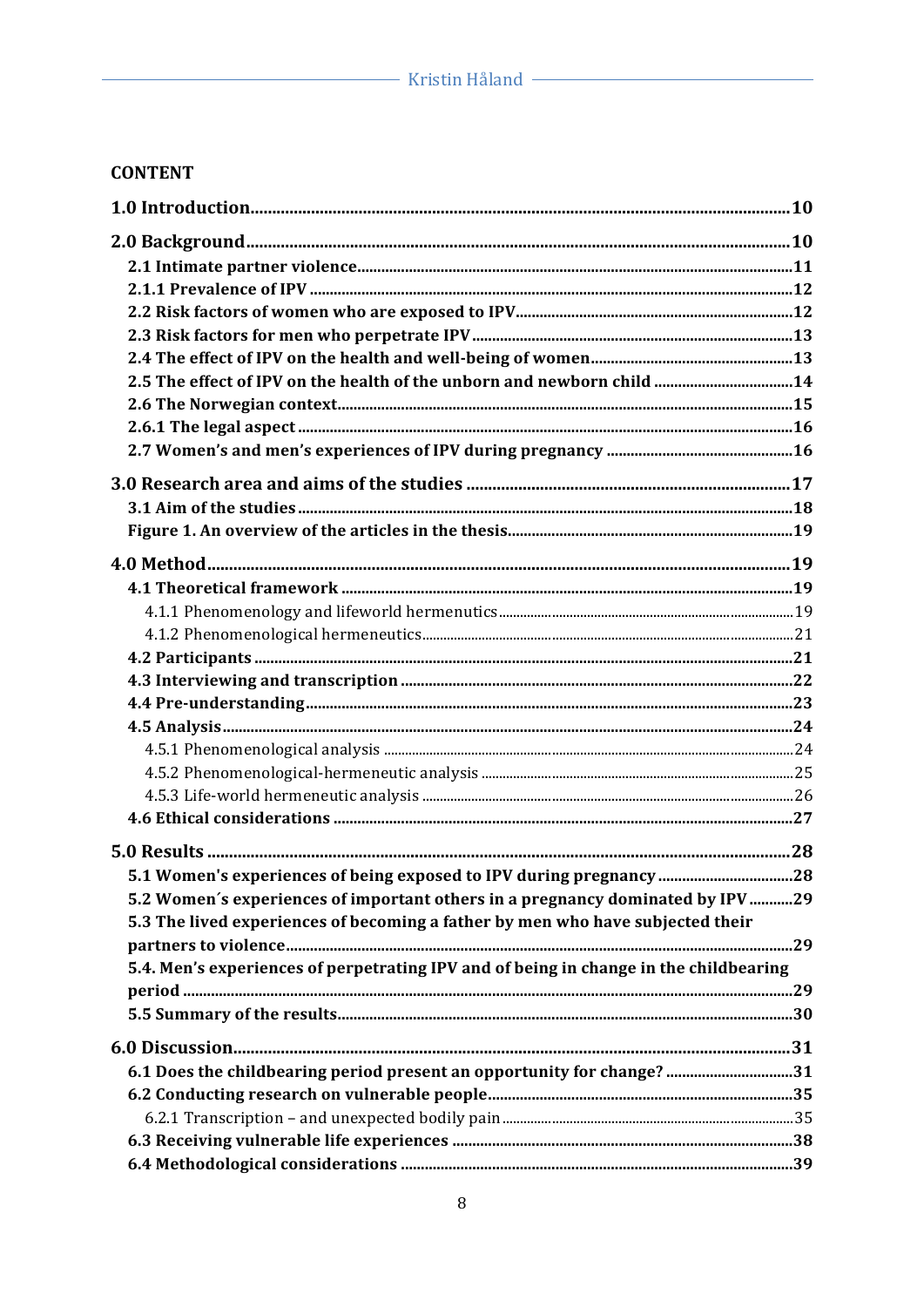**CONTENT**

**1.0 Introduction** .......... **10**

**2.0 Background** .......... **10**

- **2.1 Intimate partner violence** .......... **11**
- **2.1.1 Prevalence of IPV** .......... **12**
- **2.2 Risk factors of women who are exposed to IPV** .......... **12**
- **2.3 Risk factors for men who perpetrate IPV** .......... **13**
- **2.4 The effect of IPV on the health and well-being of women** .......... **13**
- **2.5 The effect of IPV on the health of the unborn and newborn child** .......... **14**
- **2.6 The Norwegian context** .......... **15**
- **2.6.1 The legal aspect** .......... **16**
- **2.7 Women's and men's experiences of IPV during pregnancy** .......... **16**

**3.0 Research area and aims of the studies** .......... **17**

- **3.1 Aim of the studies** .......... **18**
- **Figure 1. An overview of the articles in the thesis** .......... **19**

**4.0 Method** .......... **19**

- **4.1 Theoretical framework** .......... **19**
  - 4.1.1 Phenomenology and lifeworld hermenutics .......... 19
  - 4.1.2 Phenomenological hermeneutics .......... 21
- **4.2 Participants** .......... **21**
- **4.3 Interviewing and transcription** .......... **22**
- **4.4 Pre-understanding** .......... **23**
- **4.5 Analysis** .......... **24**
  - 4.5.1 Phenomenological analysis .......... 24
  - 4.5.2 Phenomenological-hermeneutic analysis .......... 25
  - 4.5.3 Life-world hermeneutic analysis .......... 26
- **4.6 Ethical considerations** .......... **27**

**5.0 Results** .......... **28**

- **5.1 Women's experiences of being exposed to IPV during pregnancy** .......... **28**
- **5.2 Women´s experiences of important others in a pregnancy dominated by IPV** .......... **29**
- **5.3 The lived experiences of becoming a father by men who have subjected their partners to violence** .......... **29**
- **5.4. Men's experiences of perpetrating IPV and of being in change in the childbearing period** .......... **29**
- **5.5 Summary of the results** .......... **30**

**6.0 Discussion** .......... **31**

- **6.1 Does the childbearing period present an opportunity for change?** .......... **31**
- **6.2 Conducting research on vulnerable people** .......... **35**
  - 6.2.1 Transcription – and unexpected bodily pain .......... 35
- **6.3 Receiving vulnerable life experiences** .......... **38**
- **6.4 Methodological considerations** .......... **39**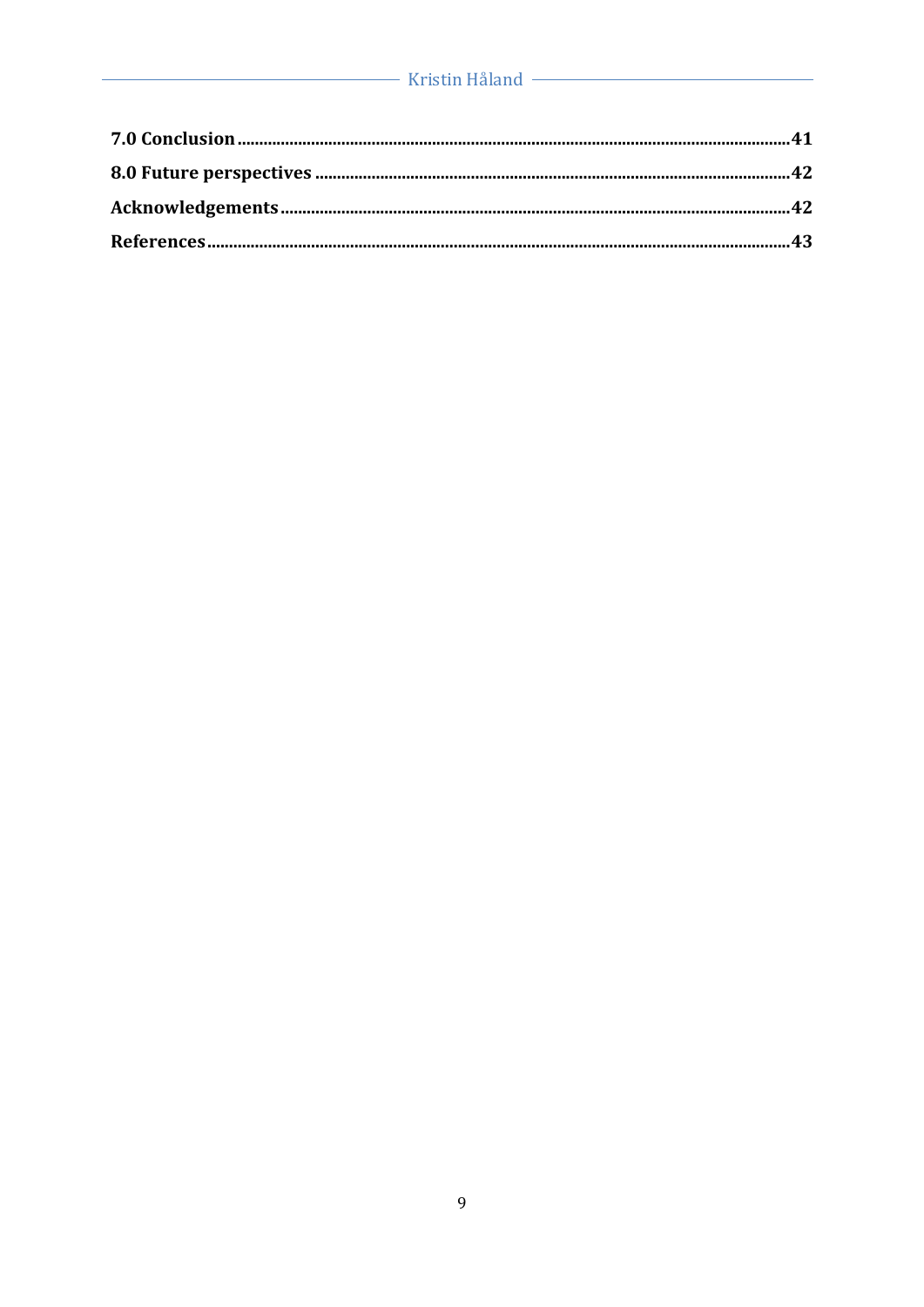**7.0 Conclusion** .......... 41

**8.0 Future perspectives** .......... 42

**Acknowledgements** .......... 42

**References** .......... 43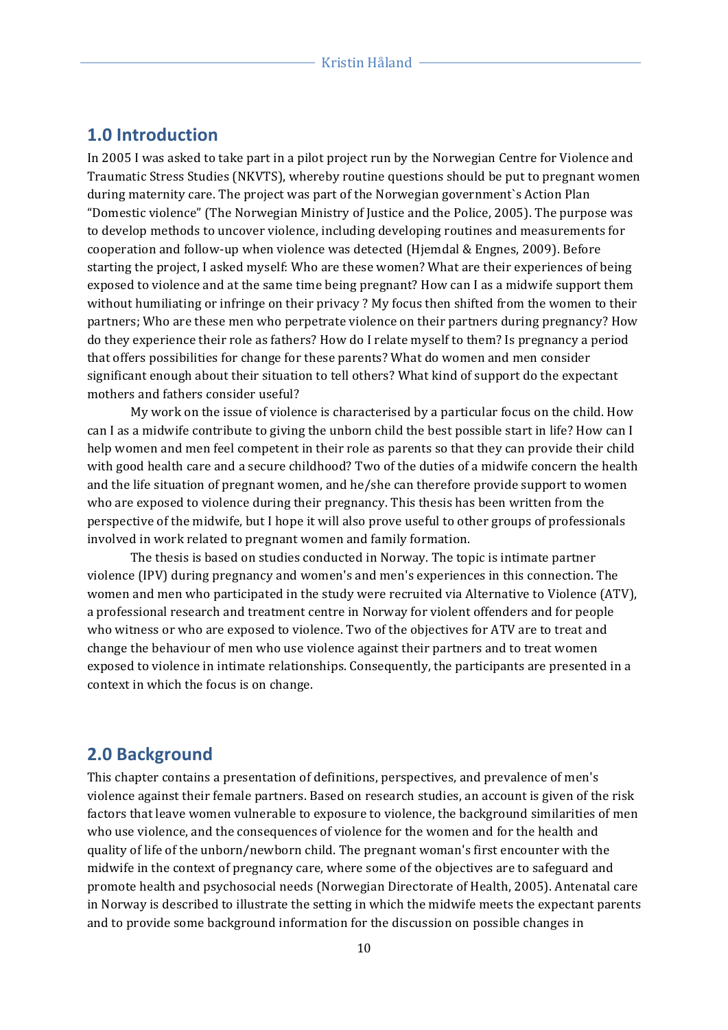## 1.0 Introduction

In 2005 I was asked to take part in a pilot project run by the Norwegian Centre for Violence and Traumatic Stress Studies (NKVTS), whereby routine questions should be put to pregnant women during maternity care. The project was part of the Norwegian government`s Action Plan "Domestic violence" (The Norwegian Ministry of Justice and the Police, 2005). The purpose was to develop methods to uncover violence, including developing routines and measurements for cooperation and follow-up when violence was detected (Hjemdal & Engnes, 2009). Before starting the project, I asked myself: Who are these women? What are their experiences of being exposed to violence and at the same time being pregnant? How can I as a midwife support them without humiliating or infringe on their privacy ? My focus then shifted from the women to their partners; Who are these men who perpetrate violence on their partners during pregnancy? How do they experience their role as fathers? How do I relate myself to them? Is pregnancy a period that offers possibilities for change for these parents? What do women and men consider significant enough about their situation to tell others? What kind of support do the expectant mothers and fathers consider useful?

My work on the issue of violence is characterised by a particular focus on the child. How can I as a midwife contribute to giving the unborn child the best possible start in life? How can I help women and men feel competent in their role as parents so that they can provide their child with good health care and a secure childhood? Two of the duties of a midwife concern the health and the life situation of pregnant women, and he/she can therefore provide support to women who are exposed to violence during their pregnancy. This thesis has been written from the perspective of the midwife, but I hope it will also prove useful to other groups of professionals involved in work related to pregnant women and family formation.

The thesis is based on studies conducted in Norway. The topic is intimate partner violence (IPV) during pregnancy and women's and men's experiences in this connection. The women and men who participated in the study were recruited via Alternative to Violence (ATV), a professional research and treatment centre in Norway for violent offenders and for people who witness or who are exposed to violence. Two of the objectives for ATV are to treat and change the behaviour of men who use violence against their partners and to treat women exposed to violence in intimate relationships. Consequently, the participants are presented in a context in which the focus is on change.

## 2.0 Background

This chapter contains a presentation of definitions, perspectives, and prevalence of men's violence against their female partners. Based on research studies, an account is given of the risk factors that leave women vulnerable to exposure to violence, the background similarities of men who use violence, and the consequences of violence for the women and for the health and quality of life of the unborn/newborn child. The pregnant woman's first encounter with the midwife in the context of pregnancy care, where some of the objectives are to safeguard and promote health and psychosocial needs (Norwegian Directorate of Health, 2005). Antenatal care in Norway is described to illustrate the setting in which the midwife meets the expectant parents and to provide some background information for the discussion on possible changes in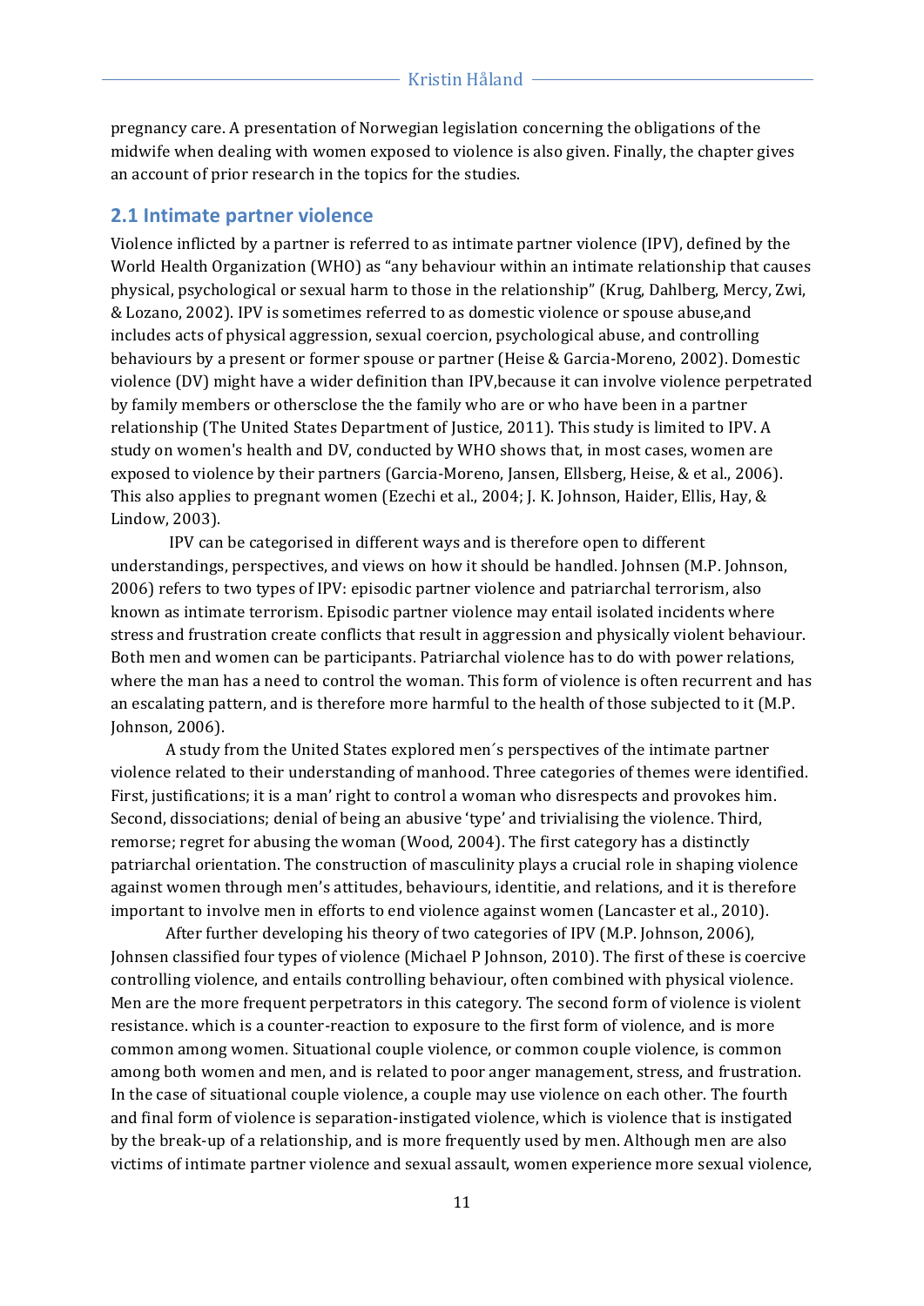pregnancy care. A presentation of Norwegian legislation concerning the obligations of the midwife when dealing with women exposed to violence is also given. Finally, the chapter gives an account of prior research in the topics for the studies.

## 2.1 Intimate partner violence

Violence inflicted by a partner is referred to as intimate partner violence (IPV), defined by the World Health Organization (WHO) as "any behaviour within an intimate relationship that causes physical, psychological or sexual harm to those in the relationship" (Krug, Dahlberg, Mercy, Zwi, & Lozano, 2002). IPV is sometimes referred to as domestic violence or spouse abuse,and includes acts of physical aggression, sexual coercion, psychological abuse, and controlling behaviours by a present or former spouse or partner (Heise & Garcia-Moreno, 2002). Domestic violence (DV) might have a wider definition than IPV,because it can involve violence perpetrated by family members or othersclose the the family who are or who have been in a partner relationship (The United States Department of Justice, 2011). This study is limited to IPV. A study on women's health and DV, conducted by WHO shows that, in most cases, women are exposed to violence by their partners (Garcia-Moreno, Jansen, Ellsberg, Heise, & et al., 2006). This also applies to pregnant women (Ezechi et al., 2004; J. K. Johnson, Haider, Ellis, Hay, & Lindow, 2003).

IPV can be categorised in different ways and is therefore open to different understandings, perspectives, and views on how it should be handled. Johnsen (M.P. Johnson, 2006) refers to two types of IPV: episodic partner violence and patriarchal terrorism, also known as intimate terrorism. Episodic partner violence may entail isolated incidents where stress and frustration create conflicts that result in aggression and physically violent behaviour. Both men and women can be participants. Patriarchal violence has to do with power relations, where the man has a need to control the woman. This form of violence is often recurrent and has an escalating pattern, and is therefore more harmful to the health of those subjected to it (M.P. Johnson, 2006).

A study from the United States explored men´s perspectives of the intimate partner violence related to their understanding of manhood. Three categories of themes were identified. First, justifications; it is a man' right to control a woman who disrespects and provokes him. Second, dissociations; denial of being an abusive 'type' and trivialising the violence. Third, remorse; regret for abusing the woman (Wood, 2004). The first category has a distinctly patriarchal orientation. The construction of masculinity plays a crucial role in shaping violence against women through men's attitudes, behaviours, identitie, and relations, and it is therefore important to involve men in efforts to end violence against women (Lancaster et al., 2010).

After further developing his theory of two categories of IPV (M.P. Johnson, 2006), Johnsen classified four types of violence (Michael P Johnson, 2010). The first of these is coercive controlling violence, and entails controlling behaviour, often combined with physical violence. Men are the more frequent perpetrators in this category. The second form of violence is violent resistance. which is a counter-reaction to exposure to the first form of violence, and is more common among women. Situational couple violence, or common couple violence, is common among both women and men, and is related to poor anger management, stress, and frustration. In the case of situational couple violence, a couple may use violence on each other. The fourth and final form of violence is separation-instigated violence, which is violence that is instigated by the break-up of a relationship, and is more frequently used by men. Although men are also victims of intimate partner violence and sexual assault, women experience more sexual violence,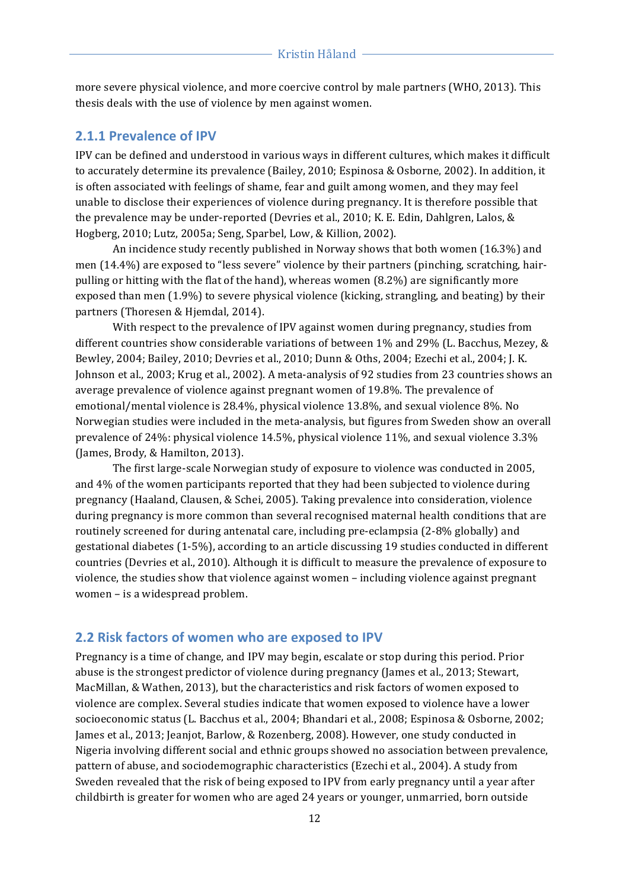more severe physical violence, and more coercive control by male partners (WHO, 2013). This thesis deals with the use of violence by men against women.

### 2.1.1 Prevalence of IPV

IPV can be defined and understood in various ways in different cultures, which makes it difficult to accurately determine its prevalence (Bailey, 2010; Espinosa & Osborne, 2002). In addition, it is often associated with feelings of shame, fear and guilt among women, and they may feel unable to disclose their experiences of violence during pregnancy. It is therefore possible that the prevalence may be under-reported (Devries et al., 2010; K. E. Edin, Dahlgren, Lalos, & Hogberg, 2010; Lutz, 2005a; Seng, Sparbel, Low, & Killion, 2002).

An incidence study recently published in Norway shows that both women (16.3%) and men (14.4%) are exposed to "less severe" violence by their partners (pinching, scratching, hair-pulling or hitting with the flat of the hand), whereas women (8.2%) are significantly more exposed than men (1.9%) to severe physical violence (kicking, strangling, and beating) by their partners (Thoresen & Hjemdal, 2014).

With respect to the prevalence of IPV against women during pregnancy, studies from different countries show considerable variations of between 1% and 29% (L. Bacchus, Mezey, & Bewley, 2004; Bailey, 2010; Devries et al., 2010; Dunn & Oths, 2004; Ezechi et al., 2004; J. K. Johnson et al., 2003; Krug et al., 2002). A meta-analysis of 92 studies from 23 countries shows an average prevalence of violence against pregnant women of 19.8%. The prevalence of emotional/mental violence is 28.4%, physical violence 13.8%, and sexual violence 8%. No Norwegian studies were included in the meta-analysis, but figures from Sweden show an overall prevalence of 24%: physical violence 14.5%, physical violence 11%, and sexual violence 3.3% (James, Brody, & Hamilton, 2013).

The first large-scale Norwegian study of exposure to violence was conducted in 2005, and 4% of the women participants reported that they had been subjected to violence during pregnancy (Haaland, Clausen, & Schei, 2005). Taking prevalence into consideration, violence during pregnancy is more common than several recognised maternal health conditions that are routinely screened for during antenatal care, including pre-eclampsia (2-8% globally) and gestational diabetes (1-5%), according to an article discussing 19 studies conducted in different countries (Devries et al., 2010). Although it is difficult to measure the prevalence of exposure to violence, the studies show that violence against women – including violence against pregnant women – is a widespread problem.

## 2.2 Risk factors of women who are exposed to IPV

Pregnancy is a time of change, and IPV may begin, escalate or stop during this period. Prior abuse is the strongest predictor of violence during pregnancy (James et al., 2013; Stewart, MacMillan, & Wathen, 2013), but the characteristics and risk factors of women exposed to violence are complex. Several studies indicate that women exposed to violence have a lower socioeconomic status (L. Bacchus et al., 2004; Bhandari et al., 2008; Espinosa & Osborne, 2002; James et al., 2013; Jeanjot, Barlow, & Rozenberg, 2008). However, one study conducted in Nigeria involving different social and ethnic groups showed no association between prevalence, pattern of abuse, and sociodemographic characteristics (Ezechi et al., 2004). A study from Sweden revealed that the risk of being exposed to IPV from early pregnancy until a year after childbirth is greater for women who are aged 24 years or younger, unmarried, born outside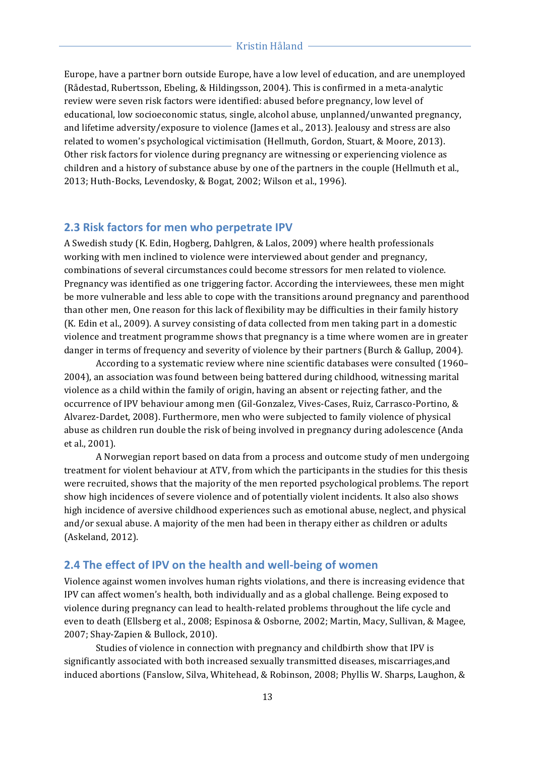Europe, have a partner born outside Europe, have a low level of education, and are unemployed (Rådestad, Rubertsson, Ebeling, & Hildingsson, 2004). This is confirmed in a meta-analytic review were seven risk factors were identified: abused before pregnancy, low level of educational, low socioeconomic status, single, alcohol abuse, unplanned/unwanted pregnancy, and lifetime adversity/exposure to violence (James et al., 2013). Jealousy and stress are also related to women's psychological victimisation (Hellmuth, Gordon, Stuart, & Moore, 2013). Other risk factors for violence during pregnancy are witnessing or experiencing violence as children and a history of substance abuse by one of the partners in the couple (Hellmuth et al., 2013; Huth-Bocks, Levendosky, & Bogat, 2002; Wilson et al., 1996).

## 2.3 Risk factors for men who perpetrate IPV

A Swedish study (K. Edin, Hogberg, Dahlgren, & Lalos, 2009) where health professionals working with men inclined to violence were interviewed about gender and pregnancy, combinations of several circumstances could become stressors for men related to violence. Pregnancy was identified as one triggering factor. According the interviewees, these men might be more vulnerable and less able to cope with the transitions around pregnancy and parenthood than other men, One reason for this lack of flexibility may be difficulties in their family history (K. Edin et al., 2009). A survey consisting of data collected from men taking part in a domestic violence and treatment programme shows that pregnancy is a time where women are in greater danger in terms of frequency and severity of violence by their partners (Burch & Gallup, 2004).

According to a systematic review where nine scientific databases were consulted (1960–2004), an association was found between being battered during childhood, witnessing marital violence as a child within the family of origin, having an absent or rejecting father, and the occurrence of IPV behaviour among men (Gil-Gonzalez, Vives-Cases, Ruiz, Carrasco-Portino, & Alvarez-Dardet, 2008). Furthermore, men who were subjected to family violence of physical abuse as children run double the risk of being involved in pregnancy during adolescence (Anda et al., 2001).

A Norwegian report based on data from a process and outcome study of men undergoing treatment for violent behaviour at ATV, from which the participants in the studies for this thesis were recruited, shows that the majority of the men reported psychological problems. The report show high incidences of severe violence and of potentially violent incidents. It also also shows high incidence of aversive childhood experiences such as emotional abuse, neglect, and physical and/or sexual abuse. A majority of the men had been in therapy either as children or adults (Askeland, 2012).

## 2.4 The effect of IPV on the health and well-being of women

Violence against women involves human rights violations, and there is increasing evidence that IPV can affect women's health, both individually and as a global challenge. Being exposed to violence during pregnancy can lead to health-related problems throughout the life cycle and even to death (Ellsberg et al., 2008; Espinosa & Osborne, 2002; Martin, Macy, Sullivan, & Magee, 2007; Shay-Zapien & Bullock, 2010).

Studies of violence in connection with pregnancy and childbirth show that IPV is significantly associated with both increased sexually transmitted diseases, miscarriages,and induced abortions (Fanslow, Silva, Whitehead, & Robinson, 2008; Phyllis W. Sharps, Laughon, &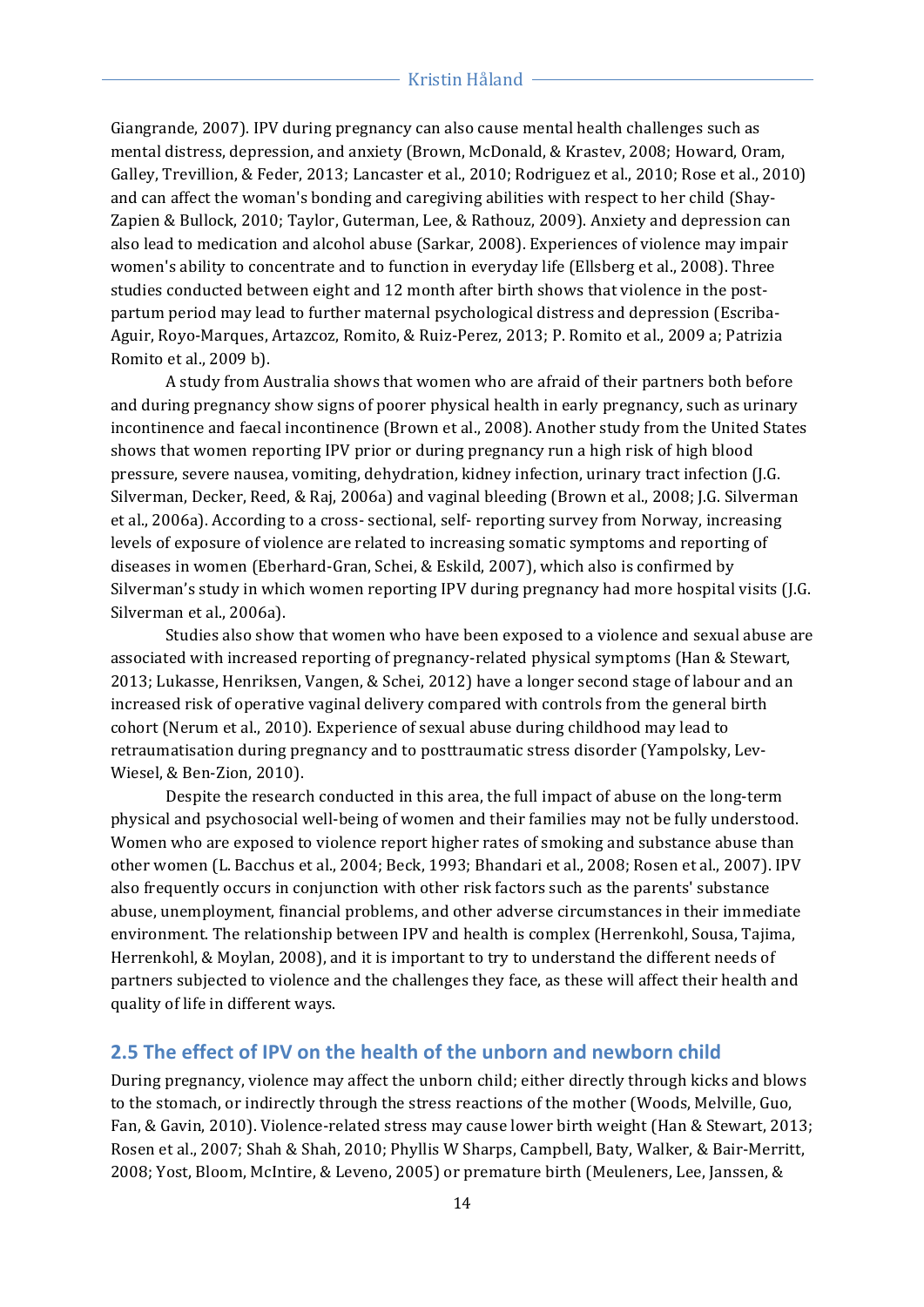Giangrande, 2007). IPV during pregnancy can also cause mental health challenges such as mental distress, depression, and anxiety (Brown, McDonald, & Krastev, 2008; Howard, Oram, Galley, Trevillion, & Feder, 2013; Lancaster et al., 2010; Rodriguez et al., 2010; Rose et al., 2010) and can affect the woman's bonding and caregiving abilities with respect to her child (Shay-Zapien & Bullock, 2010; Taylor, Guterman, Lee, & Rathouz, 2009). Anxiety and depression can also lead to medication and alcohol abuse (Sarkar, 2008). Experiences of violence may impair women's ability to concentrate and to function in everyday life (Ellsberg et al., 2008). Three studies conducted between eight and 12 month after birth shows that violence in the post-partum period may lead to further maternal psychological distress and depression (Escriba-Aguir, Royo-Marques, Artazcoz, Romito, & Ruiz-Perez, 2013; P. Romito et al., 2009 a; Patrizia Romito et al., 2009 b).

A study from Australia shows that women who are afraid of their partners both before and during pregnancy show signs of poorer physical health in early pregnancy, such as urinary incontinence and faecal incontinence (Brown et al., 2008). Another study from the United States shows that women reporting IPV prior or during pregnancy run a high risk of high blood pressure, severe nausea, vomiting, dehydration, kidney infection, urinary tract infection (J.G. Silverman, Decker, Reed, & Raj, 2006a) and vaginal bleeding (Brown et al., 2008; J.G. Silverman et al., 2006a). According to a cross- sectional, self- reporting survey from Norway, increasing levels of exposure of violence are related to increasing somatic symptoms and reporting of diseases in women (Eberhard-Gran, Schei, & Eskild, 2007), which also is confirmed by Silverman's study in which women reporting IPV during pregnancy had more hospital visits (J.G. Silverman et al., 2006a).

Studies also show that women who have been exposed to a violence and sexual abuse are associated with increased reporting of pregnancy-related physical symptoms (Han & Stewart, 2013; Lukasse, Henriksen, Vangen, & Schei, 2012) have a longer second stage of labour and an increased risk of operative vaginal delivery compared with controls from the general birth cohort (Nerum et al., 2010). Experience of sexual abuse during childhood may lead to retraumatisation during pregnancy and to posttraumatic stress disorder (Yampolsky, Lev-Wiesel, & Ben-Zion, 2010).

Despite the research conducted in this area, the full impact of abuse on the long-term physical and psychosocial well-being of women and their families may not be fully understood. Women who are exposed to violence report higher rates of smoking and substance abuse than other women (L. Bacchus et al., 2004; Beck, 1993; Bhandari et al., 2008; Rosen et al., 2007). IPV also frequently occurs in conjunction with other risk factors such as the parents' substance abuse, unemployment, financial problems, and other adverse circumstances in their immediate environment. The relationship between IPV and health is complex (Herrenkohl, Sousa, Tajima, Herrenkohl, & Moylan, 2008), and it is important to try to understand the different needs of partners subjected to violence and the challenges they face, as these will affect their health and quality of life in different ways.

## 2.5 The effect of IPV on the health of the unborn and newborn child

During pregnancy, violence may affect the unborn child; either directly through kicks and blows to the stomach, or indirectly through the stress reactions of the mother (Woods, Melville, Guo, Fan, & Gavin, 2010). Violence-related stress may cause lower birth weight (Han & Stewart, 2013; Rosen et al., 2007; Shah & Shah, 2010; Phyllis W Sharps, Campbell, Baty, Walker, & Bair-Merritt, 2008; Yost, Bloom, McIntire, & Leveno, 2005) or premature birth (Meuleners, Lee, Janssen, &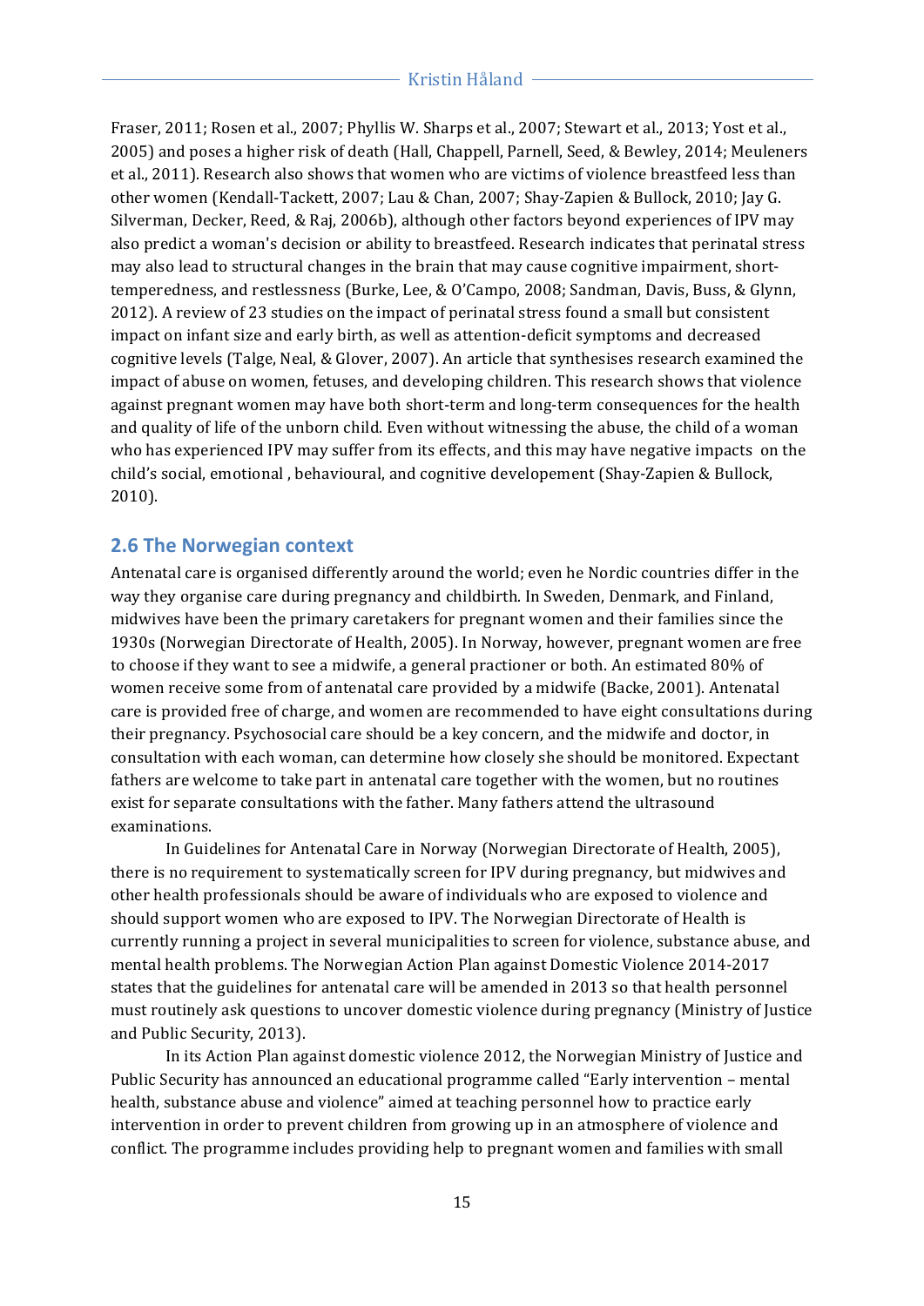Fraser, 2011; Rosen et al., 2007; Phyllis W. Sharps et al., 2007; Stewart et al., 2013; Yost et al., 2005) and poses a higher risk of death (Hall, Chappell, Parnell, Seed, & Bewley, 2014; Meuleners et al., 2011). Research also shows that women who are victims of violence breastfeed less than other women (Kendall-Tackett, 2007; Lau & Chan, 2007; Shay-Zapien & Bullock, 2010; Jay G. Silverman, Decker, Reed, & Raj, 2006b), although other factors beyond experiences of IPV may also predict a woman's decision or ability to breastfeed. Research indicates that perinatal stress may also lead to structural changes in the brain that may cause cognitive impairment, short-temperedness, and restlessness (Burke, Lee, & O'Campo, 2008; Sandman, Davis, Buss, & Glynn, 2012). A review of 23 studies on the impact of perinatal stress found a small but consistent impact on infant size and early birth, as well as attention-deficit symptoms and decreased cognitive levels (Talge, Neal, & Glover, 2007). An article that synthesises research examined the impact of abuse on women, fetuses, and developing children. This research shows that violence against pregnant women may have both short-term and long-term consequences for the health and quality of life of the unborn child. Even without witnessing the abuse, the child of a woman who has experienced IPV may suffer from its effects, and this may have negative impacts on the child's social, emotional , behavioural, and cognitive developement (Shay-Zapien & Bullock, 2010).

## 2.6 The Norwegian context

Antenatal care is organised differently around the world; even he Nordic countries differ in the way they organise care during pregnancy and childbirth. In Sweden, Denmark, and Finland, midwives have been the primary caretakers for pregnant women and their families since the 1930s (Norwegian Directorate of Health, 2005). In Norway, however, pregnant women are free to choose if they want to see a midwife, a general practioner or both. An estimated 80% of women receive some from of antenatal care provided by a midwife (Backe, 2001). Antenatal care is provided free of charge, and women are recommended to have eight consultations during their pregnancy. Psychosocial care should be a key concern, and the midwife and doctor, in consultation with each woman, can determine how closely she should be monitored. Expectant fathers are welcome to take part in antenatal care together with the women, but no routines exist for separate consultations with the father. Many fathers attend the ultrasound examinations.

In Guidelines for Antenatal Care in Norway (Norwegian Directorate of Health, 2005), there is no requirement to systematically screen for IPV during pregnancy, but midwives and other health professionals should be aware of individuals who are exposed to violence and should support women who are exposed to IPV. The Norwegian Directorate of Health is currently running a project in several municipalities to screen for violence, substance abuse, and mental health problems. The Norwegian Action Plan against Domestic Violence 2014-2017 states that the guidelines for antenatal care will be amended in 2013 so that health personnel must routinely ask questions to uncover domestic violence during pregnancy (Ministry of Justice and Public Security, 2013).

In its Action Plan against domestic violence 2012, the Norwegian Ministry of Justice and Public Security has announced an educational programme called "Early intervention – mental health, substance abuse and violence" aimed at teaching personnel how to practice early intervention in order to prevent children from growing up in an atmosphere of violence and conflict. The programme includes providing help to pregnant women and families with small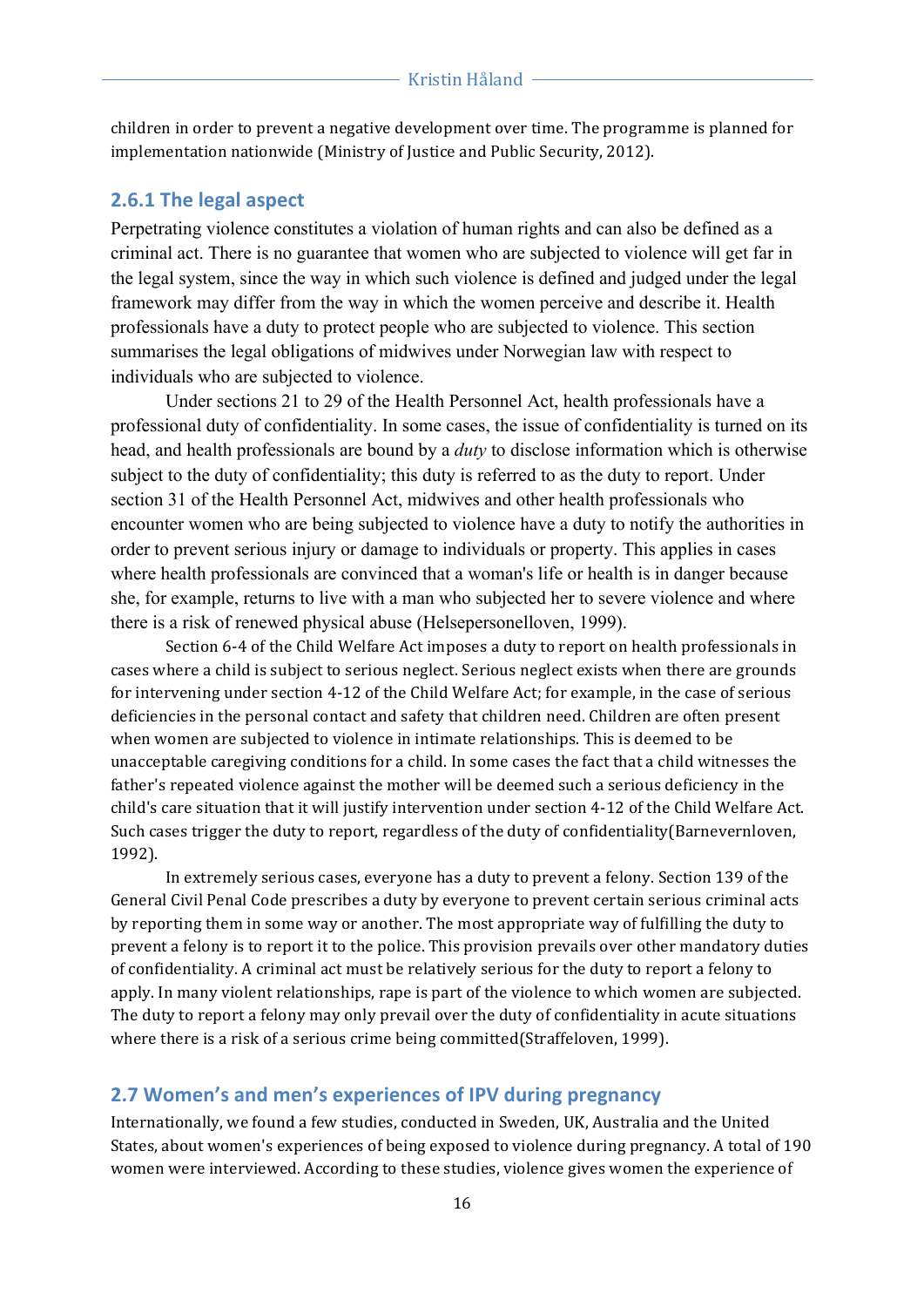children in order to prevent a negative development over time. The programme is planned for implementation nationwide (Ministry of Justice and Public Security, 2012).

### 2.6.1 The legal aspect

Perpetrating violence constitutes a violation of human rights and can also be defined as a criminal act. There is no guarantee that women who are subjected to violence will get far in the legal system, since the way in which such violence is defined and judged under the legal framework may differ from the way in which the women perceive and describe it. Health professionals have a duty to protect people who are subjected to violence. This section summarises the legal obligations of midwives under Norwegian law with respect to individuals who are subjected to violence.

Under sections 21 to 29 of the Health Personnel Act, health professionals have a professional duty of confidentiality. In some cases, the issue of confidentiality is turned on its head, and health professionals are bound by a *duty* to disclose information which is otherwise subject to the duty of confidentiality; this duty is referred to as the duty to report. Under section 31 of the Health Personnel Act, midwives and other health professionals who encounter women who are being subjected to violence have a duty to notify the authorities in order to prevent serious injury or damage to individuals or property. This applies in cases where health professionals are convinced that a woman's life or health is in danger because she, for example, returns to live with a man who subjected her to severe violence and where there is a risk of renewed physical abuse (Helsepersonelloven, 1999).

Section 6-4 of the Child Welfare Act imposes a duty to report on health professionals in cases where a child is subject to serious neglect. Serious neglect exists when there are grounds for intervening under section 4-12 of the Child Welfare Act; for example, in the case of serious deficiencies in the personal contact and safety that children need. Children are often present when women are subjected to violence in intimate relationships. This is deemed to be unacceptable caregiving conditions for a child. In some cases the fact that a child witnesses the father's repeated violence against the mother will be deemed such a serious deficiency in the child's care situation that it will justify intervention under section 4-12 of the Child Welfare Act. Such cases trigger the duty to report, regardless of the duty of confidentiality(Barnevernloven, 1992).

In extremely serious cases, everyone has a duty to prevent a felony. Section 139 of the General Civil Penal Code prescribes a duty by everyone to prevent certain serious criminal acts by reporting them in some way or another. The most appropriate way of fulfilling the duty to prevent a felony is to report it to the police. This provision prevails over other mandatory duties of confidentiality. A criminal act must be relatively serious for the duty to report a felony to apply. In many violent relationships, rape is part of the violence to which women are subjected. The duty to report a felony may only prevail over the duty of confidentiality in acute situations where there is a risk of a serious crime being committed(Straffeloven, 1999).

## 2.7 Women's and men's experiences of IPV during pregnancy

Internationally, we found a few studies, conducted in Sweden, UK, Australia and the United States, about women's experiences of being exposed to violence during pregnancy. A total of 190 women were interviewed. According to these studies, violence gives women the experience of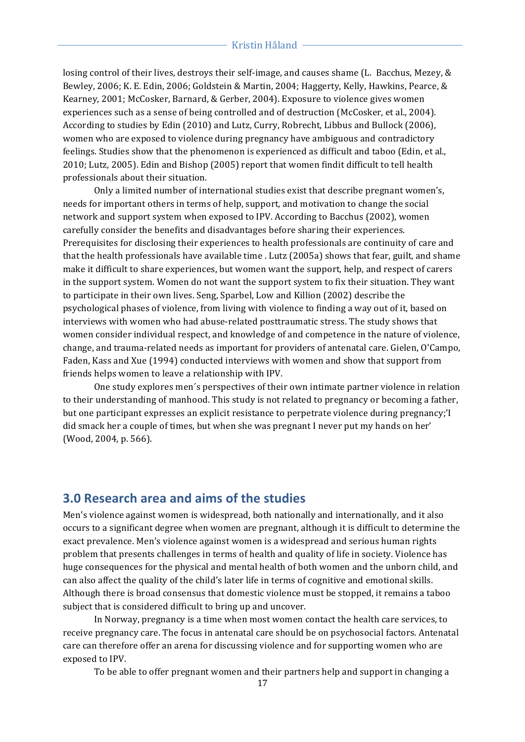losing control of their lives, destroys their self-image, and causes shame (L. Bacchus, Mezey, & Bewley, 2006; K. E. Edin, 2006; Goldstein & Martin, 2004; Haggerty, Kelly, Hawkins, Pearce, & Kearney, 2001; McCosker, Barnard, & Gerber, 2004). Exposure to violence gives women experiences such as a sense of being controlled and of destruction (McCosker, et al., 2004). According to studies by Edin (2010) and Lutz, Curry, Robrecht, Libbus and Bullock (2006), women who are exposed to violence during pregnancy have ambiguous and contradictory feelings. Studies show that the phenomenon is experienced as difficult and taboo (Edin, et al., 2010; Lutz, 2005). Edin and Bishop (2005) report that women findit difficult to tell health professionals about their situation.

Only a limited number of international studies exist that describe pregnant women's, needs for important others in terms of help, support, and motivation to change the social network and support system when exposed to IPV. According to Bacchus (2002), women carefully consider the benefits and disadvantages before sharing their experiences. Prerequisites for disclosing their experiences to health professionals are continuity of care and that the health professionals have available time . Lutz (2005a) shows that fear, guilt, and shame make it difficult to share experiences, but women want the support, help, and respect of carers in the support system. Women do not want the support system to fix their situation. They want to participate in their own lives. Seng, Sparbel, Low and Killion (2002) describe the psychological phases of violence, from living with violence to finding a way out of it, based on interviews with women who had abuse-related posttraumatic stress. The study shows that women consider individual respect, and knowledge of and competence in the nature of violence, change, and trauma-related needs as important for providers of antenatal care. Gielen, O'Campo, Faden, Kass and Xue (1994) conducted interviews with women and show that support from friends helps women to leave a relationship with IPV.

One study explores men´s perspectives of their own intimate partner violence in relation to their understanding of manhood. This study is not related to pregnancy or becoming a father, but one participant expresses an explicit resistance to perpetrate violence during pregnancy;'I did smack her a couple of times, but when she was pregnant I never put my hands on her' (Wood, 2004, p. 566).

# 3.0 Research area and aims of the studies

Men's violence against women is widespread, both nationally and internationally, and it also occurs to a significant degree when women are pregnant, although it is difficult to determine the exact prevalence. Men's violence against women is a widespread and serious human rights problem that presents challenges in terms of health and quality of life in society. Violence has huge consequences for the physical and mental health of both women and the unborn child, and can also affect the quality of the child's later life in terms of cognitive and emotional skills. Although there is broad consensus that domestic violence must be stopped, it remains a taboo subject that is considered difficult to bring up and uncover.

In Norway, pregnancy is a time when most women contact the health care services, to receive pregnancy care. The focus in antenatal care should be on psychosocial factors. Antenatal care can therefore offer an arena for discussing violence and for supporting women who are exposed to IPV.

To be able to offer pregnant women and their partners help and support in changing a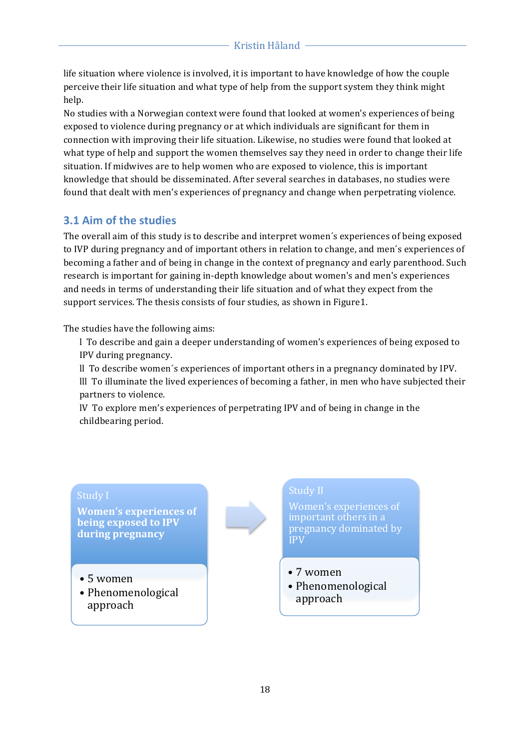life situation where violence is involved, it is important to have knowledge of how the couple perceive their life situation and what type of help from the support system they think might help.
No studies with a Norwegian context were found that looked at women's experiences of being exposed to violence during pregnancy or at which individuals are significant for them in connection with improving their life situation. Likewise, no studies were found that looked at what type of help and support the women themselves say they need in order to change their life situation. If midwives are to help women who are exposed to violence, this is important knowledge that should be disseminated. After several searches in databases, no studies were found that dealt with men's experiences of pregnancy and change when perpetrating violence.

## 3.1 Aim of the studies

The overall aim of this study is to describe and interpret women´s experiences of being exposed to IVP during pregnancy and of important others in relation to change, and men´s experiences of becoming a father and of being in change in the context of pregnancy and early parenthood. Such research is important for gaining in-depth knowledge about women's and men's experiences and needs in terms of understanding their life situation and of what they expect from the support services. The thesis consists of four studies, as shown in Figure1.

The studies have the following aims:

- l To describe and gain a deeper understanding of women's experiences of being exposed to IPV during pregnancy.
- ll To describe women´s experiences of important others in a pregnancy dominated by IPV.
- lll To illuminate the lived experiences of becoming a father, in men who have subjected their partners to violence.
- lV To explore men's experiences of perpetrating IPV and of being in change in the childbearing period.

**Study I**

**Women's experiences of being exposed to IPV during pregnancy**

- 5 women
- Phenomenological approach

→

**Study II**

**Women's experiences of important others in a pregnancy dominated by IPV**

- 7 women
- Phenomenological approach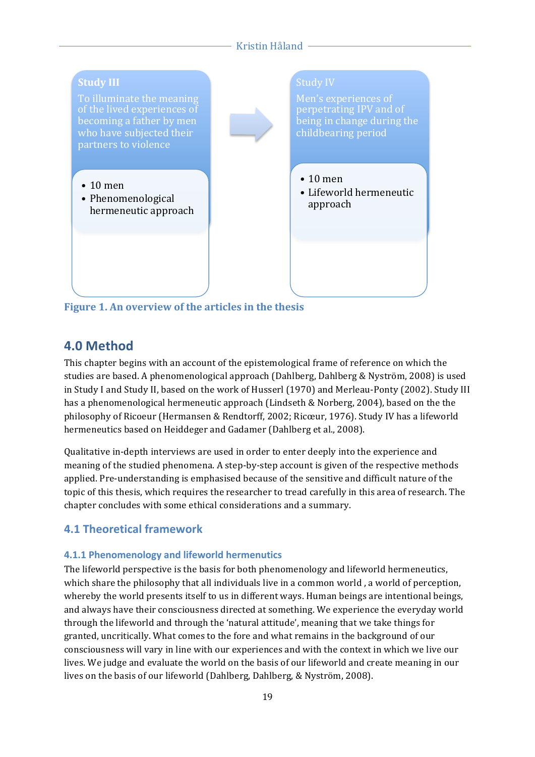**Study III**

To illuminate the meaning of the lived experiences of becoming a father by men who have subjected their partners to violence

- 10 men
- Phenomenological hermeneutic approach

Study IV

Men's experiences of perpetrating IPV and of being in change during the childbearing period

- 10 men
- Lifeworld hermeneutic approach

**Figure 1. An overview of the articles in the thesis**

## 4.0 Method

This chapter begins with an account of the epistemological frame of reference on which the studies are based. A phenomenological approach (Dahlberg, Dahlberg & Nyström, 2008) is used in Study I and Study II, based on the work of Husserl (1970) and Merleau-Ponty (2002). Study III has a phenomenological hermeneutic approach (Lindseth & Norberg, 2004), based on the the philosophy of Ricoeur (Hermansen & Rendtorff, 2002; Ricœur, 1976). Study IV has a lifeworld hermeneutics based on Heiddeger and Gadamer (Dahlberg et al., 2008).

Qualitative in-depth interviews are used in order to enter deeply into the experience and meaning of the studied phenomena. A step-by-step account is given of the respective methods applied. Pre-understanding is emphasised because of the sensitive and difficult nature of the topic of this thesis, which requires the researcher to tread carefully in this area of research. The chapter concludes with some ethical considerations and a summary.

### 4.1 Theoretical framework

#### 4.1.1 Phenomenology and lifeworld hermenutics

The lifeworld perspective is the basis for both phenomenology and lifeworld hermeneutics, which share the philosophy that all individuals live in a common world , a world of perception, whereby the world presents itself to us in different ways. Human beings are intentional beings, and always have their consciousness directed at something. We experience the everyday world through the lifeworld and through the 'natural attitude', meaning that we take things for granted, uncritically. What comes to the fore and what remains in the background of our consciousness will vary in line with our experiences and with the context in which we live our lives. We judge and evaluate the world on the basis of our lifeworld and create meaning in our lives on the basis of our lifeworld (Dahlberg, Dahlberg, & Nyström, 2008).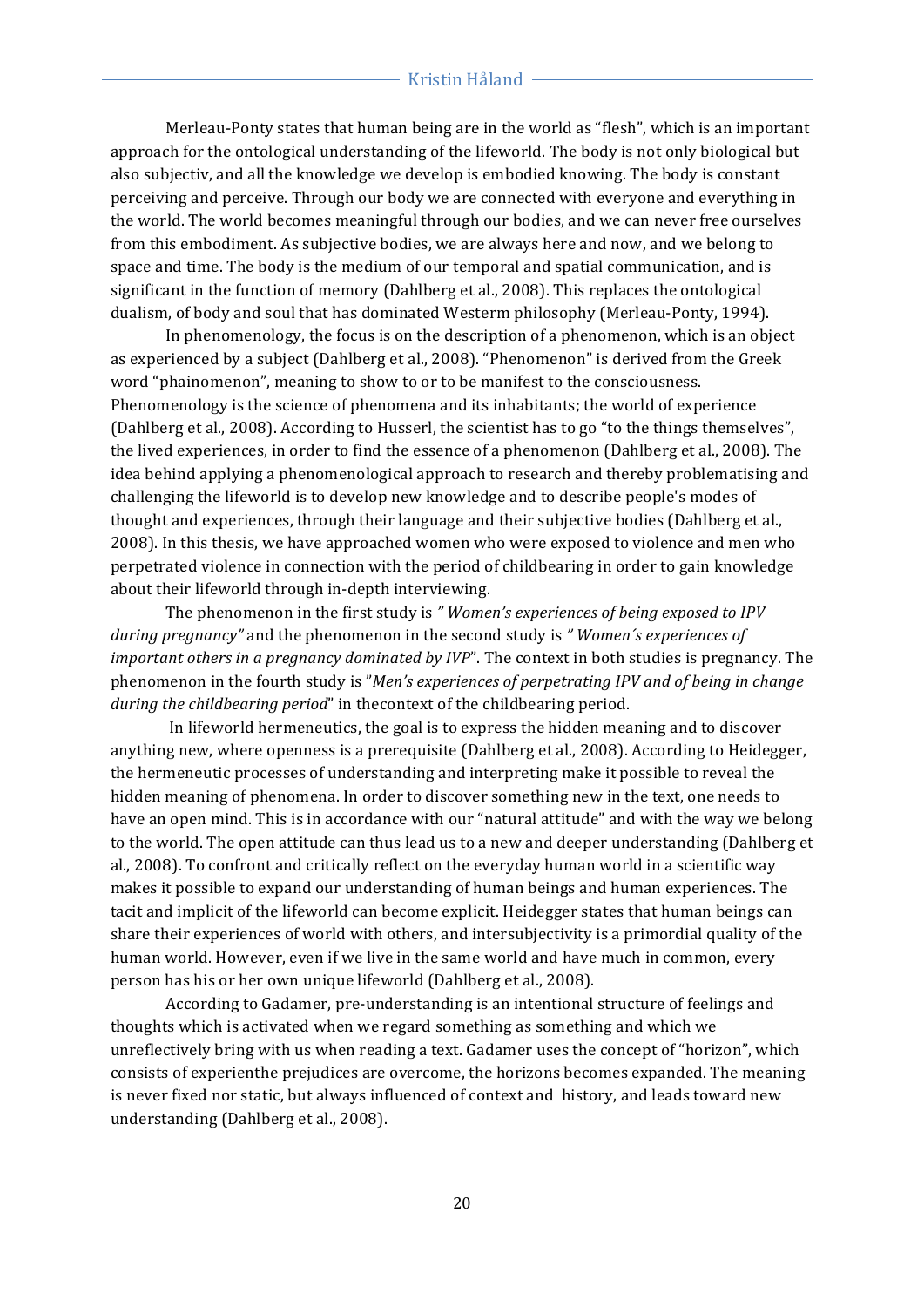Merleau-Ponty states that human being are in the world as "flesh", which is an important approach for the ontological understanding of the lifeworld. The body is not only biological but also subjectiv, and all the knowledge we develop is embodied knowing. The body is constant perceiving and perceive. Through our body we are connected with everyone and everything in the world. The world becomes meaningful through our bodies, and we can never free ourselves from this embodiment. As subjective bodies, we are always here and now, and we belong to space and time. The body is the medium of our temporal and spatial communication, and is significant in the function of memory (Dahlberg et al., 2008). This replaces the ontological dualism, of body and soul that has dominated Westerm philosophy (Merleau-Ponty, 1994).

In phenomenology, the focus is on the description of a phenomenon, which is an object as experienced by a subject (Dahlberg et al., 2008). "Phenomenon" is derived from the Greek word "phainomenon", meaning to show to or to be manifest to the consciousness. Phenomenology is the science of phenomena and its inhabitants; the world of experience (Dahlberg et al., 2008). According to Husserl, the scientist has to go "to the things themselves", the lived experiences, in order to find the essence of a phenomenon (Dahlberg et al., 2008). The idea behind applying a phenomenological approach to research and thereby problematising and challenging the lifeworld is to develop new knowledge and to describe people's modes of thought and experiences, through their language and their subjective bodies (Dahlberg et al., 2008). In this thesis, we have approached women who were exposed to violence and men who perpetrated violence in connection with the period of childbearing in order to gain knowledge about their lifeworld through in-depth interviewing.

The phenomenon in the first study is *" Women's experiences of being exposed to IPV during pregnancy"* and the phenomenon in the second study is *" Women´s experiences of important others in a pregnancy dominated by IVP*". The context in both studies is pregnancy. The phenomenon in the fourth study is "*Men's experiences of perpetrating IPV and of being in change during the childbearing period*" in thecontext of the childbearing period.

In lifeworld hermeneutics, the goal is to express the hidden meaning and to discover anything new, where openness is a prerequisite (Dahlberg et al., 2008). According to Heidegger, the hermeneutic processes of understanding and interpreting make it possible to reveal the hidden meaning of phenomena. In order to discover something new in the text, one needs to have an open mind. This is in accordance with our "natural attitude" and with the way we belong to the world. The open attitude can thus lead us to a new and deeper understanding (Dahlberg et al., 2008). To confront and critically reflect on the everyday human world in a scientific way makes it possible to expand our understanding of human beings and human experiences. The tacit and implicit of the lifeworld can become explicit. Heidegger states that human beings can share their experiences of world with others, and intersubjectivity is a primordial quality of the human world. However, even if we live in the same world and have much in common, every person has his or her own unique lifeworld (Dahlberg et al., 2008).

According to Gadamer, pre-understanding is an intentional structure of feelings and thoughts which is activated when we regard something as something and which we unreflectively bring with us when reading a text. Gadamer uses the concept of "horizon", which consists of experienthe prejudices are overcome, the horizons becomes expanded. The meaning is never fixed nor static, but always influenced of context and history, and leads toward new understanding (Dahlberg et al., 2008).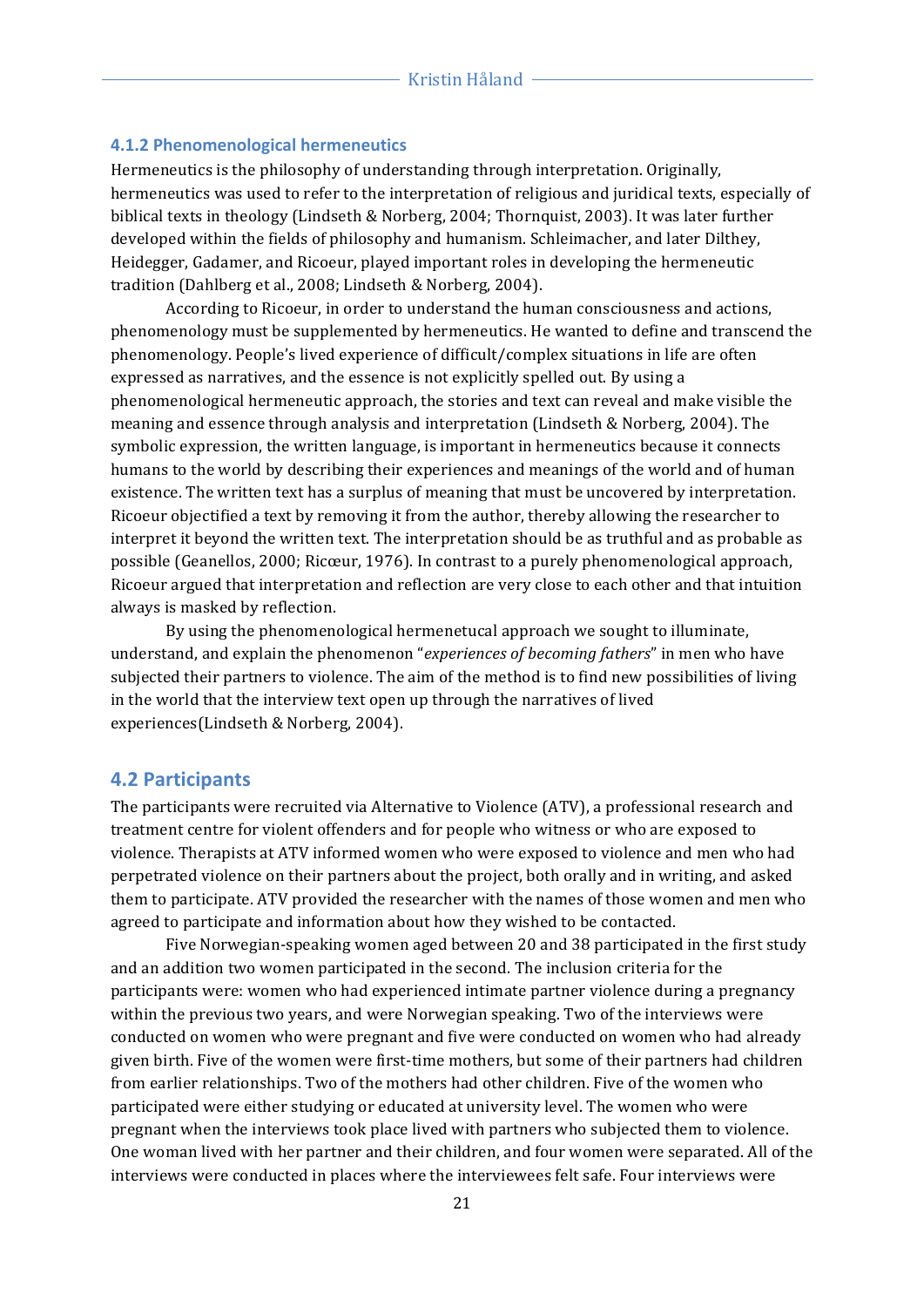### 4.1.2 Phenomenological hermeneutics

Hermeneutics is the philosophy of understanding through interpretation. Originally, hermeneutics was used to refer to the interpretation of religious and juridical texts, especially of biblical texts in theology (Lindseth & Norberg, 2004; Thornquist, 2003). It was later further developed within the fields of philosophy and humanism. Schleimacher, and later Dilthey, Heidegger, Gadamer, and Ricoeur, played important roles in developing the hermeneutic tradition (Dahlberg et al., 2008; Lindseth & Norberg, 2004).

According to Ricoeur, in order to understand the human consciousness and actions, phenomenology must be supplemented by hermeneutics. He wanted to define and transcend the phenomenology. People's lived experience of difficult/complex situations in life are often expressed as narratives, and the essence is not explicitly spelled out. By using a phenomenological hermeneutic approach, the stories and text can reveal and make visible the meaning and essence through analysis and interpretation (Lindseth & Norberg, 2004). The symbolic expression, the written language, is important in hermeneutics because it connects humans to the world by describing their experiences and meanings of the world and of human existence. The written text has a surplus of meaning that must be uncovered by interpretation. Ricoeur objectified a text by removing it from the author, thereby allowing the researcher to interpret it beyond the written text. The interpretation should be as truthful and as probable as possible (Geanellos, 2000; Ricœur, 1976). In contrast to a purely phenomenological approach, Ricoeur argued that interpretation and reflection are very close to each other and that intuition always is masked by reflection.

By using the phenomenological hermenetucal approach we sought to illuminate, understand, and explain the phenomenon "*experiences of becoming fathers*" in men who have subjected their partners to violence. The aim of the method is to find new possibilities of living in the world that the interview text open up through the narratives of lived experiences(Lindseth & Norberg, 2004).

## 4.2 Participants

The participants were recruited via Alternative to Violence (ATV), a professional research and treatment centre for violent offenders and for people who witness or who are exposed to violence. Therapists at ATV informed women who were exposed to violence and men who had perpetrated violence on their partners about the project, both orally and in writing, and asked them to participate. ATV provided the researcher with the names of those women and men who agreed to participate and information about how they wished to be contacted.

Five Norwegian-speaking women aged between 20 and 38 participated in the first study and an addition two women participated in the second. The inclusion criteria for the participants were: women who had experienced intimate partner violence during a pregnancy within the previous two years, and were Norwegian speaking. Two of the interviews were conducted on women who were pregnant and five were conducted on women who had already given birth. Five of the women were first-time mothers, but some of their partners had children from earlier relationships. Two of the mothers had other children. Five of the women who participated were either studying or educated at university level. The women who were pregnant when the interviews took place lived with partners who subjected them to violence. One woman lived with her partner and their children, and four women were separated. All of the interviews were conducted in places where the interviewees felt safe. Four interviews were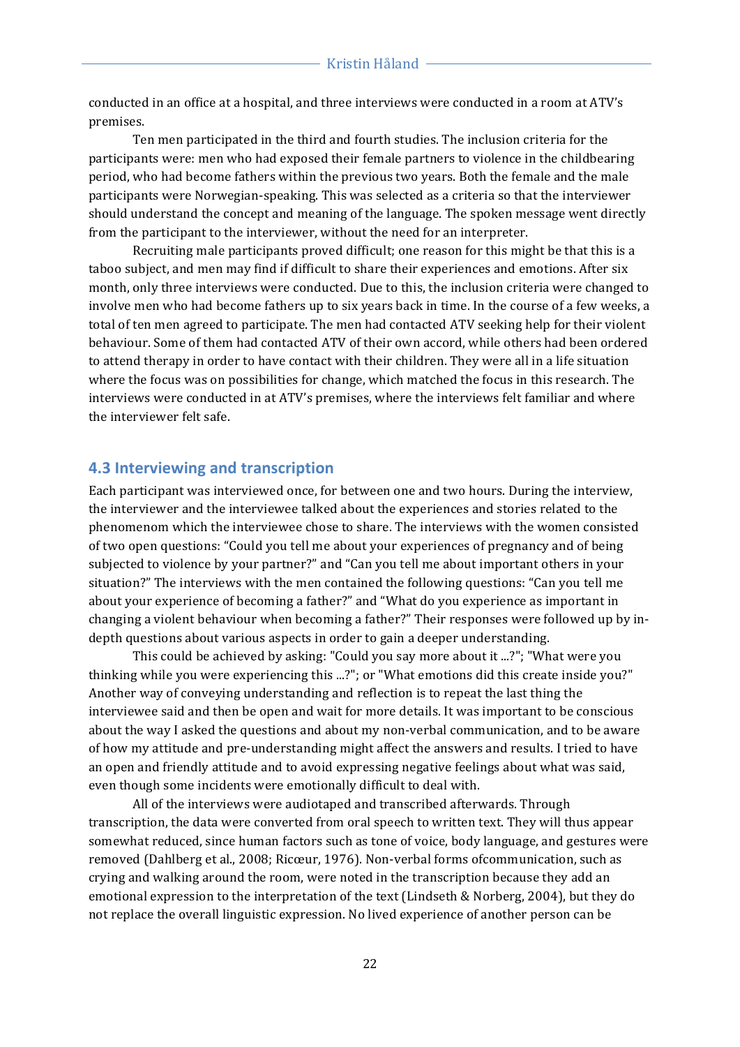conducted in an office at a hospital, and three interviews were conducted in a room at ATV's premises.

Ten men participated in the third and fourth studies. The inclusion criteria for the participants were: men who had exposed their female partners to violence in the childbearing period, who had become fathers within the previous two years. Both the female and the male participants were Norwegian-speaking. This was selected as a criteria so that the interviewer should understand the concept and meaning of the language. The spoken message went directly from the participant to the interviewer, without the need for an interpreter.

Recruiting male participants proved difficult; one reason for this might be that this is a taboo subject, and men may find if difficult to share their experiences and emotions. After six month, only three interviews were conducted. Due to this, the inclusion criteria were changed to involve men who had become fathers up to six years back in time. In the course of a few weeks, a total of ten men agreed to participate. The men had contacted ATV seeking help for their violent behaviour. Some of them had contacted ATV of their own accord, while others had been ordered to attend therapy in order to have contact with their children. They were all in a life situation where the focus was on possibilities for change, which matched the focus in this research. The interviews were conducted in at ATV's premises, where the interviews felt familiar and where the interviewer felt safe.

## 4.3 Interviewing and transcription

Each participant was interviewed once, for between one and two hours. During the interview, the interviewer and the interviewee talked about the experiences and stories related to the phenomenom which the interviewee chose to share. The interviews with the women consisted of two open questions: "Could you tell me about your experiences of pregnancy and of being subjected to violence by your partner?" and "Can you tell me about important others in your situation?" The interviews with the men contained the following questions: "Can you tell me about your experience of becoming a father?" and "What do you experience as important in changing a violent behaviour when becoming a father?" Their responses were followed up by in-depth questions about various aspects in order to gain a deeper understanding.

This could be achieved by asking: "Could you say more about it ...?"; "What were you thinking while you were experiencing this ...?"; or "What emotions did this create inside you?" Another way of conveying understanding and reflection is to repeat the last thing the interviewee said and then be open and wait for more details. It was important to be conscious about the way I asked the questions and about my non-verbal communication, and to be aware of how my attitude and pre-understanding might affect the answers and results. I tried to have an open and friendly attitude and to avoid expressing negative feelings about what was said, even though some incidents were emotionally difficult to deal with.

All of the interviews were audiotaped and transcribed afterwards. Through transcription, the data were converted from oral speech to written text. They will thus appear somewhat reduced, since human factors such as tone of voice, body language, and gestures were removed (Dahlberg et al., 2008; Ricœur, 1976). Non-verbal forms ofcommunication, such as crying and walking around the room, were noted in the transcription because they add an emotional expression to the interpretation of the text (Lindseth & Norberg, 2004), but they do not replace the overall linguistic expression. No lived experience of another person can be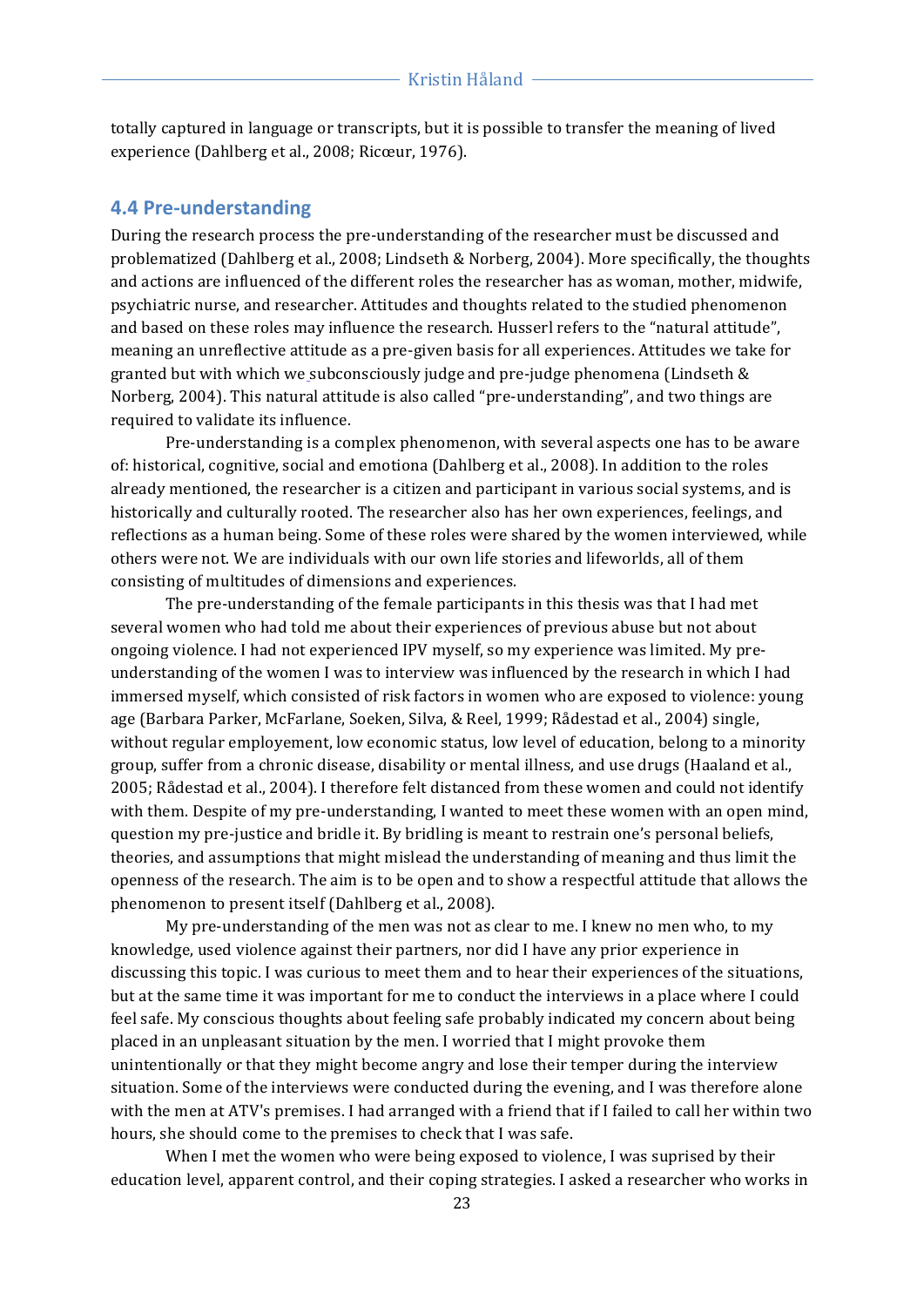totally captured in language or transcripts, but it is possible to transfer the meaning of lived experience (Dahlberg et al., 2008; Ricœur, 1976).

## 4.4 Pre-understanding

During the research process the pre-understanding of the researcher must be discussed and problematized (Dahlberg et al., 2008; Lindseth & Norberg, 2004). More specifically, the thoughts and actions are influenced of the different roles the researcher has as woman, mother, midwife, psychiatric nurse, and researcher. Attitudes and thoughts related to the studied phenomenon and based on these roles may influence the research. Husserl refers to the "natural attitude", meaning an unreflective attitude as a pre-given basis for all experiences. Attitudes we take for granted but with which we subconsciously judge and pre-judge phenomena (Lindseth & Norberg, 2004). This natural attitude is also called "pre-understanding", and two things are required to validate its influence.

Pre-understanding is a complex phenomenon, with several aspects one has to be aware of: historical, cognitive, social and emotiona (Dahlberg et al., 2008). In addition to the roles already mentioned, the researcher is a citizen and participant in various social systems, and is historically and culturally rooted. The researcher also has her own experiences, feelings, and reflections as a human being. Some of these roles were shared by the women interviewed, while others were not. We are individuals with our own life stories and lifeworlds, all of them consisting of multitudes of dimensions and experiences.

The pre-understanding of the female participants in this thesis was that I had met several women who had told me about their experiences of previous abuse but not about ongoing violence. I had not experienced IPV myself, so my experience was limited. My pre-understanding of the women I was to interview was influenced by the research in which I had immersed myself, which consisted of risk factors in women who are exposed to violence: young age (Barbara Parker, McFarlane, Soeken, Silva, & Reel, 1999; Rådestad et al., 2004) single, without regular employement, low economic status, low level of education, belong to a minority group, suffer from a chronic disease, disability or mental illness, and use drugs (Haaland et al., 2005; Rådestad et al., 2004). I therefore felt distanced from these women and could not identify with them. Despite of my pre-understanding, I wanted to meet these women with an open mind, question my pre-justice and bridle it. By bridling is meant to restrain one's personal beliefs, theories, and assumptions that might mislead the understanding of meaning and thus limit the openness of the research. The aim is to be open and to show a respectful attitude that allows the phenomenon to present itself (Dahlberg et al., 2008).

My pre-understanding of the men was not as clear to me. I knew no men who, to my knowledge, used violence against their partners, nor did I have any prior experience in discussing this topic. I was curious to meet them and to hear their experiences of the situations, but at the same time it was important for me to conduct the interviews in a place where I could feel safe. My conscious thoughts about feeling safe probably indicated my concern about being placed in an unpleasant situation by the men. I worried that I might provoke them unintentionally or that they might become angry and lose their temper during the interview situation. Some of the interviews were conducted during the evening, and I was therefore alone with the men at ATV's premises. I had arranged with a friend that if I failed to call her within two hours, she should come to the premises to check that I was safe.

When I met the women who were being exposed to violence, I was suprised by their education level, apparent control, and their coping strategies. I asked a researcher who works in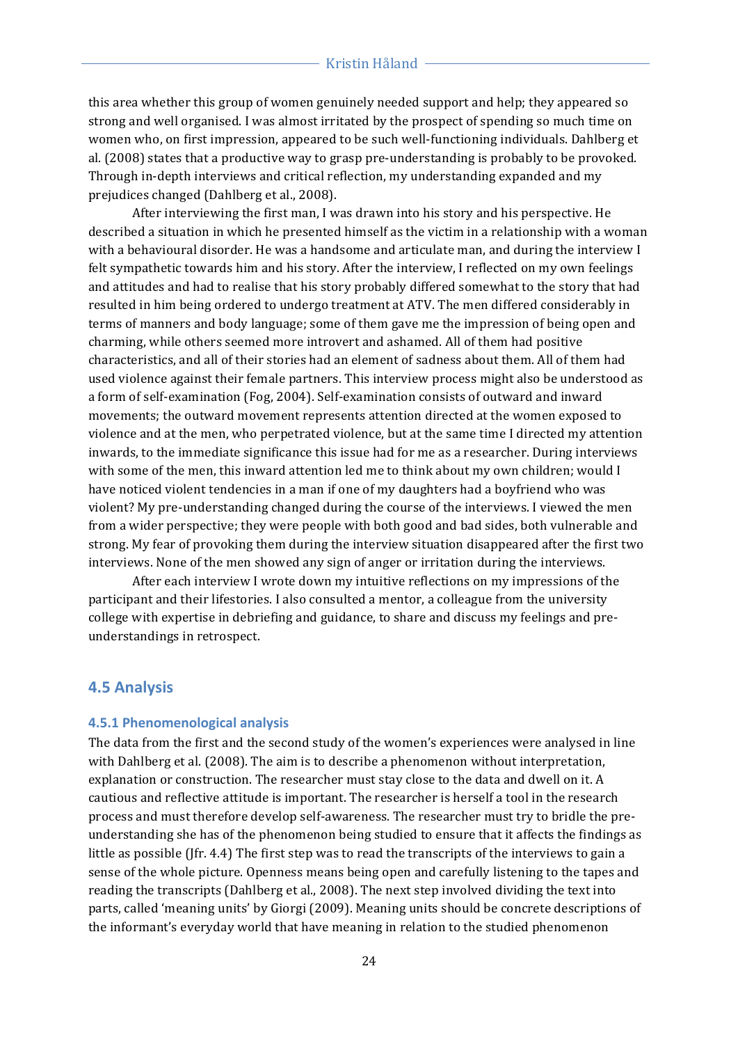this area whether this group of women genuinely needed support and help; they appeared so strong and well organised. I was almost irritated by the prospect of spending so much time on women who, on first impression, appeared to be such well-functioning individuals. Dahlberg et al. (2008) states that a productive way to grasp pre-understanding is probably to be provoked. Through in-depth interviews and critical reflection, my understanding expanded and my prejudices changed (Dahlberg et al., 2008).

After interviewing the first man, I was drawn into his story and his perspective. He described a situation in which he presented himself as the victim in a relationship with a woman with a behavioural disorder. He was a handsome and articulate man, and during the interview I felt sympathetic towards him and his story. After the interview, I reflected on my own feelings and attitudes and had to realise that his story probably differed somewhat to the story that had resulted in him being ordered to undergo treatment at ATV. The men differed considerably in terms of manners and body language; some of them gave me the impression of being open and charming, while others seemed more introvert and ashamed. All of them had positive characteristics, and all of their stories had an element of sadness about them. All of them had used violence against their female partners. This interview process might also be understood as a form of self-examination (Fog, 2004). Self-examination consists of outward and inward movements; the outward movement represents attention directed at the women exposed to violence and at the men, who perpetrated violence, but at the same time I directed my attention inwards, to the immediate significance this issue had for me as a researcher. During interviews with some of the men, this inward attention led me to think about my own children; would I have noticed violent tendencies in a man if one of my daughters had a boyfriend who was violent? My pre-understanding changed during the course of the interviews. I viewed the men from a wider perspective; they were people with both good and bad sides, both vulnerable and strong. My fear of provoking them during the interview situation disappeared after the first two interviews. None of the men showed any sign of anger or irritation during the interviews.

After each interview I wrote down my intuitive reflections on my impressions of the participant and their lifestories. I also consulted a mentor, a colleague from the university college with expertise in debriefing and guidance, to share and discuss my feelings and pre-understandings in retrospect.

## 4.5 Analysis

### 4.5.1 Phenomenological analysis

The data from the first and the second study of the women's experiences were analysed in line with Dahlberg et al. (2008). The aim is to describe a phenomenon without interpretation, explanation or construction. The researcher must stay close to the data and dwell on it. A cautious and reflective attitude is important. The researcher is herself a tool in the research process and must therefore develop self-awareness. The researcher must try to bridle the pre-understanding she has of the phenomenon being studied to ensure that it affects the findings as little as possible (Jfr. 4.4) The first step was to read the transcripts of the interviews to gain a sense of the whole picture. Openness means being open and carefully listening to the tapes and reading the transcripts (Dahlberg et al., 2008). The next step involved dividing the text into parts, called 'meaning units' by Giorgi (2009). Meaning units should be concrete descriptions of the informant's everyday world that have meaning in relation to the studied phenomenon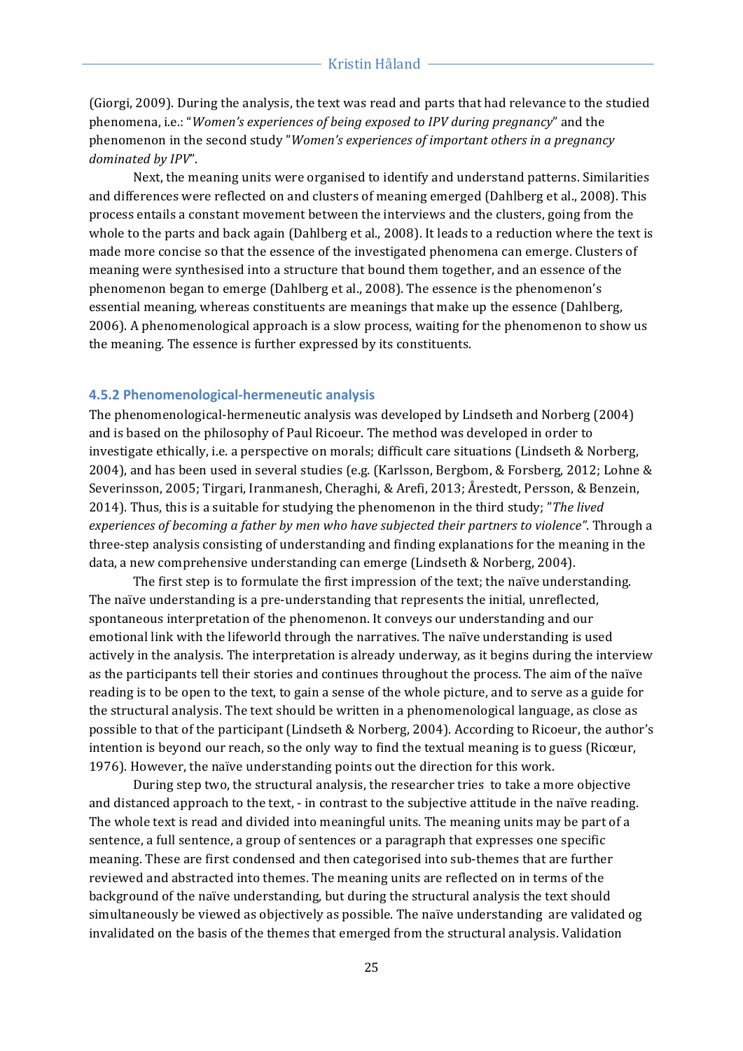(Giorgi, 2009). During the analysis, the text was read and parts that had relevance to the studied phenomena, i.e.: "*Women's experiences of being exposed to IPV during pregnancy*" and the phenomenon in the second study "*Women's experiences of important others in a pregnancy dominated by IPV*".

Next, the meaning units were organised to identify and understand patterns. Similarities and differences were reflected on and clusters of meaning emerged (Dahlberg et al., 2008). This process entails a constant movement between the interviews and the clusters, going from the whole to the parts and back again (Dahlberg et al., 2008). It leads to a reduction where the text is made more concise so that the essence of the investigated phenomena can emerge. Clusters of meaning were synthesised into a structure that bound them together, and an essence of the phenomenon began to emerge (Dahlberg et al., 2008). The essence is the phenomenon's essential meaning, whereas constituents are meanings that make up the essence (Dahlberg, 2006). A phenomenological approach is a slow process, waiting for the phenomenon to show us the meaning. The essence is further expressed by its constituents.

### 4.5.2 Phenomenological-hermeneutic analysis

The phenomenological-hermeneutic analysis was developed by Lindseth and Norberg (2004) and is based on the philosophy of Paul Ricoeur. The method was developed in order to investigate ethically, i.e. a perspective on morals; difficult care situations (Lindseth & Norberg, 2004), and has been used in several studies (e.g. (Karlsson, Bergbom, & Forsberg, 2012; Lohne & Severinsson, 2005; Tirgari, Iranmanesh, Cheraghi, & Arefi, 2013; Årestedt, Persson, & Benzein, 2014). Thus, this is a suitable for studying the phenomenon in the third study; "*The lived experiences of becoming a father by men who have subjected their partners to violence*". Through a three-step analysis consisting of understanding and finding explanations for the meaning in the data, a new comprehensive understanding can emerge (Lindseth & Norberg, 2004).

The first step is to formulate the first impression of the text; the naïve understanding. The naïve understanding is a pre-understanding that represents the initial, unreflected, spontaneous interpretation of the phenomenon. It conveys our understanding and our emotional link with the lifeworld through the narratives. The naïve understanding is used actively in the analysis. The interpretation is already underway, as it begins during the interview as the participants tell their stories and continues throughout the process. The aim of the naïve reading is to be open to the text, to gain a sense of the whole picture, and to serve as a guide for the structural analysis. The text should be written in a phenomenological language, as close as possible to that of the participant (Lindseth & Norberg, 2004). According to Ricoeur, the author's intention is beyond our reach, so the only way to find the textual meaning is to guess (Ricœur, 1976). However, the naïve understanding points out the direction for this work.

During step two, the structural analysis, the researcher tries to take a more objective and distanced approach to the text, - in contrast to the subjective attitude in the naïve reading. The whole text is read and divided into meaningful units. The meaning units may be part of a sentence, a full sentence, a group of sentences or a paragraph that expresses one specific meaning. These are first condensed and then categorised into sub-themes that are further reviewed and abstracted into themes. The meaning units are reflected on in terms of the background of the naïve understanding, but during the structural analysis the text should simultaneously be viewed as objectively as possible. The naïve understanding are validated og invalidated on the basis of the themes that emerged from the structural analysis. Validation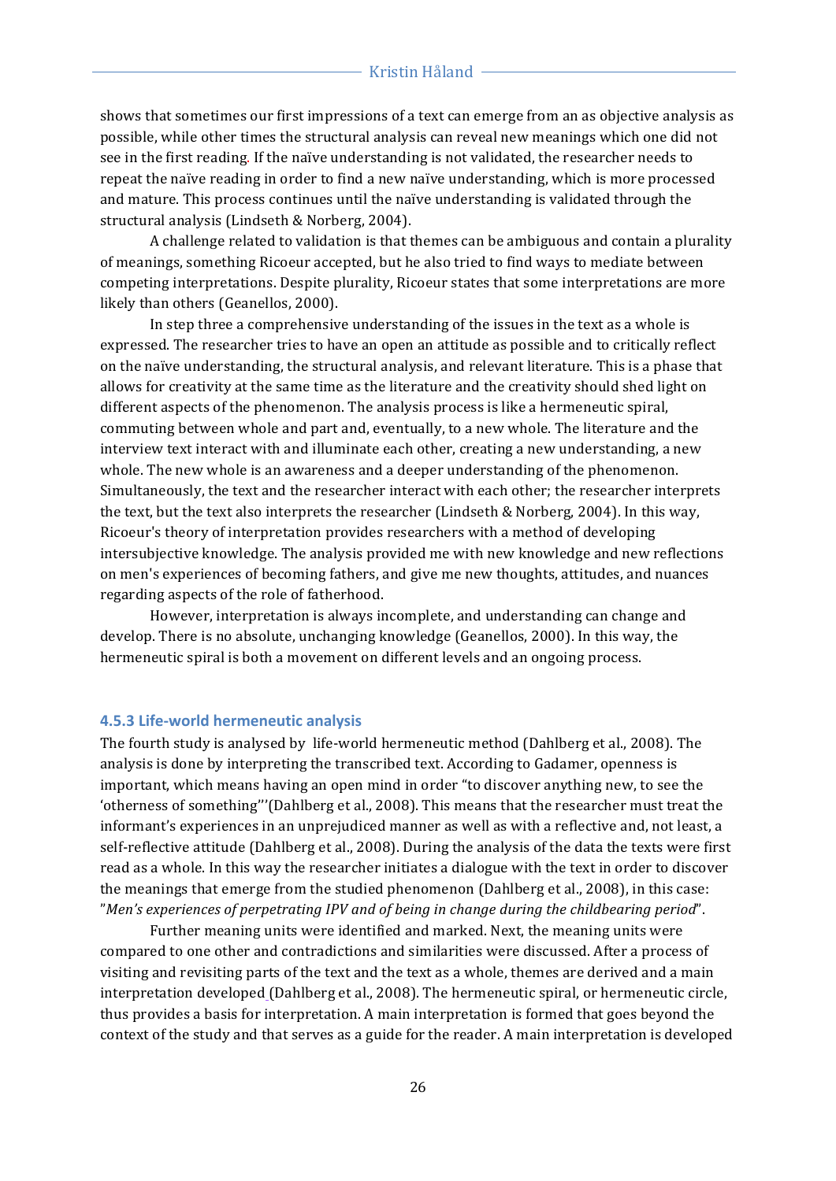shows that sometimes our first impressions of a text can emerge from an as objective analysis as possible, while other times the structural analysis can reveal new meanings which one did not see in the first reading. If the naïve understanding is not validated, the researcher needs to repeat the naïve reading in order to find a new naïve understanding, which is more processed and mature. This process continues until the naïve understanding is validated through the structural analysis (Lindseth & Norberg, 2004).

A challenge related to validation is that themes can be ambiguous and contain a plurality of meanings, something Ricoeur accepted, but he also tried to find ways to mediate between competing interpretations. Despite plurality, Ricoeur states that some interpretations are more likely than others (Geanellos, 2000).

In step three a comprehensive understanding of the issues in the text as a whole is expressed. The researcher tries to have an open an attitude as possible and to critically reflect on the naïve understanding, the structural analysis, and relevant literature. This is a phase that allows for creativity at the same time as the literature and the creativity should shed light on different aspects of the phenomenon. The analysis process is like a hermeneutic spiral, commuting between whole and part and, eventually, to a new whole. The literature and the interview text interact with and illuminate each other, creating a new understanding, a new whole. The new whole is an awareness and a deeper understanding of the phenomenon. Simultaneously, the text and the researcher interact with each other; the researcher interprets the text, but the text also interprets the researcher (Lindseth & Norberg, 2004). In this way, Ricoeur's theory of interpretation provides researchers with a method of developing intersubjective knowledge. The analysis provided me with new knowledge and new reflections on men's experiences of becoming fathers, and give me new thoughts, attitudes, and nuances regarding aspects of the role of fatherhood.

However, interpretation is always incomplete, and understanding can change and develop. There is no absolute, unchanging knowledge (Geanellos, 2000). In this way, the hermeneutic spiral is both a movement on different levels and an ongoing process.

### 4.5.3 Life-world hermeneutic analysis

The fourth study is analysed by life-world hermeneutic method (Dahlberg et al., 2008). The analysis is done by interpreting the transcribed text. According to Gadamer, openness is important, which means having an open mind in order "to discover anything new, to see the 'otherness of something"'(Dahlberg et al., 2008). This means that the researcher must treat the informant's experiences in an unprejudiced manner as well as with a reflective and, not least, a self-reflective attitude (Dahlberg et al., 2008). During the analysis of the data the texts were first read as a whole. In this way the researcher initiates a dialogue with the text in order to discover the meanings that emerge from the studied phenomenon (Dahlberg et al., 2008), in this case: "*Men's experiences of perpetrating IPV and of being in change during the childbearing period*".

Further meaning units were identified and marked. Next, the meaning units were compared to one other and contradictions and similarities were discussed. After a process of visiting and revisiting parts of the text and the text as a whole, themes are derived and a main interpretation developed (Dahlberg et al., 2008). The hermeneutic spiral, or hermeneutic circle, thus provides a basis for interpretation. A main interpretation is formed that goes beyond the context of the study and that serves as a guide for the reader. A main interpretation is developed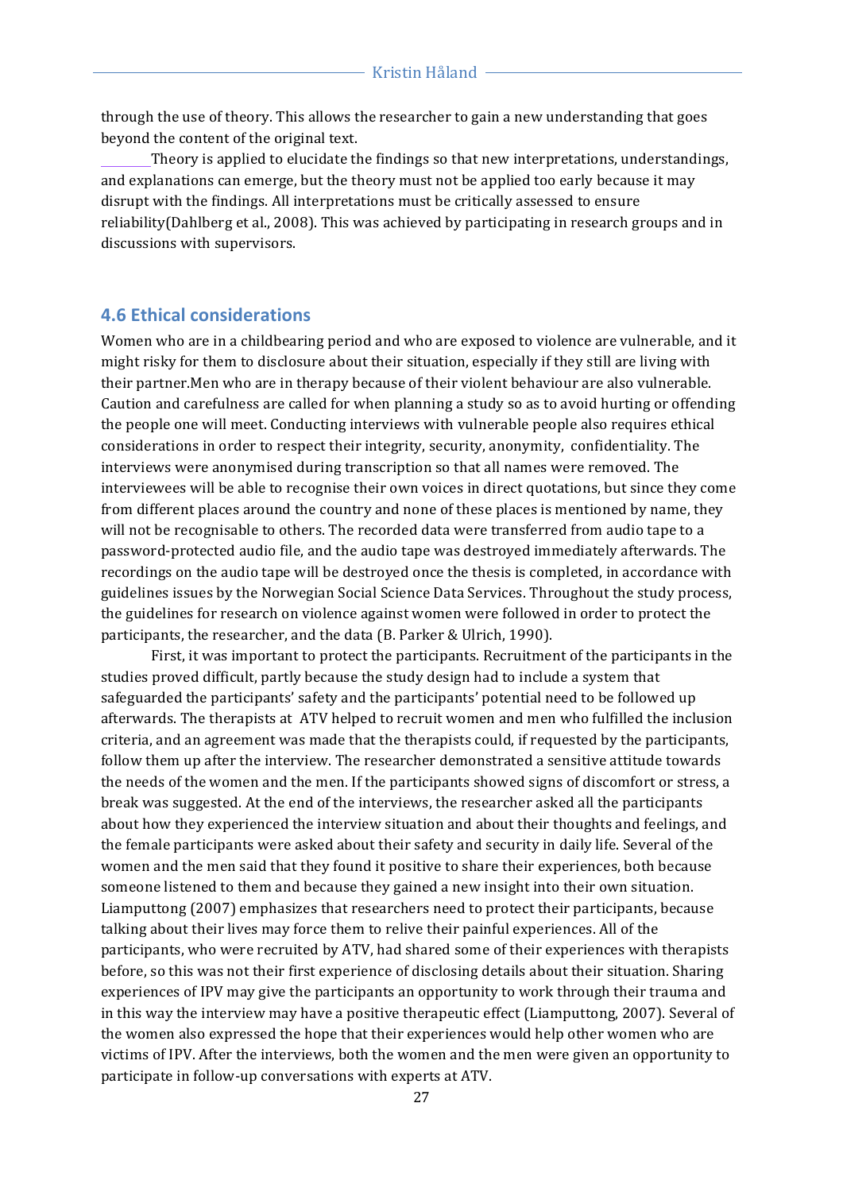through the use of theory. This allows the researcher to gain a new understanding that goes beyond the content of the original text.

Theory is applied to elucidate the findings so that new interpretations, understandings, and explanations can emerge, but the theory must not be applied too early because it may disrupt with the findings. All interpretations must be critically assessed to ensure reliability(Dahlberg et al., 2008). This was achieved by participating in research groups and in discussions with supervisors.

## 4.6 Ethical considerations

Women who are in a childbearing period and who are exposed to violence are vulnerable, and it might risky for them to disclosure about their situation, especially if they still are living with their partner.Men who are in therapy because of their violent behaviour are also vulnerable. Caution and carefulness are called for when planning a study so as to avoid hurting or offending the people one will meet. Conducting interviews with vulnerable people also requires ethical considerations in order to respect their integrity, security, anonymity, confidentiality. The interviews were anonymised during transcription so that all names were removed. The interviewees will be able to recognise their own voices in direct quotations, but since they come from different places around the country and none of these places is mentioned by name, they will not be recognisable to others. The recorded data were transferred from audio tape to a password-protected audio file, and the audio tape was destroyed immediately afterwards. The recordings on the audio tape will be destroyed once the thesis is completed, in accordance with guidelines issues by the Norwegian Social Science Data Services. Throughout the study process, the guidelines for research on violence against women were followed in order to protect the participants, the researcher, and the data (B. Parker & Ulrich, 1990).

First, it was important to protect the participants. Recruitment of the participants in the studies proved difficult, partly because the study design had to include a system that safeguarded the participants' safety and the participants' potential need to be followed up afterwards. The therapists at ATV helped to recruit women and men who fulfilled the inclusion criteria, and an agreement was made that the therapists could, if requested by the participants, follow them up after the interview. The researcher demonstrated a sensitive attitude towards the needs of the women and the men. If the participants showed signs of discomfort or stress, a break was suggested. At the end of the interviews, the researcher asked all the participants about how they experienced the interview situation and about their thoughts and feelings, and the female participants were asked about their safety and security in daily life. Several of the women and the men said that they found it positive to share their experiences, both because someone listened to them and because they gained a new insight into their own situation. Liamputtong (2007) emphasizes that researchers need to protect their participants, because talking about their lives may force them to relive their painful experiences. All of the participants, who were recruited by ATV, had shared some of their experiences with therapists before, so this was not their first experience of disclosing details about their situation. Sharing experiences of IPV may give the participants an opportunity to work through their trauma and in this way the interview may have a positive therapeutic effect (Liamputtong, 2007). Several of the women also expressed the hope that their experiences would help other women who are victims of IPV. After the interviews, both the women and the men were given an opportunity to participate in follow-up conversations with experts at ATV.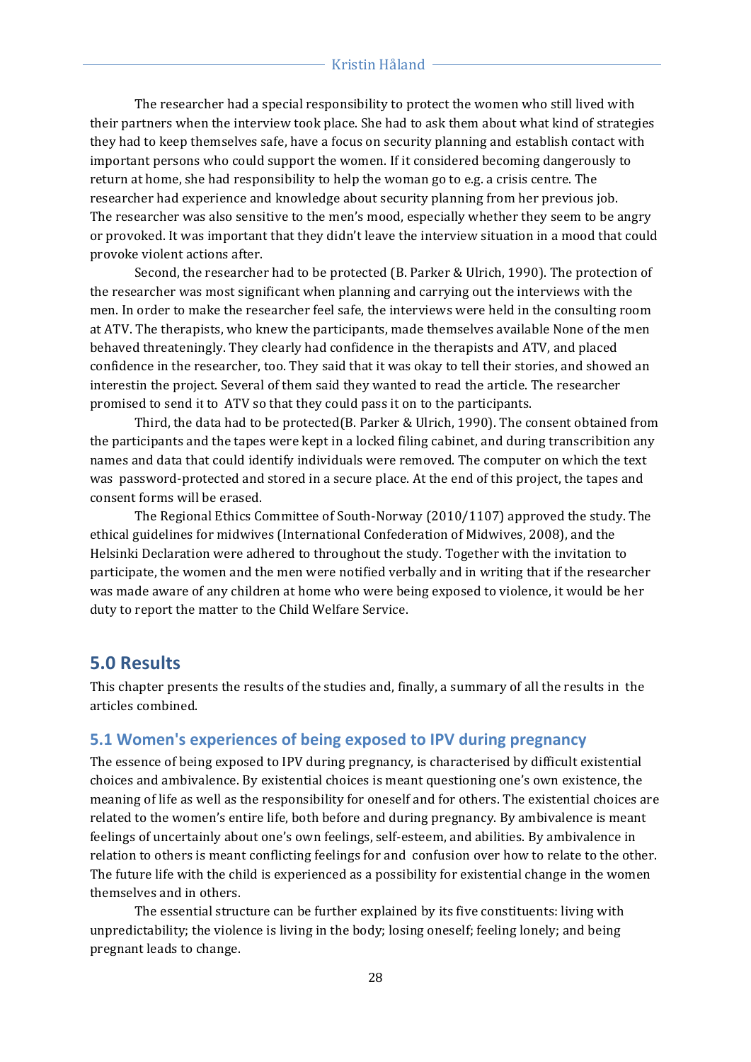The researcher had a special responsibility to protect the women who still lived with their partners when the interview took place. She had to ask them about what kind of strategies they had to keep themselves safe, have a focus on security planning and establish contact with important persons who could support the women. If it considered becoming dangerously to return at home, she had responsibility to help the woman go to e.g. a crisis centre. The researcher had experience and knowledge about security planning from her previous job. The researcher was also sensitive to the men's mood, especially whether they seem to be angry or provoked. It was important that they didn't leave the interview situation in a mood that could provoke violent actions after.

Second, the researcher had to be protected (B. Parker & Ulrich, 1990). The protection of the researcher was most significant when planning and carrying out the interviews with the men. In order to make the researcher feel safe, the interviews were held in the consulting room at ATV. The therapists, who knew the participants, made themselves available None of the men behaved threateningly. They clearly had confidence in the therapists and ATV, and placed confidence in the researcher, too. They said that it was okay to tell their stories, and showed an interestin the project. Several of them said they wanted to read the article. The researcher promised to send it to ATV so that they could pass it on to the participants.

Third, the data had to be protected(B. Parker & Ulrich, 1990). The consent obtained from the participants and the tapes were kept in a locked filing cabinet, and during transcribition any names and data that could identify individuals were removed. The computer on which the text was password-protected and stored in a secure place. At the end of this project, the tapes and consent forms will be erased.

The Regional Ethics Committee of South-Norway (2010/1107) approved the study. The ethical guidelines for midwives (International Confederation of Midwives, 2008), and the Helsinki Declaration were adhered to throughout the study. Together with the invitation to participate, the women and the men were notified verbally and in writing that if the researcher was made aware of any children at home who were being exposed to violence, it would be her duty to report the matter to the Child Welfare Service.

# 5.0 Results

This chapter presents the results of the studies and, finally, a summary of all the results in the articles combined.

## 5.1 Women's experiences of being exposed to IPV during pregnancy

The essence of being exposed to IPV during pregnancy, is characterised by difficult existential choices and ambivalence. By existential choices is meant questioning one's own existence, the meaning of life as well as the responsibility for oneself and for others. The existential choices are related to the women's entire life, both before and during pregnancy. By ambivalence is meant feelings of uncertainly about one's own feelings, self-esteem, and abilities. By ambivalence in relation to others is meant conflicting feelings for and confusion over how to relate to the other. The future life with the child is experienced as a possibility for existential change in the women themselves and in others.

The essential structure can be further explained by its five constituents: living with unpredictability; the violence is living in the body; losing oneself; feeling lonely; and being pregnant leads to change.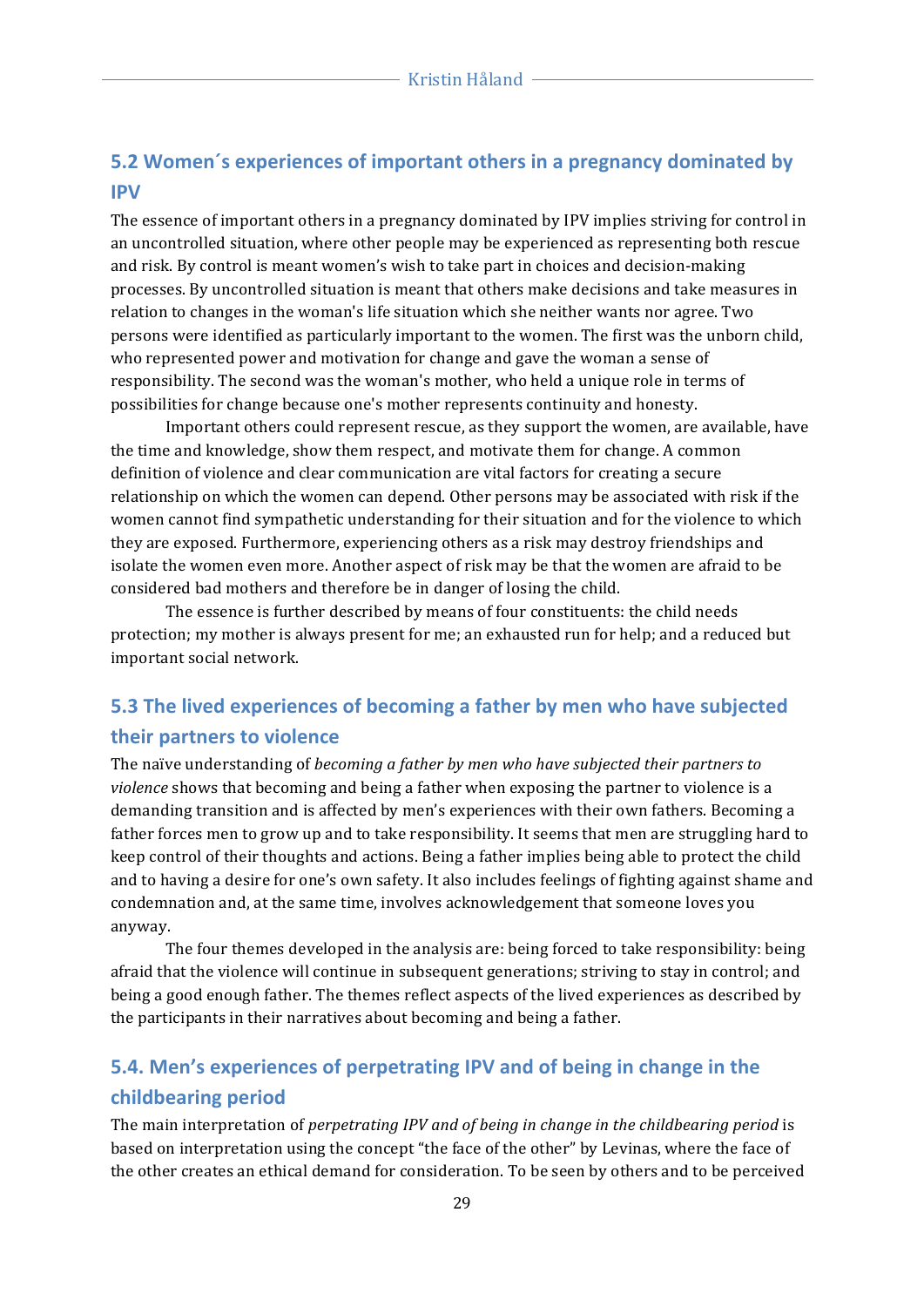## 5.2 Women´s experiences of important others in a pregnancy dominated by IPV

The essence of important others in a pregnancy dominated by IPV implies striving for control in an uncontrolled situation, where other people may be experienced as representing both rescue and risk. By control is meant women's wish to take part in choices and decision-making processes. By uncontrolled situation is meant that others make decisions and take measures in relation to changes in the woman's life situation which she neither wants nor agree. Two persons were identified as particularly important to the women. The first was the unborn child, who represented power and motivation for change and gave the woman a sense of responsibility. The second was the woman's mother, who held a unique role in terms of possibilities for change because one's mother represents continuity and honesty.

Important others could represent rescue, as they support the women, are available, have the time and knowledge, show them respect, and motivate them for change. A common definition of violence and clear communication are vital factors for creating a secure relationship on which the women can depend. Other persons may be associated with risk if the women cannot find sympathetic understanding for their situation and for the violence to which they are exposed. Furthermore, experiencing others as a risk may destroy friendships and isolate the women even more. Another aspect of risk may be that the women are afraid to be considered bad mothers and therefore be in danger of losing the child.

The essence is further described by means of four constituents: the child needs protection; my mother is always present for me; an exhausted run for help; and a reduced but important social network.

## 5.3 The lived experiences of becoming a father by men who have subjected their partners to violence

The naïve understanding of *becoming a father by men who have subjected their partners to violence* shows that becoming and being a father when exposing the partner to violence is a demanding transition and is affected by men's experiences with their own fathers. Becoming a father forces men to grow up and to take responsibility. It seems that men are struggling hard to keep control of their thoughts and actions. Being a father implies being able to protect the child and to having a desire for one's own safety. It also includes feelings of fighting against shame and condemnation and, at the same time, involves acknowledgement that someone loves you anyway.

The four themes developed in the analysis are: being forced to take responsibility: being afraid that the violence will continue in subsequent generations; striving to stay in control; and being a good enough father. The themes reflect aspects of the lived experiences as described by the participants in their narratives about becoming and being a father.

## 5.4. Men's experiences of perpetrating IPV and of being in change in the childbearing period

The main interpretation of *perpetrating IPV and of being in change in the childbearing period* is based on interpretation using the concept "the face of the other" by Levinas, where the face of the other creates an ethical demand for consideration. To be seen by others and to be perceived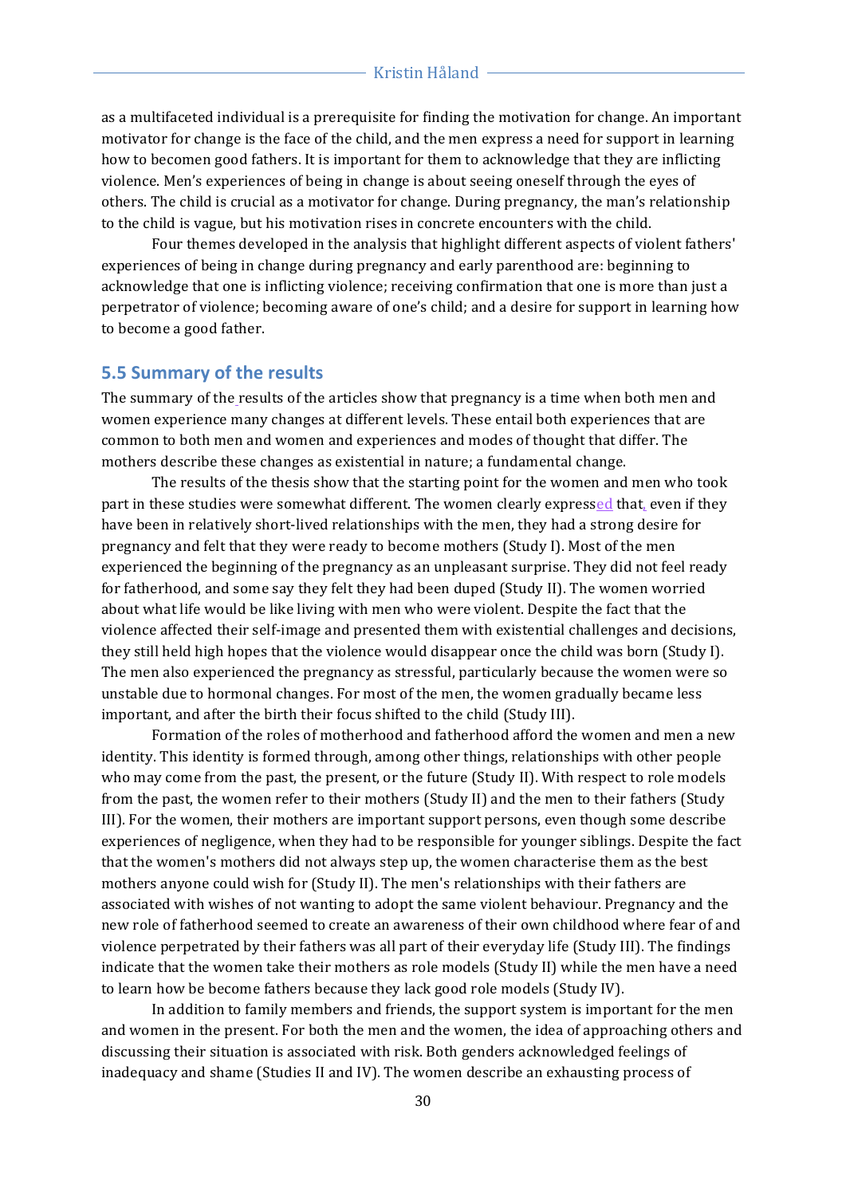as a multifaceted individual is a prerequisite for finding the motivation for change. An important motivator for change is the face of the child, and the men express a need for support in learning how to becomen good fathers. It is important for them to acknowledge that they are inflicting violence. Men's experiences of being in change is about seeing oneself through the eyes of others. The child is crucial as a motivator for change. During pregnancy, the man's relationship to the child is vague, but his motivation rises in concrete encounters with the child.

Four themes developed in the analysis that highlight different aspects of violent fathers' experiences of being in change during pregnancy and early parenthood are: beginning to acknowledge that one is inflicting violence; receiving confirmation that one is more than just a perpetrator of violence; becoming aware of one's child; and a desire for support in learning how to become a good father.

## 5.5 Summary of the results

The summary of the results of the articles show that pregnancy is a time when both men and women experience many changes at different levels. These entail both experiences that are common to both men and women and experiences and modes of thought that differ. The mothers describe these changes as existential in nature; a fundamental change.

The results of the thesis show that the starting point for the women and men who took part in these studies were somewhat different. The women clearly expressed that, even if they have been in relatively short-lived relationships with the men, they had a strong desire for pregnancy and felt that they were ready to become mothers (Study I). Most of the men experienced the beginning of the pregnancy as an unpleasant surprise. They did not feel ready for fatherhood, and some say they felt they had been duped (Study II). The women worried about what life would be like living with men who were violent. Despite the fact that the violence affected their self-image and presented them with existential challenges and decisions, they still held high hopes that the violence would disappear once the child was born (Study I). The men also experienced the pregnancy as stressful, particularly because the women were so unstable due to hormonal changes. For most of the men, the women gradually became less important, and after the birth their focus shifted to the child (Study III).

Formation of the roles of motherhood and fatherhood afford the women and men a new identity. This identity is formed through, among other things, relationships with other people who may come from the past, the present, or the future (Study II). With respect to role models from the past, the women refer to their mothers (Study II) and the men to their fathers (Study III). For the women, their mothers are important support persons, even though some describe experiences of negligence, when they had to be responsible for younger siblings. Despite the fact that the women's mothers did not always step up, the women characterise them as the best mothers anyone could wish for (Study II). The men's relationships with their fathers are associated with wishes of not wanting to adopt the same violent behaviour. Pregnancy and the new role of fatherhood seemed to create an awareness of their own childhood where fear of and violence perpetrated by their fathers was all part of their everyday life (Study III). The findings indicate that the women take their mothers as role models (Study II) while the men have a need to learn how be become fathers because they lack good role models (Study IV).

In addition to family members and friends, the support system is important for the men and women in the present. For both the men and the women, the idea of approaching others and discussing their situation is associated with risk. Both genders acknowledged feelings of inadequacy and shame (Studies II and IV). The women describe an exhausting process of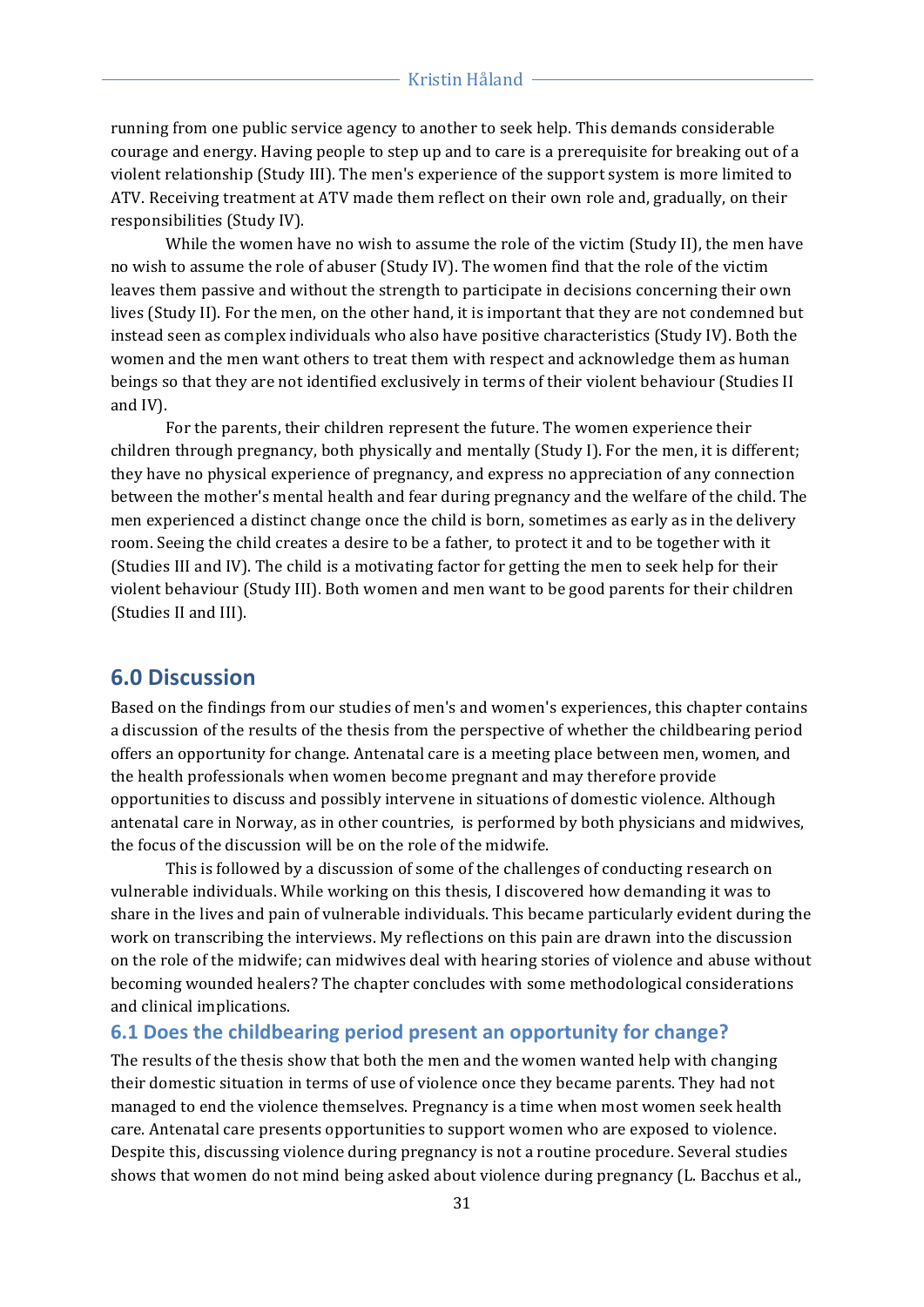running from one public service agency to another to seek help. This demands considerable courage and energy. Having people to step up and to care is a prerequisite for breaking out of a violent relationship (Study III). The men's experience of the support system is more limited to ATV. Receiving treatment at ATV made them reflect on their own role and, gradually, on their responsibilities (Study IV).

While the women have no wish to assume the role of the victim (Study II), the men have no wish to assume the role of abuser (Study IV). The women find that the role of the victim leaves them passive and without the strength to participate in decisions concerning their own lives (Study II). For the men, on the other hand, it is important that they are not condemned but instead seen as complex individuals who also have positive characteristics (Study IV). Both the women and the men want others to treat them with respect and acknowledge them as human beings so that they are not identified exclusively in terms of their violent behaviour (Studies II and IV).

For the parents, their children represent the future. The women experience their children through pregnancy, both physically and mentally (Study I). For the men, it is different; they have no physical experience of pregnancy, and express no appreciation of any connection between the mother's mental health and fear during pregnancy and the welfare of the child. The men experienced a distinct change once the child is born, sometimes as early as in the delivery room. Seeing the child creates a desire to be a father, to protect it and to be together with it (Studies III and IV). The child is a motivating factor for getting the men to seek help for their violent behaviour (Study III). Both women and men want to be good parents for their children (Studies II and III).

## 6.0 Discussion

Based on the findings from our studies of men's and women's experiences, this chapter contains a discussion of the results of the thesis from the perspective of whether the childbearing period offers an opportunity for change. Antenatal care is a meeting place between men, women, and the health professionals when women become pregnant and may therefore provide opportunities to discuss and possibly intervene in situations of domestic violence. Although antenatal care in Norway, as in other countries, is performed by both physicians and midwives, the focus of the discussion will be on the role of the midwife.

This is followed by a discussion of some of the challenges of conducting research on vulnerable individuals. While working on this thesis, I discovered how demanding it was to share in the lives and pain of vulnerable individuals. This became particularly evident during the work on transcribing the interviews. My reflections on this pain are drawn into the discussion on the role of the midwife; can midwives deal with hearing stories of violence and abuse without becoming wounded healers? The chapter concludes with some methodological considerations and clinical implications.

### 6.1 Does the childbearing period present an opportunity for change?

The results of the thesis show that both the men and the women wanted help with changing their domestic situation in terms of use of violence once they became parents. They had not managed to end the violence themselves. Pregnancy is a time when most women seek health care. Antenatal care presents opportunities to support women who are exposed to violence. Despite this, discussing violence during pregnancy is not a routine procedure. Several studies shows that women do not mind being asked about violence during pregnancy (L. Bacchus et al.,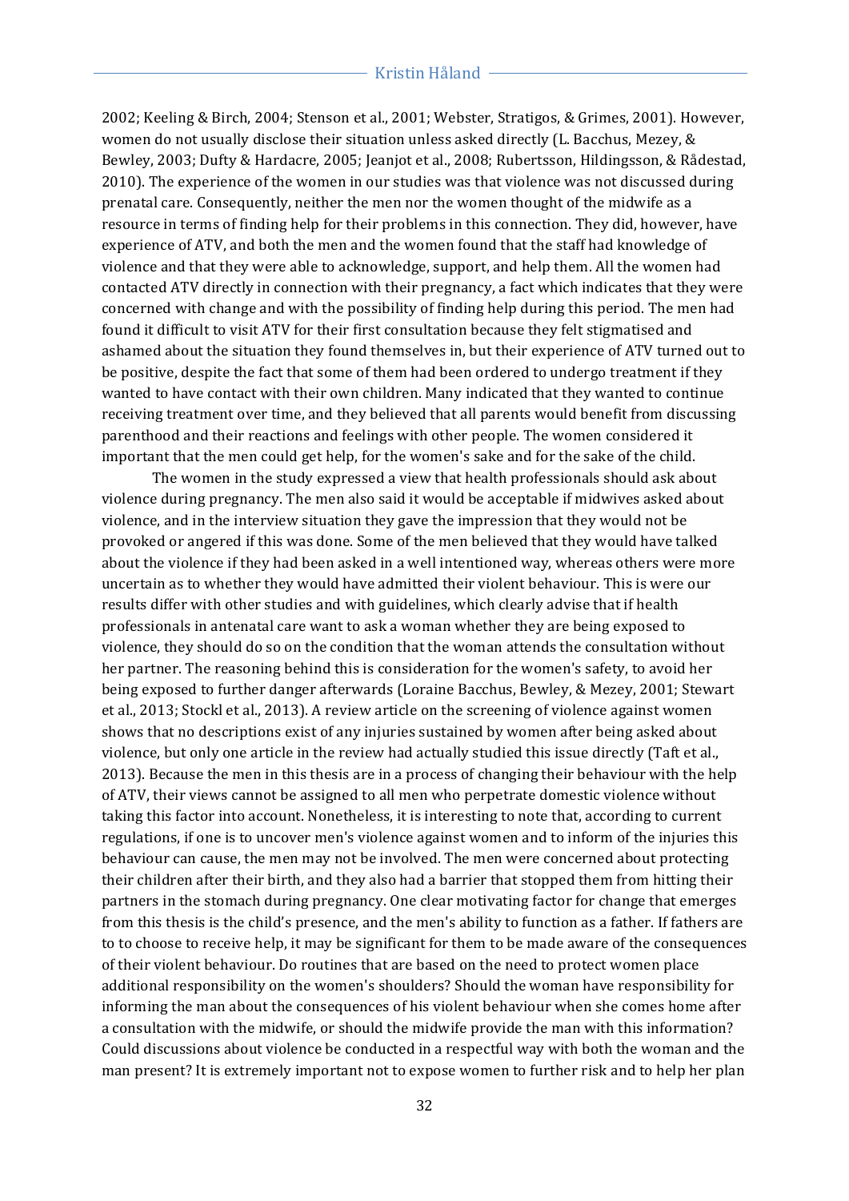2002; Keeling & Birch, 2004; Stenson et al., 2001; Webster, Stratigos, & Grimes, 2001). However, women do not usually disclose their situation unless asked directly (L. Bacchus, Mezey, & Bewley, 2003; Dufty & Hardacre, 2005; Jeanjot et al., 2008; Rubertsson, Hildingsson, & Rådestad, 2010). The experience of the women in our studies was that violence was not discussed during prenatal care. Consequently, neither the men nor the women thought of the midwife as a resource in terms of finding help for their problems in this connection. They did, however, have experience of ATV, and both the men and the women found that the staff had knowledge of violence and that they were able to acknowledge, support, and help them. All the women had contacted ATV directly in connection with their pregnancy, a fact which indicates that they were concerned with change and with the possibility of finding help during this period. The men had found it difficult to visit ATV for their first consultation because they felt stigmatised and ashamed about the situation they found themselves in, but their experience of ATV turned out to be positive, despite the fact that some of them had been ordered to undergo treatment if they wanted to have contact with their own children. Many indicated that they wanted to continue receiving treatment over time, and they believed that all parents would benefit from discussing parenthood and their reactions and feelings with other people. The women considered it important that the men could get help, for the women's sake and for the sake of the child.

The women in the study expressed a view that health professionals should ask about violence during pregnancy. The men also said it would be acceptable if midwives asked about violence, and in the interview situation they gave the impression that they would not be provoked or angered if this was done. Some of the men believed that they would have talked about the violence if they had been asked in a well intentioned way, whereas others were more uncertain as to whether they would have admitted their violent behaviour. This is were our results differ with other studies and with guidelines, which clearly advise that if health professionals in antenatal care want to ask a woman whether they are being exposed to violence, they should do so on the condition that the woman attends the consultation without her partner. The reasoning behind this is consideration for the women's safety, to avoid her being exposed to further danger afterwards (Loraine Bacchus, Bewley, & Mezey, 2001; Stewart et al., 2013; Stockl et al., 2013). A review article on the screening of violence against women shows that no descriptions exist of any injuries sustained by women after being asked about violence, but only one article in the review had actually studied this issue directly (Taft et al., 2013). Because the men in this thesis are in a process of changing their behaviour with the help of ATV, their views cannot be assigned to all men who perpetrate domestic violence without taking this factor into account. Nonetheless, it is interesting to note that, according to current regulations, if one is to uncover men's violence against women and to inform of the injuries this behaviour can cause, the men may not be involved. The men were concerned about protecting their children after their birth, and they also had a barrier that stopped them from hitting their partners in the stomach during pregnancy. One clear motivating factor for change that emerges from this thesis is the child's presence, and the men's ability to function as a father. If fathers are to to choose to receive help, it may be significant for them to be made aware of the consequences of their violent behaviour. Do routines that are based on the need to protect women place additional responsibility on the women's shoulders? Should the woman have responsibility for informing the man about the consequences of his violent behaviour when she comes home after a consultation with the midwife, or should the midwife provide the man with this information? Could discussions about violence be conducted in a respectful way with both the woman and the man present? It is extremely important not to expose women to further risk and to help her plan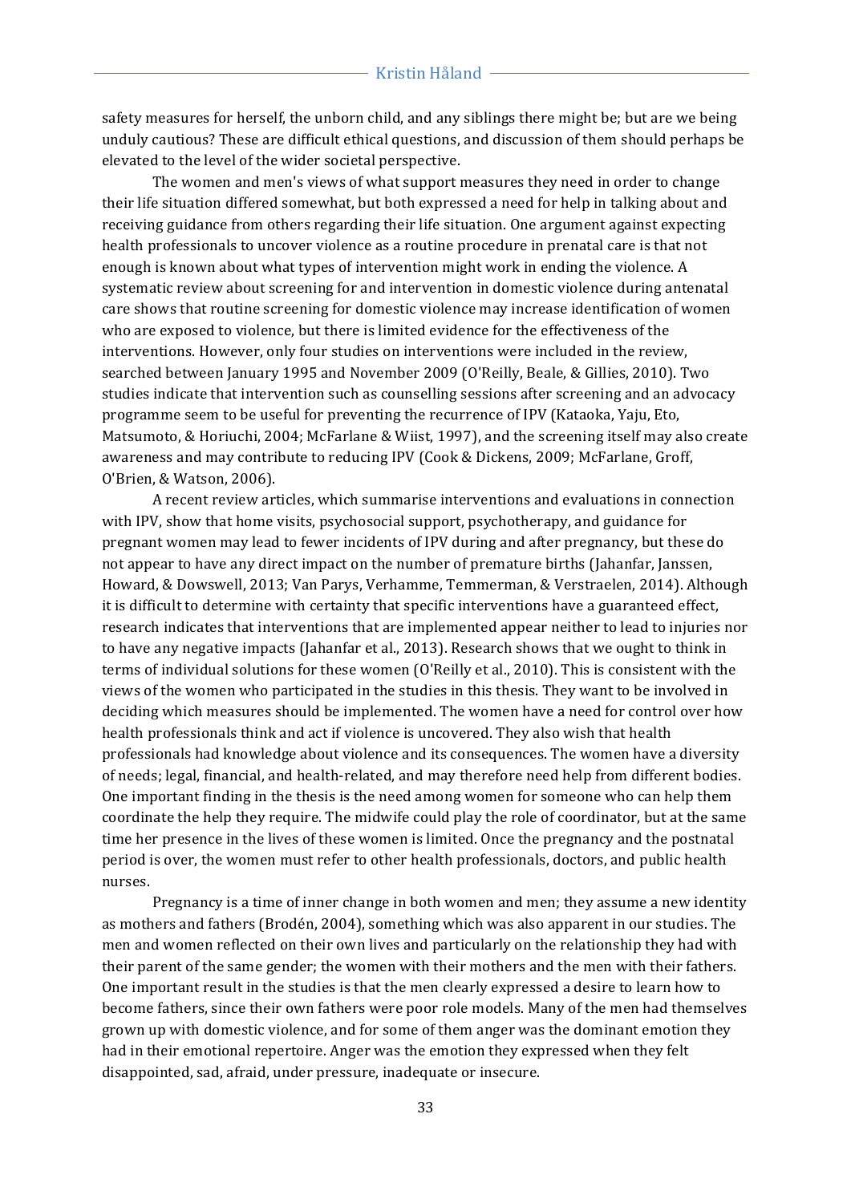safety measures for herself, the unborn child, and any siblings there might be; but are we being unduly cautious? These are difficult ethical questions, and discussion of them should perhaps be elevated to the level of the wider societal perspective.

The women and men's views of what support measures they need in order to change their life situation differed somewhat, but both expressed a need for help in talking about and receiving guidance from others regarding their life situation. One argument against expecting health professionals to uncover violence as a routine procedure in prenatal care is that not enough is known about what types of intervention might work in ending the violence. A systematic review about screening for and intervention in domestic violence during antenatal care shows that routine screening for domestic violence may increase identification of women who are exposed to violence, but there is limited evidence for the effectiveness of the interventions. However, only four studies on interventions were included in the review, searched between January 1995 and November 2009 (O'Reilly, Beale, & Gillies, 2010). Two studies indicate that intervention such as counselling sessions after screening and an advocacy programme seem to be useful for preventing the recurrence of IPV (Kataoka, Yaju, Eto, Matsumoto, & Horiuchi, 2004; McFarlane & Wiist, 1997), and the screening itself may also create awareness and may contribute to reducing IPV (Cook & Dickens, 2009; McFarlane, Groff, O'Brien, & Watson, 2006).

A recent review articles, which summarise interventions and evaluations in connection with IPV, show that home visits, psychosocial support, psychotherapy, and guidance for pregnant women may lead to fewer incidents of IPV during and after pregnancy, but these do not appear to have any direct impact on the number of premature births (Jahanfar, Janssen, Howard, & Dowswell, 2013; Van Parys, Verhamme, Temmerman, & Verstraelen, 2014). Although it is difficult to determine with certainty that specific interventions have a guaranteed effect, research indicates that interventions that are implemented appear neither to lead to injuries nor to have any negative impacts (Jahanfar et al., 2013). Research shows that we ought to think in terms of individual solutions for these women (O'Reilly et al., 2010). This is consistent with the views of the women who participated in the studies in this thesis. They want to be involved in deciding which measures should be implemented. The women have a need for control over how health professionals think and act if violence is uncovered. They also wish that health professionals had knowledge about violence and its consequences. The women have a diversity of needs; legal, financial, and health-related, and may therefore need help from different bodies. One important finding in the thesis is the need among women for someone who can help them coordinate the help they require. The midwife could play the role of coordinator, but at the same time her presence in the lives of these women is limited. Once the pregnancy and the postnatal period is over, the women must refer to other health professionals, doctors, and public health nurses.

Pregnancy is a time of inner change in both women and men; they assume a new identity as mothers and fathers (Brodén, 2004), something which was also apparent in our studies. The men and women reflected on their own lives and particularly on the relationship they had with their parent of the same gender; the women with their mothers and the men with their fathers. One important result in the studies is that the men clearly expressed a desire to learn how to become fathers, since their own fathers were poor role models. Many of the men had themselves grown up with domestic violence, and for some of them anger was the dominant emotion they had in their emotional repertoire. Anger was the emotion they expressed when they felt disappointed, sad, afraid, under pressure, inadequate or insecure.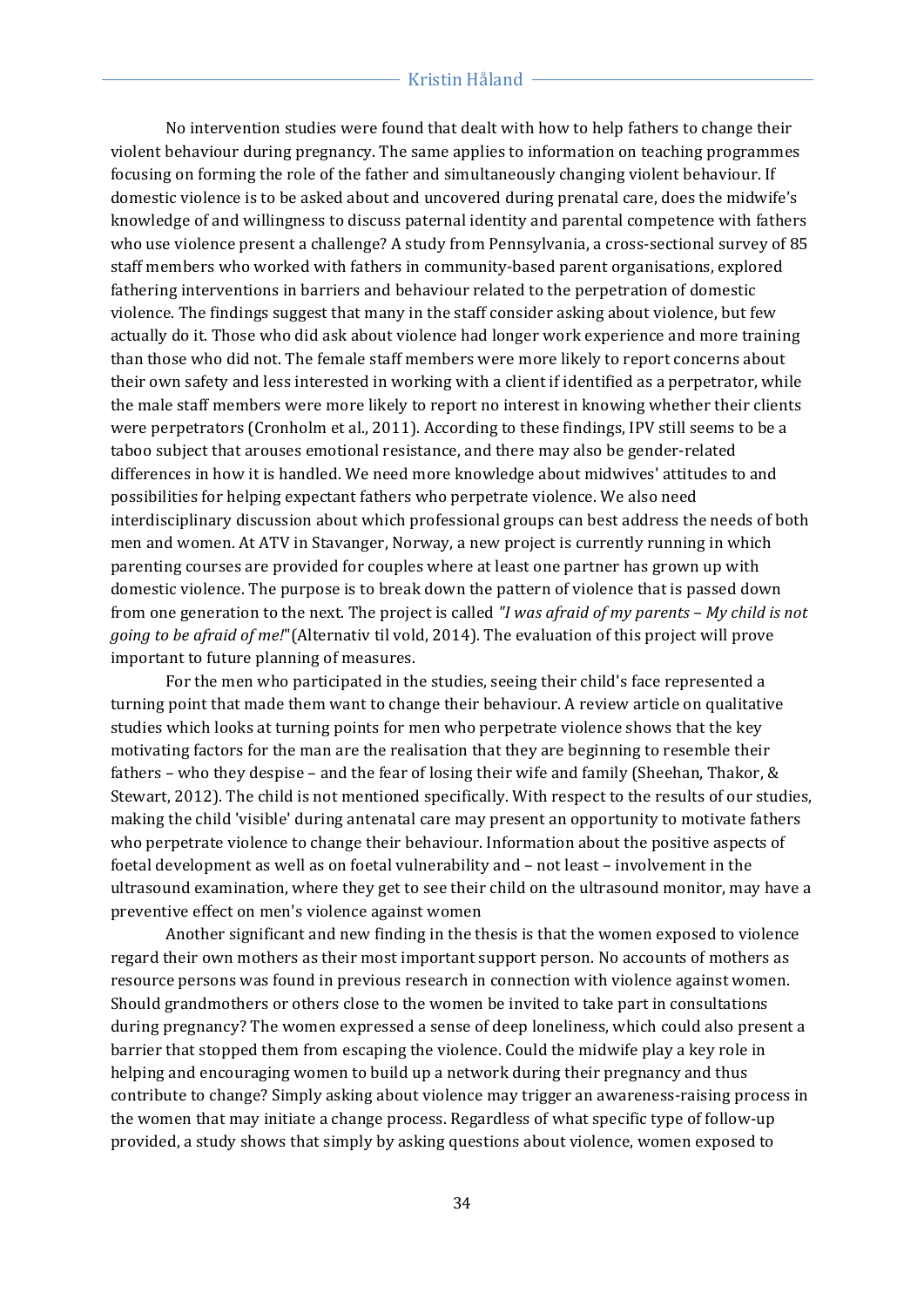No intervention studies were found that dealt with how to help fathers to change their violent behaviour during pregnancy. The same applies to information on teaching programmes focusing on forming the role of the father and simultaneously changing violent behaviour. If domestic violence is to be asked about and uncovered during prenatal care, does the midwife's knowledge of and willingness to discuss paternal identity and parental competence with fathers who use violence present a challenge? A study from Pennsylvania, a cross-sectional survey of 85 staff members who worked with fathers in community-based parent organisations, explored fathering interventions in barriers and behaviour related to the perpetration of domestic violence. The findings suggest that many in the staff consider asking about violence, but few actually do it. Those who did ask about violence had longer work experience and more training than those who did not. The female staff members were more likely to report concerns about their own safety and less interested in working with a client if identified as a perpetrator, while the male staff members were more likely to report no interest in knowing whether their clients were perpetrators (Cronholm et al., 2011). According to these findings, IPV still seems to be a taboo subject that arouses emotional resistance, and there may also be gender-related differences in how it is handled. We need more knowledge about midwives' attitudes to and possibilities for helping expectant fathers who perpetrate violence. We also need interdisciplinary discussion about which professional groups can best address the needs of both men and women. At ATV in Stavanger, Norway, a new project is currently running in which parenting courses are provided for couples where at least one partner has grown up with domestic violence. The purpose is to break down the pattern of violence that is passed down from one generation to the next. The project is called *"I was afraid of my parents – My child is not going to be afraid of me!"* (Alternativ til vold, 2014). The evaluation of this project will prove important to future planning of measures.

For the men who participated in the studies, seeing their child's face represented a turning point that made them want to change their behaviour. A review article on qualitative studies which looks at turning points for men who perpetrate violence shows that the key motivating factors for the man are the realisation that they are beginning to resemble their fathers – who they despise – and the fear of losing their wife and family (Sheehan, Thakor, & Stewart, 2012). The child is not mentioned specifically. With respect to the results of our studies, making the child 'visible' during antenatal care may present an opportunity to motivate fathers who perpetrate violence to change their behaviour. Information about the positive aspects of foetal development as well as on foetal vulnerability and – not least – involvement in the ultrasound examination, where they get to see their child on the ultrasound monitor, may have a preventive effect on men's violence against women

Another significant and new finding in the thesis is that the women exposed to violence regard their own mothers as their most important support person. No accounts of mothers as resource persons was found in previous research in connection with violence against women. Should grandmothers or others close to the women be invited to take part in consultations during pregnancy? The women expressed a sense of deep loneliness, which could also present a barrier that stopped them from escaping the violence. Could the midwife play a key role in helping and encouraging women to build up a network during their pregnancy and thus contribute to change? Simply asking about violence may trigger an awareness-raising process in the women that may initiate a change process. Regardless of what specific type of follow-up provided, a study shows that simply by asking questions about violence, women exposed to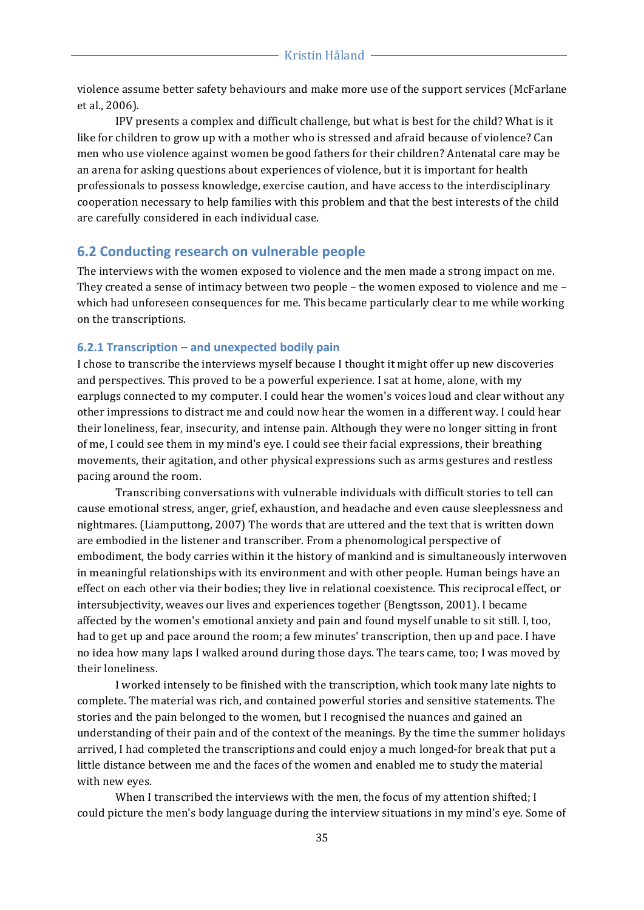violence assume better safety behaviours and make more use of the support services (McFarlane et al., 2006).

IPV presents a complex and difficult challenge, but what is best for the child? What is it like for children to grow up with a mother who is stressed and afraid because of violence? Can men who use violence against women be good fathers for their children? Antenatal care may be an arena for asking questions about experiences of violence, but it is important for health professionals to possess knowledge, exercise caution, and have access to the interdisciplinary cooperation necessary to help families with this problem and that the best interests of the child are carefully considered in each individual case.

## 6.2 Conducting research on vulnerable people

The interviews with the women exposed to violence and the men made a strong impact on me. They created a sense of intimacy between two people – the women exposed to violence and me – which had unforeseen consequences for me. This became particularly clear to me while working on the transcriptions.

### 6.2.1 Transcription – and unexpected bodily pain

I chose to transcribe the interviews myself because I thought it might offer up new discoveries and perspectives. This proved to be a powerful experience. I sat at home, alone, with my earplugs connected to my computer. I could hear the women's voices loud and clear without any other impressions to distract me and could now hear the women in a different way. I could hear their loneliness, fear, insecurity, and intense pain. Although they were no longer sitting in front of me, I could see them in my mind's eye. I could see their facial expressions, their breathing movements, their agitation, and other physical expressions such as arms gestures and restless pacing around the room.

Transcribing conversations with vulnerable individuals with difficult stories to tell can cause emotional stress, anger, grief, exhaustion, and headache and even cause sleeplessness and nightmares. (Liamputtong, 2007) The words that are uttered and the text that is written down are embodied in the listener and transcriber. From a phenomenological perspective of embodiment, the body carries within it the history of mankind and is simultaneously interwoven in meaningful relationships with its environment and with other people. Human beings have an effect on each other via their bodies; they live in relational coexistence. This reciprocal effect, or intersubjectivity, weaves our lives and experiences together (Bengtsson, 2001). I became affected by the women's emotional anxiety and pain and found myself unable to sit still. I, too, had to get up and pace around the room; a few minutes' transcription, then up and pace. I have no idea how many laps I walked around during those days. The tears came, too; I was moved by their loneliness.

I worked intensely to be finished with the transcription, which took many late nights to complete. The material was rich, and contained powerful stories and sensitive statements. The stories and the pain belonged to the women, but I recognised the nuances and gained an understanding of their pain and of the context of the meanings. By the time the summer holidays arrived, I had completed the transcriptions and could enjoy a much longed-for break that put a little distance between me and the faces of the women and enabled me to study the material with new eyes.

When I transcribed the interviews with the men, the focus of my attention shifted; I could picture the men's body language during the interview situations in my mind's eye. Some of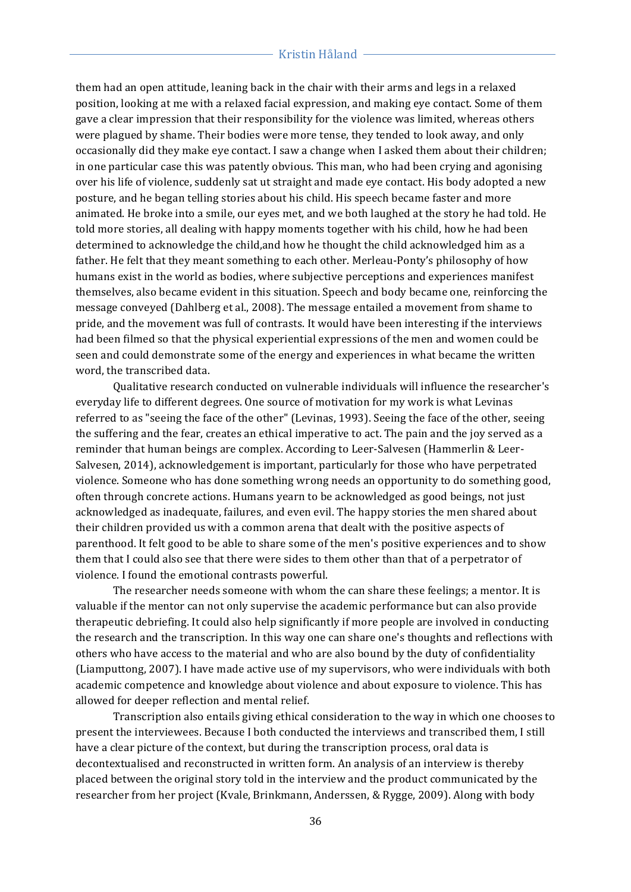them had an open attitude, leaning back in the chair with their arms and legs in a relaxed position, looking at me with a relaxed facial expression, and making eye contact. Some of them gave a clear impression that their responsibility for the violence was limited, whereas others were plagued by shame. Their bodies were more tense, they tended to look away, and only occasionally did they make eye contact. I saw a change when I asked them about their children; in one particular case this was patently obvious. This man, who had been crying and agonising over his life of violence, suddenly sat ut straight and made eye contact. His body adopted a new posture, and he began telling stories about his child. His speech became faster and more animated. He broke into a smile, our eyes met, and we both laughed at the story he had told. He told more stories, all dealing with happy moments together with his child, how he had been determined to acknowledge the child,and how he thought the child acknowledged him as a father. He felt that they meant something to each other. Merleau-Ponty's philosophy of how humans exist in the world as bodies, where subjective perceptions and experiences manifest themselves, also became evident in this situation. Speech and body became one, reinforcing the message conveyed (Dahlberg et al., 2008). The message entailed a movement from shame to pride, and the movement was full of contrasts. It would have been interesting if the interviews had been filmed so that the physical experiential expressions of the men and women could be seen and could demonstrate some of the energy and experiences in what became the written word, the transcribed data.

Qualitative research conducted on vulnerable individuals will influence the researcher's everyday life to different degrees. One source of motivation for my work is what Levinas referred to as "seeing the face of the other" (Levinas, 1993). Seeing the face of the other, seeing the suffering and the fear, creates an ethical imperative to act. The pain and the joy served as a reminder that human beings are complex. According to Leer-Salvesen (Hammerlin & Leer-Salvesen, 2014), acknowledgement is important, particularly for those who have perpetrated violence. Someone who has done something wrong needs an opportunity to do something good, often through concrete actions. Humans yearn to be acknowledged as good beings, not just acknowledged as inadequate, failures, and even evil. The happy stories the men shared about their children provided us with a common arena that dealt with the positive aspects of parenthood. It felt good to be able to share some of the men's positive experiences and to show them that I could also see that there were sides to them other than that of a perpetrator of violence. I found the emotional contrasts powerful.

The researcher needs someone with whom the can share these feelings; a mentor. It is valuable if the mentor can not only supervise the academic performance but can also provide therapeutic debriefing. It could also help significantly if more people are involved in conducting the research and the transcription. In this way one can share one's thoughts and reflections with others who have access to the material and who are also bound by the duty of confidentiality (Liamputtong, 2007). I have made active use of my supervisors, who were individuals with both academic competence and knowledge about violence and about exposure to violence. This has allowed for deeper reflection and mental relief.

Transcription also entails giving ethical consideration to the way in which one chooses to present the interviewees. Because I both conducted the interviews and transcribed them, I still have a clear picture of the context, but during the transcription process, oral data is decontextualised and reconstructed in written form. An analysis of an interview is thereby placed between the original story told in the interview and the product communicated by the researcher from her project (Kvale, Brinkmann, Anderssen, & Rygge, 2009). Along with body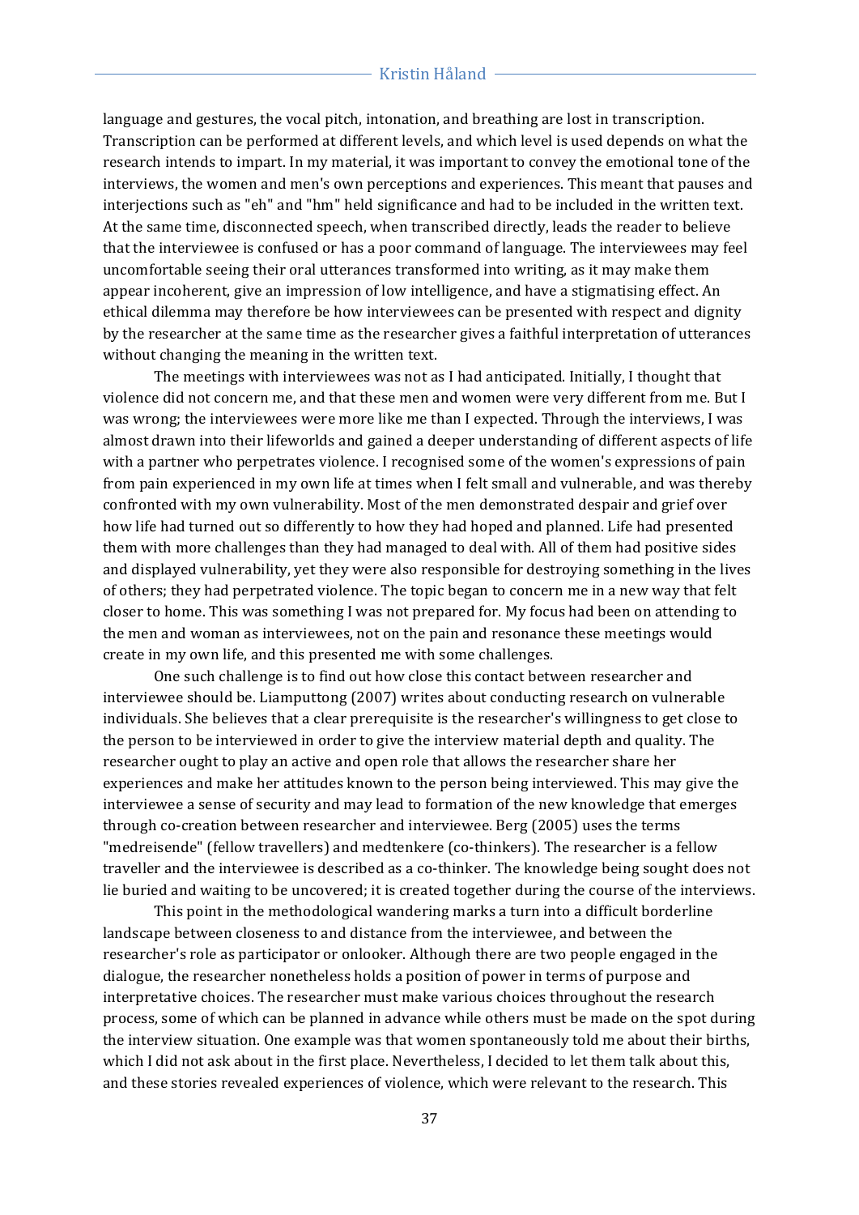language and gestures, the vocal pitch, intonation, and breathing are lost in transcription. Transcription can be performed at different levels, and which level is used depends on what the research intends to impart. In my material, it was important to convey the emotional tone of the interviews, the women and men's own perceptions and experiences. This meant that pauses and interjections such as "eh" and "hm" held significance and had to be included in the written text. At the same time, disconnected speech, when transcribed directly, leads the reader to believe that the interviewee is confused or has a poor command of language. The interviewees may feel uncomfortable seeing their oral utterances transformed into writing, as it may make them appear incoherent, give an impression of low intelligence, and have a stigmatising effect. An ethical dilemma may therefore be how interviewees can be presented with respect and dignity by the researcher at the same time as the researcher gives a faithful interpretation of utterances without changing the meaning in the written text.

The meetings with interviewees was not as I had anticipated. Initially, I thought that violence did not concern me, and that these men and women were very different from me. But I was wrong; the interviewees were more like me than I expected. Through the interviews, I was almost drawn into their lifeworlds and gained a deeper understanding of different aspects of life with a partner who perpetrates violence. I recognised some of the women's expressions of pain from pain experienced in my own life at times when I felt small and vulnerable, and was thereby confronted with my own vulnerability. Most of the men demonstrated despair and grief over how life had turned out so differently to how they had hoped and planned. Life had presented them with more challenges than they had managed to deal with. All of them had positive sides and displayed vulnerability, yet they were also responsible for destroying something in the lives of others; they had perpetrated violence. The topic began to concern me in a new way that felt closer to home. This was something I was not prepared for. My focus had been on attending to the men and woman as interviewees, not on the pain and resonance these meetings would create in my own life, and this presented me with some challenges.

One such challenge is to find out how close this contact between researcher and interviewee should be. Liamputtong (2007) writes about conducting research on vulnerable individuals. She believes that a clear prerequisite is the researcher's willingness to get close to the person to be interviewed in order to give the interview material depth and quality. The researcher ought to play an active and open role that allows the researcher share her experiences and make her attitudes known to the person being interviewed. This may give the interviewee a sense of security and may lead to formation of the new knowledge that emerges through co-creation between researcher and interviewee. Berg (2005) uses the terms "medreisende" (fellow travellers) and medtenkere (co-thinkers). The researcher is a fellow traveller and the interviewee is described as a co-thinker. The knowledge being sought does not lie buried and waiting to be uncovered; it is created together during the course of the interviews.

This point in the methodological wandering marks a turn into a difficult borderline landscape between closeness to and distance from the interviewee, and between the researcher's role as participator or onlooker. Although there are two people engaged in the dialogue, the researcher nonetheless holds a position of power in terms of purpose and interpretative choices. The researcher must make various choices throughout the research process, some of which can be planned in advance while others must be made on the spot during the interview situation. One example was that women spontaneously told me about their births, which I did not ask about in the first place. Nevertheless, I decided to let them talk about this, and these stories revealed experiences of violence, which were relevant to the research. This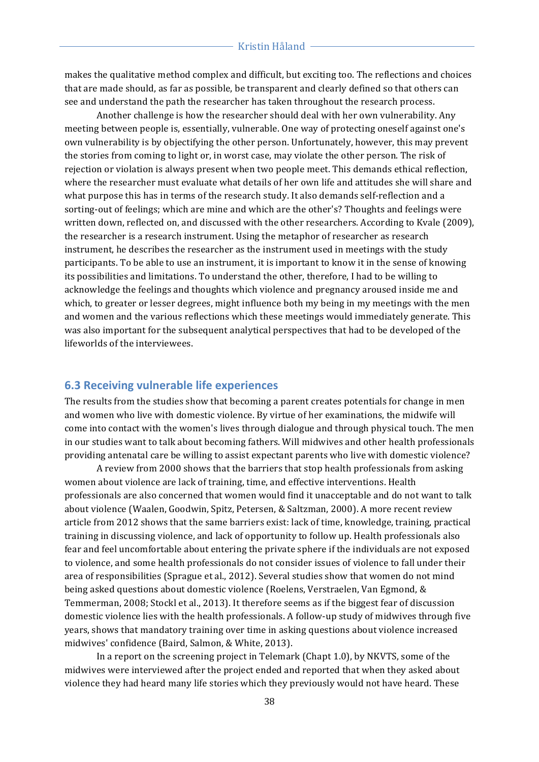makes the qualitative method complex and difficult, but exciting too. The reflections and choices that are made should, as far as possible, be transparent and clearly defined so that others can see and understand the path the researcher has taken throughout the research process.

Another challenge is how the researcher should deal with her own vulnerability. Any meeting between people is, essentially, vulnerable. One way of protecting oneself against one's own vulnerability is by objectifying the other person. Unfortunately, however, this may prevent the stories from coming to light or, in worst case, may violate the other person. The risk of rejection or violation is always present when two people meet. This demands ethical reflection, where the researcher must evaluate what details of her own life and attitudes she will share and what purpose this has in terms of the research study. It also demands self-reflection and a sorting-out of feelings; which are mine and which are the other's? Thoughts and feelings were written down, reflected on, and discussed with the other researchers. According to Kvale (2009), the researcher is a research instrument. Using the metaphor of researcher as research instrument, he describes the researcher as the instrument used in meetings with the study participants. To be able to use an instrument, it is important to know it in the sense of knowing its possibilities and limitations. To understand the other, therefore, I had to be willing to acknowledge the feelings and thoughts which violence and pregnancy aroused inside me and which, to greater or lesser degrees, might influence both my being in my meetings with the men and women and the various reflections which these meetings would immediately generate. This was also important for the subsequent analytical perspectives that had to be developed of the lifeworlds of the interviewees.

## 6.3 Receiving vulnerable life experiences

The results from the studies show that becoming a parent creates potentials for change in men and women who live with domestic violence. By virtue of her examinations, the midwife will come into contact with the women's lives through dialogue and through physical touch. The men in our studies want to talk about becoming fathers. Will midwives and other health professionals providing antenatal care be willing to assist expectant parents who live with domestic violence?

A review from 2000 shows that the barriers that stop health professionals from asking women about violence are lack of training, time, and effective interventions. Health professionals are also concerned that women would find it unacceptable and do not want to talk about violence (Waalen, Goodwin, Spitz, Petersen, & Saltzman, 2000). A more recent review article from 2012 shows that the same barriers exist: lack of time, knowledge, training, practical training in discussing violence, and lack of opportunity to follow up. Health professionals also fear and feel uncomfortable about entering the private sphere if the individuals are not exposed to violence, and some health professionals do not consider issues of violence to fall under their area of responsibilities (Sprague et al., 2012). Several studies show that women do not mind being asked questions about domestic violence (Roelens, Verstraelen, Van Egmond, & Temmerman, 2008; Stockl et al., 2013). It therefore seems as if the biggest fear of discussion domestic violence lies with the health professionals. A follow-up study of midwives through five years, shows that mandatory training over time in asking questions about violence increased midwives' confidence (Baird, Salmon, & White, 2013).

In a report on the screening project in Telemark (Chapt 1.0), by NKVTS, some of the midwives were interviewed after the project ended and reported that when they asked about violence they had heard many life stories which they previously would not have heard. These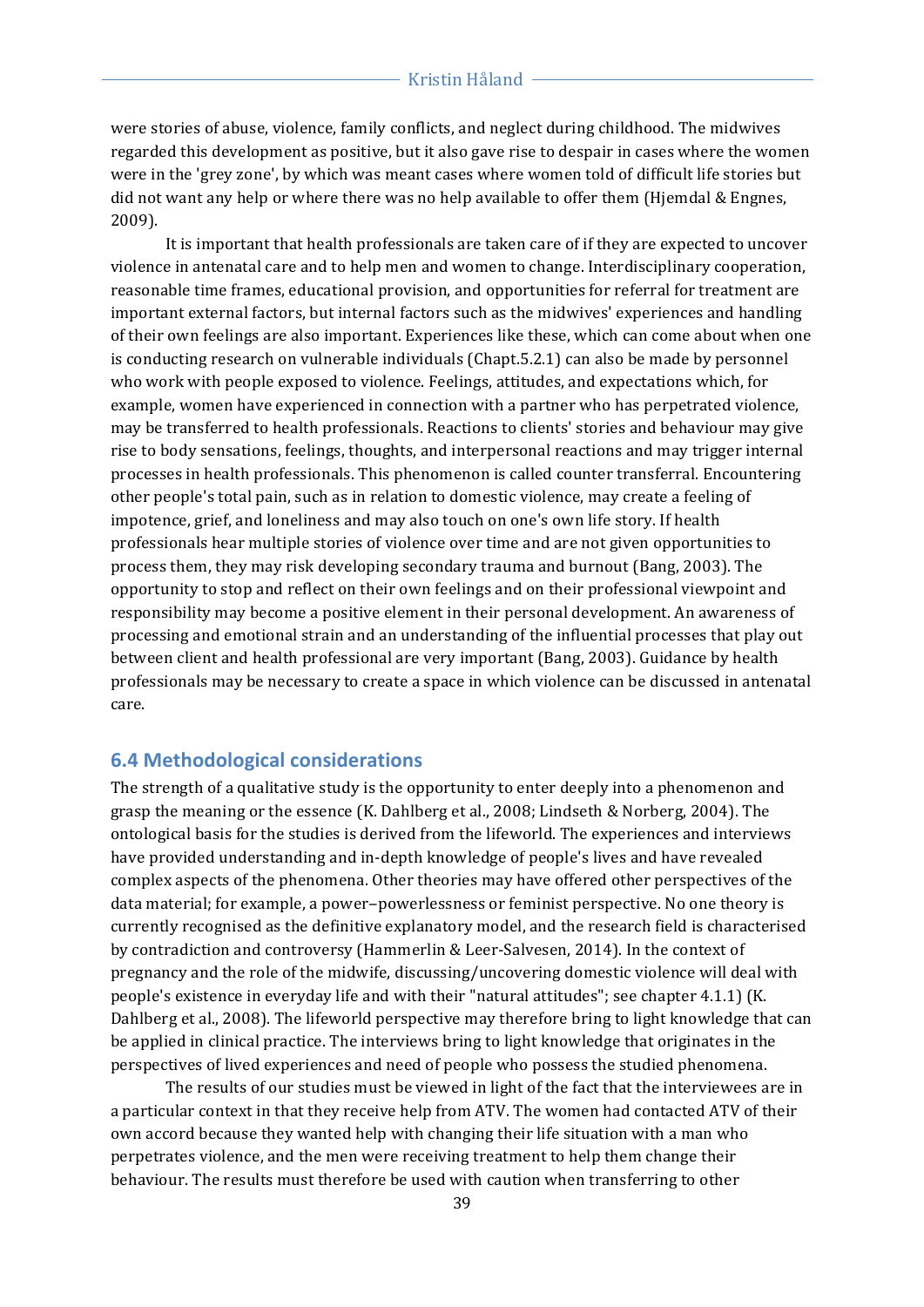were stories of abuse, violence, family conflicts, and neglect during childhood. The midwives regarded this development as positive, but it also gave rise to despair in cases where the women were in the 'grey zone', by which was meant cases where women told of difficult life stories but did not want any help or where there was no help available to offer them (Hjemdal & Engnes, 2009).

It is important that health professionals are taken care of if they are expected to uncover violence in antenatal care and to help men and women to change. Interdisciplinary cooperation, reasonable time frames, educational provision, and opportunities for referral for treatment are important external factors, but internal factors such as the midwives' experiences and handling of their own feelings are also important. Experiences like these, which can come about when one is conducting research on vulnerable individuals (Chapt.5.2.1) can also be made by personnel who work with people exposed to violence. Feelings, attitudes, and expectations which, for example, women have experienced in connection with a partner who has perpetrated violence, may be transferred to health professionals. Reactions to clients' stories and behaviour may give rise to body sensations, feelings, thoughts, and interpersonal reactions and may trigger internal processes in health professionals. This phenomenon is called counter transferral. Encountering other people's total pain, such as in relation to domestic violence, may create a feeling of impotence, grief, and loneliness and may also touch on one's own life story. If health professionals hear multiple stories of violence over time and are not given opportunities to process them, they may risk developing secondary trauma and burnout (Bang, 2003). The opportunity to stop and reflect on their own feelings and on their professional viewpoint and responsibility may become a positive element in their personal development. An awareness of processing and emotional strain and an understanding of the influential processes that play out between client and health professional are very important (Bang, 2003). Guidance by health professionals may be necessary to create a space in which violence can be discussed in antenatal care.

## 6.4 Methodological considerations

The strength of a qualitative study is the opportunity to enter deeply into a phenomenon and grasp the meaning or the essence (K. Dahlberg et al., 2008; Lindseth & Norberg, 2004). The ontological basis for the studies is derived from the lifeworld. The experiences and interviews have provided understanding and in-depth knowledge of people's lives and have revealed complex aspects of the phenomena. Other theories may have offered other perspectives of the data material; for example, a power–powerlessness or feminist perspective. No one theory is currently recognised as the definitive explanatory model, and the research field is characterised by contradiction and controversy (Hammerlin & Leer-Salvesen, 2014). In the context of pregnancy and the role of the midwife, discussing/uncovering domestic violence will deal with people's existence in everyday life and with their "natural attitudes"; see chapter 4.1.1) (K. Dahlberg et al., 2008). The lifeworld perspective may therefore bring to light knowledge that can be applied in clinical practice. The interviews bring to light knowledge that originates in the perspectives of lived experiences and need of people who possess the studied phenomena.

The results of our studies must be viewed in light of the fact that the interviewees are in a particular context in that they receive help from ATV. The women had contacted ATV of their own accord because they wanted help with changing their life situation with a man who perpetrates violence, and the men were receiving treatment to help them change their behaviour. The results must therefore be used with caution when transferring to other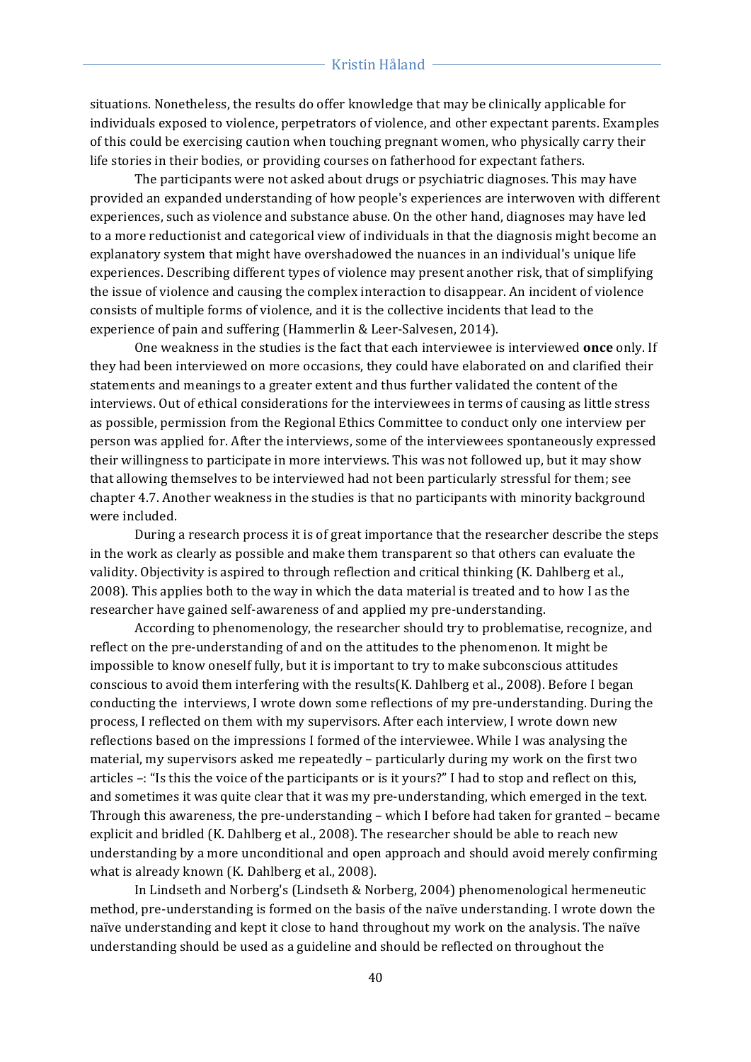situations. Nonetheless, the results do offer knowledge that may be clinically applicable for individuals exposed to violence, perpetrators of violence, and other expectant parents. Examples of this could be exercising caution when touching pregnant women, who physically carry their life stories in their bodies, or providing courses on fatherhood for expectant fathers.

The participants were not asked about drugs or psychiatric diagnoses. This may have provided an expanded understanding of how people's experiences are interwoven with different experiences, such as violence and substance abuse. On the other hand, diagnoses may have led to a more reductionist and categorical view of individuals in that the diagnosis might become an explanatory system that might have overshadowed the nuances in an individual's unique life experiences. Describing different types of violence may present another risk, that of simplifying the issue of violence and causing the complex interaction to disappear. An incident of violence consists of multiple forms of violence, and it is the collective incidents that lead to the experience of pain and suffering (Hammerlin & Leer-Salvesen, 2014).

One weakness in the studies is the fact that each interviewee is interviewed **once** only. If they had been interviewed on more occasions, they could have elaborated on and clarified their statements and meanings to a greater extent and thus further validated the content of the interviews. Out of ethical considerations for the interviewees in terms of causing as little stress as possible, permission from the Regional Ethics Committee to conduct only one interview per person was applied for. After the interviews, some of the interviewees spontaneously expressed their willingness to participate in more interviews. This was not followed up, but it may show that allowing themselves to be interviewed had not been particularly stressful for them; see chapter 4.7. Another weakness in the studies is that no participants with minority background were included.

During a research process it is of great importance that the researcher describe the steps in the work as clearly as possible and make them transparent so that others can evaluate the validity. Objectivity is aspired to through reflection and critical thinking (K. Dahlberg et al., 2008). This applies both to the way in which the data material is treated and to how I as the researcher have gained self-awareness of and applied my pre-understanding.

According to phenomenology, the researcher should try to problematise, recognize, and reflect on the pre-understanding of and on the attitudes to the phenomenon. It might be impossible to know oneself fully, but it is important to try to make subconscious attitudes conscious to avoid them interfering with the results(K. Dahlberg et al., 2008). Before I began conducting the interviews, I wrote down some reflections of my pre-understanding. During the process, I reflected on them with my supervisors. After each interview, I wrote down new reflections based on the impressions I formed of the interviewee. While I was analysing the material, my supervisors asked me repeatedly – particularly during my work on the first two articles –: "Is this the voice of the participants or is it yours?" I had to stop and reflect on this, and sometimes it was quite clear that it was my pre-understanding, which emerged in the text. Through this awareness, the pre-understanding – which I before had taken for granted – became explicit and bridled (K. Dahlberg et al., 2008). The researcher should be able to reach new understanding by a more unconditional and open approach and should avoid merely confirming what is already known (K. Dahlberg et al., 2008).

In Lindseth and Norberg's (Lindseth & Norberg, 2004) phenomenological hermeneutic method, pre-understanding is formed on the basis of the naïve understanding. I wrote down the naïve understanding and kept it close to hand throughout my work on the analysis. The naïve understanding should be used as a guideline and should be reflected on throughout the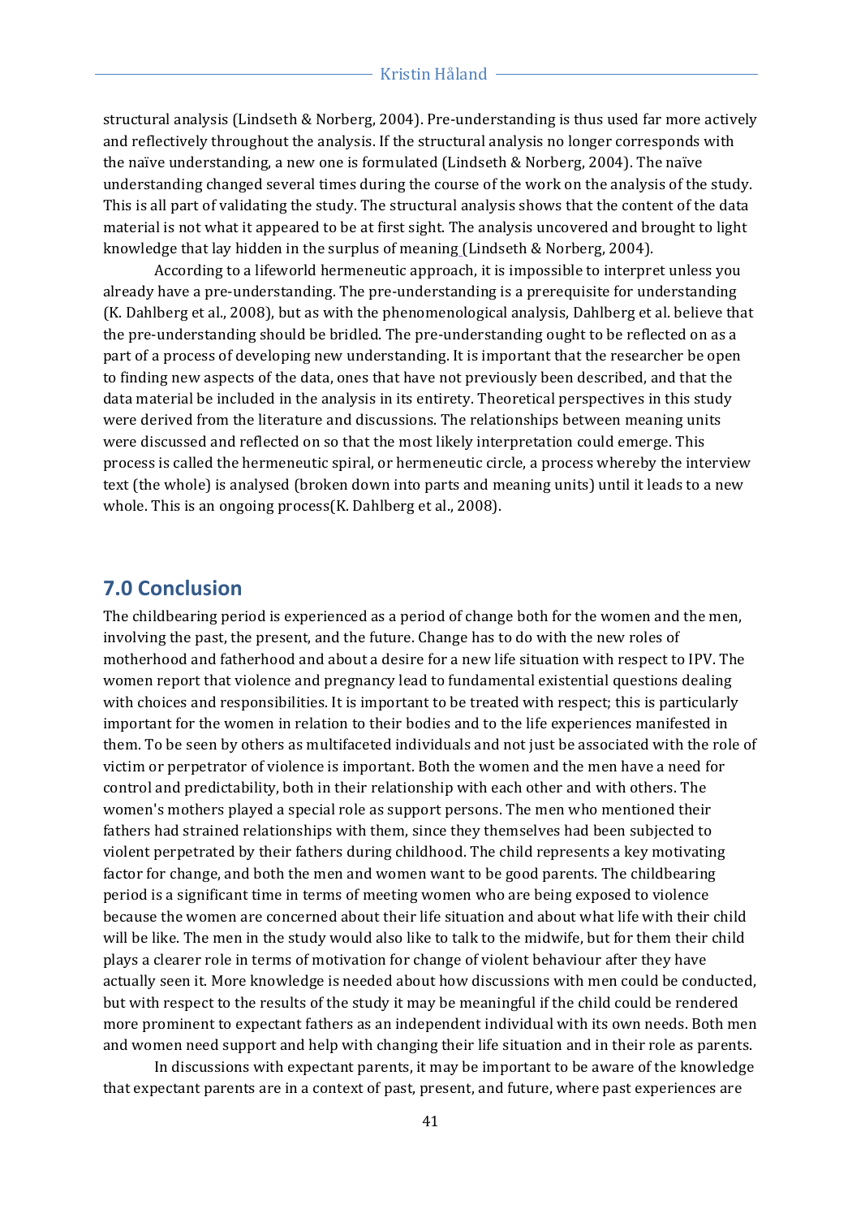structural analysis (Lindseth & Norberg, 2004). Pre-understanding is thus used far more actively and reflectively throughout the analysis. If the structural analysis no longer corresponds with the naïve understanding, a new one is formulated (Lindseth & Norberg, 2004). The naïve understanding changed several times during the course of the work on the analysis of the study. This is all part of validating the study. The structural analysis shows that the content of the data material is not what it appeared to be at first sight. The analysis uncovered and brought to light knowledge that lay hidden in the surplus of meaning (Lindseth & Norberg, 2004).

According to a lifeworld hermeneutic approach, it is impossible to interpret unless you already have a pre-understanding. The pre-understanding is a prerequisite for understanding (K. Dahlberg et al., 2008), but as with the phenomenological analysis, Dahlberg et al. believe that the pre-understanding should be bridled. The pre-understanding ought to be reflected on as a part of a process of developing new understanding. It is important that the researcher be open to finding new aspects of the data, ones that have not previously been described, and that the data material be included in the analysis in its entirety. Theoretical perspectives in this study were derived from the literature and discussions. The relationships between meaning units were discussed and reflected on so that the most likely interpretation could emerge. This process is called the hermeneutic spiral, or hermeneutic circle, a process whereby the interview text (the whole) is analysed (broken down into parts and meaning units) until it leads to a new whole. This is an ongoing process(K. Dahlberg et al., 2008).

## 7.0 Conclusion

The childbearing period is experienced as a period of change both for the women and the men, involving the past, the present, and the future. Change has to do with the new roles of motherhood and fatherhood and about a desire for a new life situation with respect to IPV. The women report that violence and pregnancy lead to fundamental existential questions dealing with choices and responsibilities. It is important to be treated with respect; this is particularly important for the women in relation to their bodies and to the life experiences manifested in them. To be seen by others as multifaceted individuals and not just be associated with the role of victim or perpetrator of violence is important. Both the women and the men have a need for control and predictability, both in their relationship with each other and with others. The women's mothers played a special role as support persons. The men who mentioned their fathers had strained relationships with them, since they themselves had been subjected to violent perpetrated by their fathers during childhood. The child represents a key motivating factor for change, and both the men and women want to be good parents. The childbearing period is a significant time in terms of meeting women who are being exposed to violence because the women are concerned about their life situation and about what life with their child will be like. The men in the study would also like to talk to the midwife, but for them their child plays a clearer role in terms of motivation for change of violent behaviour after they have actually seen it. More knowledge is needed about how discussions with men could be conducted, but with respect to the results of the study it may be meaningful if the child could be rendered more prominent to expectant fathers as an independent individual with its own needs. Both men and women need support and help with changing their life situation and in their role as parents.

In discussions with expectant parents, it may be important to be aware of the knowledge that expectant parents are in a context of past, present, and future, where past experiences are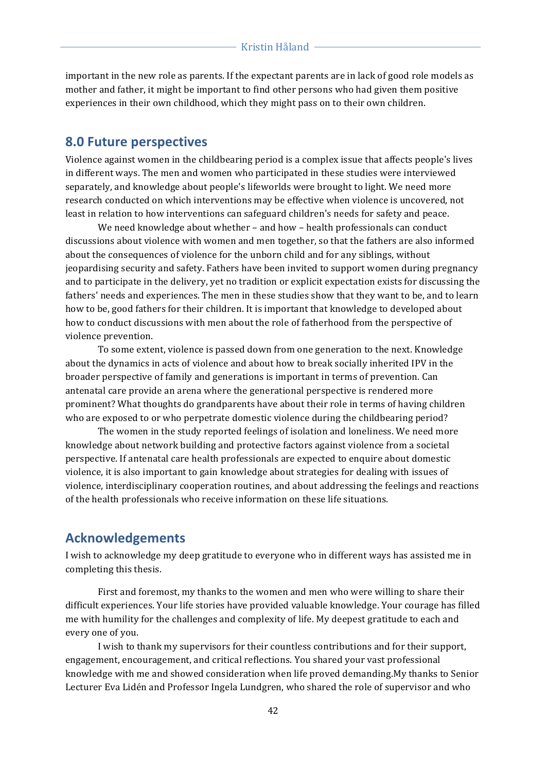important in the new role as parents. If the expectant parents are in lack of good role models as mother and father, it might be important to find other persons who had given them positive experiences in their own childhood, which they might pass on to their own children.

## 8.0 Future perspectives

Violence against women in the childbearing period is a complex issue that affects people's lives in different ways. The men and women who participated in these studies were interviewed separately, and knowledge about people's lifeworlds were brought to light. We need more research conducted on which interventions may be effective when violence is uncovered, not least in relation to how interventions can safeguard children's needs for safety and peace.

We need knowledge about whether – and how – health professionals can conduct discussions about violence with women and men together, so that the fathers are also informed about the consequences of violence for the unborn child and for any siblings, without jeopardising security and safety. Fathers have been invited to support women during pregnancy and to participate in the delivery, yet no tradition or explicit expectation exists for discussing the fathers' needs and experiences. The men in these studies show that they want to be, and to learn how to be, good fathers for their children. It is important that knowledge to developed about how to conduct discussions with men about the role of fatherhood from the perspective of violence prevention.

To some extent, violence is passed down from one generation to the next. Knowledge about the dynamics in acts of violence and about how to break socially inherited IPV in the broader perspective of family and generations is important in terms of prevention. Can antenatal care provide an arena where the generational perspective is rendered more prominent? What thoughts do grandparents have about their role in terms of having children who are exposed to or who perpetrate domestic violence during the childbearing period?

The women in the study reported feelings of isolation and loneliness. We need more knowledge about network building and protective factors against violence from a societal perspective. If antenatal care health professionals are expected to enquire about domestic violence, it is also important to gain knowledge about strategies for dealing with issues of violence, interdisciplinary cooperation routines, and about addressing the feelings and reactions of the health professionals who receive information on these life situations.

## Acknowledgements

I wish to acknowledge my deep gratitude to everyone who in different ways has assisted me in completing this thesis.

First and foremost, my thanks to the women and men who were willing to share their difficult experiences. Your life stories have provided valuable knowledge. Your courage has filled me with humility for the challenges and complexity of life. My deepest gratitude to each and every one of you.

I wish to thank my supervisors for their countless contributions and for their support, engagement, encouragement, and critical reflections. You shared your vast professional knowledge with me and showed consideration when life proved demanding.My thanks to Senior Lecturer Eva Lidén and Professor Ingela Lundgren, who shared the role of supervisor and who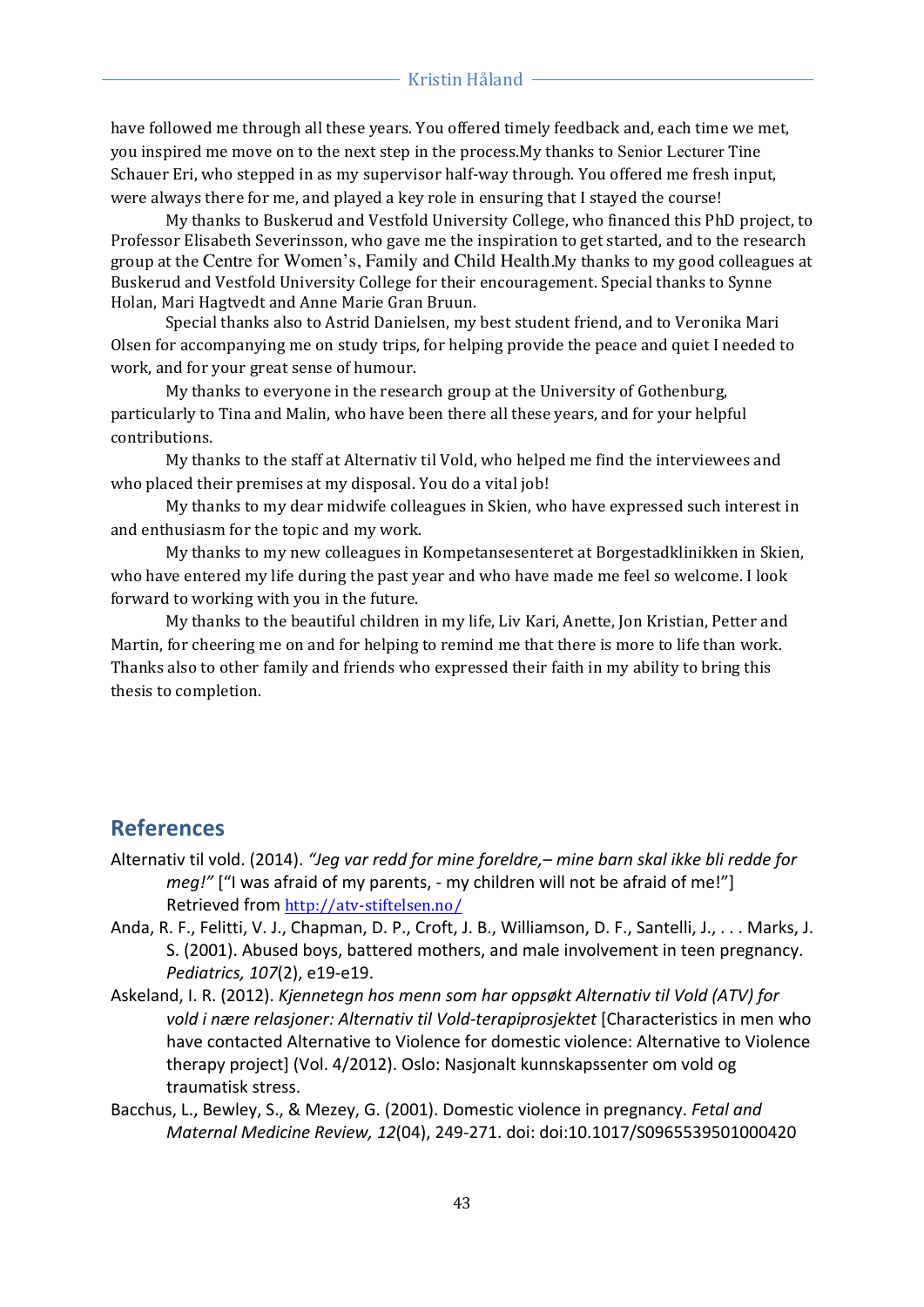have followed me through all these years. You offered timely feedback and, each time we met, you inspired me move on to the next step in the process.My thanks to Senior Lecturer Tine Schauer Eri, who stepped in as my supervisor half-way through. You offered me fresh input, were always there for me, and played a key role in ensuring that I stayed the course!

My thanks to Buskerud and Vestfold University College, who financed this PhD project, to Professor Elisabeth Severinsson, who gave me the inspiration to get started, and to the research group at the Centre for Women's, Family and Child Health.My thanks to my good colleagues at Buskerud and Vestfold University College for their encouragement. Special thanks to Synne Holan, Mari Hagtvedt and Anne Marie Gran Bruun.

Special thanks also to Astrid Danielsen, my best student friend, and to Veronika Mari Olsen for accompanying me on study trips, for helping provide the peace and quiet I needed to work, and for your great sense of humour.

My thanks to everyone in the research group at the University of Gothenburg, particularly to Tina and Malin, who have been there all these years, and for your helpful contributions.

My thanks to the staff at Alternativ til Vold, who helped me find the interviewees and who placed their premises at my disposal. You do a vital job!

My thanks to my dear midwife colleagues in Skien, who have expressed such interest in and enthusiasm for the topic and my work.

My thanks to my new colleagues in Kompetansesenteret at Borgestadklinikken in Skien, who have entered my life during the past year and who have made me feel so welcome. I look forward to working with you in the future.

My thanks to the beautiful children in my life, Liv Kari, Anette, Jon Kristian, Petter and Martin, for cheering me on and for helping to remind me that there is more to life than work. Thanks also to other family and friends who expressed their faith in my ability to bring this thesis to completion.

## References

Alternativ til vold. (2014). *"Jeg var redd for mine foreldre,– mine barn skal ikke bli redde for meg!"* ["I was afraid of my parents, - my children will not be afraid of me!"] Retrieved from http://atv-stiftelsen.no/

Anda, R. F., Felitti, V. J., Chapman, D. P., Croft, J. B., Williamson, D. F., Santelli, J., . . . Marks, J. S. (2001). Abused boys, battered mothers, and male involvement in teen pregnancy. *Pediatrics, 107*(2), e19-e19.

Askeland, I. R. (2012). *Kjennetegn hos menn som har oppsøkt Alternativ til Vold (ATV) for vold i nære relasjoner: Alternativ til Vold-terapiprosjektet* [Characteristics in men who have contacted Alternative to Violence for domestic violence: Alternative to Violence therapy project] (Vol. 4/2012). Oslo: Nasjonalt kunnskapssenter om vold og traumatisk stress.

Bacchus, L., Bewley, S., & Mezey, G. (2001). Domestic violence in pregnancy. *Fetal and Maternal Medicine Review, 12*(04), 249-271. doi: doi:10.1017/S0965539501000420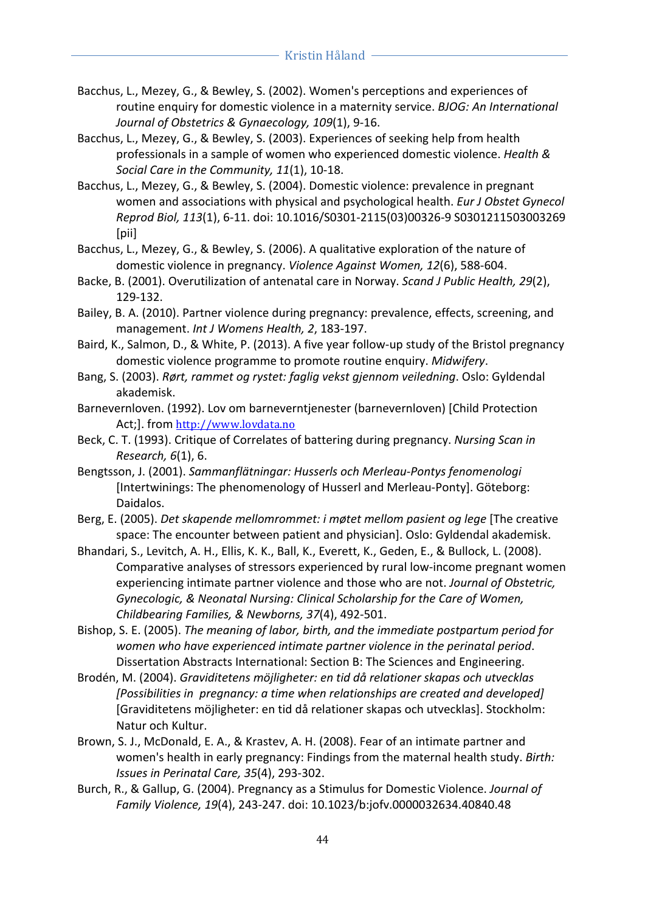Bacchus, L., Mezey, G., & Bewley, S. (2002). Women's perceptions and experiences of routine enquiry for domestic violence in a maternity service. *BJOG: An International Journal of Obstetrics & Gynaecology, 109*(1), 9-16.

Bacchus, L., Mezey, G., & Bewley, S. (2003). Experiences of seeking help from health professionals in a sample of women who experienced domestic violence. *Health & Social Care in the Community, 11*(1), 10-18.

Bacchus, L., Mezey, G., & Bewley, S. (2004). Domestic violence: prevalence in pregnant women and associations with physical and psychological health. *Eur J Obstet Gynecol Reprod Biol, 113*(1), 6-11. doi: 10.1016/S0301-2115(03)00326-9 S0301211503003269 [pii]

Bacchus, L., Mezey, G., & Bewley, S. (2006). A qualitative exploration of the nature of domestic violence in pregnancy. *Violence Against Women, 12*(6), 588-604.

Backe, B. (2001). Overutilization of antenatal care in Norway. *Scand J Public Health, 29*(2), 129-132.

Bailey, B. A. (2010). Partner violence during pregnancy: prevalence, effects, screening, and management. *Int J Womens Health, 2*, 183-197.

Baird, K., Salmon, D., & White, P. (2013). A five year follow-up study of the Bristol pregnancy domestic violence programme to promote routine enquiry. *Midwifery*.

Bang, S. (2003). *Rørt, rammet og rystet: faglig vekst gjennom veiledning*. Oslo: Gyldendal akademisk.

Barnevernloven. (1992). Lov om barneverntjenester (barnevernloven) [Child Protection Act;]. from http://www.lovdata.no

Beck, C. T. (1993). Critique of Correlates of battering during pregnancy. *Nursing Scan in Research, 6*(1), 6.

Bengtsson, J. (2001). *Sammanflätningar: Husserls och Merleau-Pontys fenomenologi* [Intertwinings: The phenomenology of Husserl and Merleau-Ponty]. Göteborg: Daidalos.

Berg, E. (2005). *Det skapende mellomrommet: i møtet mellom pasient og lege* [The creative space: The encounter between patient and physician]. Oslo: Gyldendal akademisk.

Bhandari, S., Levitch, A. H., Ellis, K. K., Ball, K., Everett, K., Geden, E., & Bullock, L. (2008). Comparative analyses of stressors experienced by rural low-income pregnant women experiencing intimate partner violence and those who are not. *Journal of Obstetric, Gynecologic, & Neonatal Nursing: Clinical Scholarship for the Care of Women, Childbearing Families, & Newborns, 37*(4), 492-501.

Bishop, S. E. (2005). *The meaning of labor, birth, and the immediate postpartum period for women who have experienced intimate partner violence in the perinatal period*. Dissertation Abstracts International: Section B: The Sciences and Engineering.

Brodén, M. (2004). *Graviditetens möjligheter: en tid då relationer skapas och utvecklas [Possibilities in pregnancy: a time when relationships are created and developed]* [Graviditetens möjligheter: en tid då relationer skapas och utvecklas]. Stockholm: Natur och Kultur.

Brown, S. J., McDonald, E. A., & Krastev, A. H. (2008). Fear of an intimate partner and women's health in early pregnancy: Findings from the maternal health study. *Birth: Issues in Perinatal Care, 35*(4), 293-302.

Burch, R., & Gallup, G. (2004). Pregnancy as a Stimulus for Domestic Violence. *Journal of Family Violence, 19*(4), 243-247. doi: 10.1023/b:jofv.0000032634.40840.48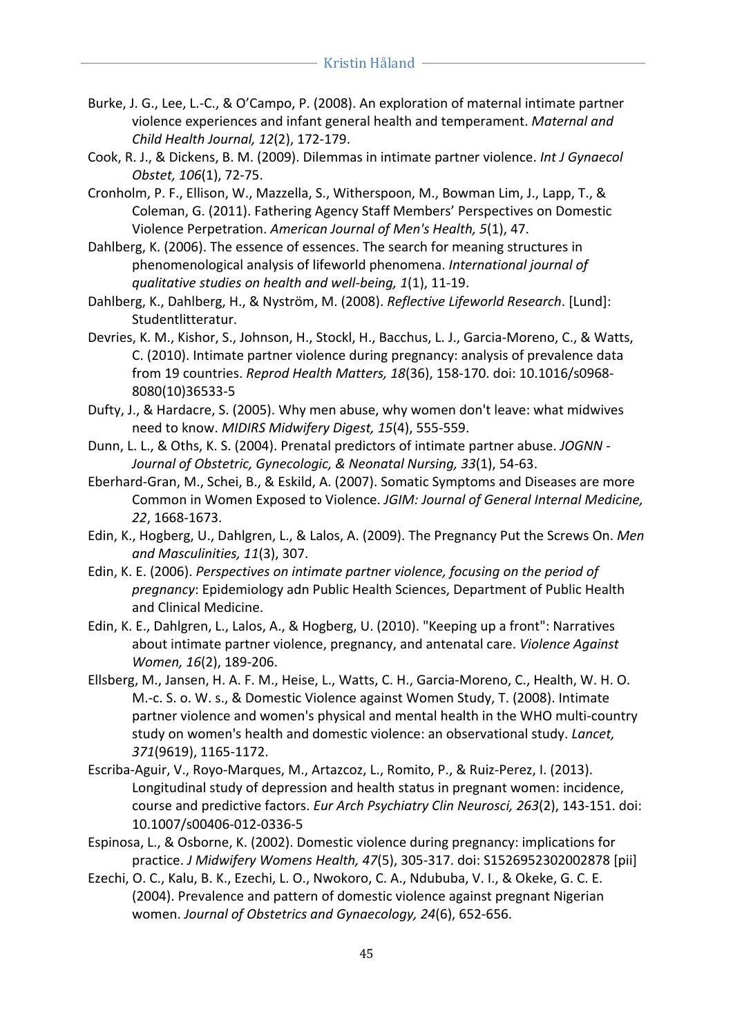Burke, J. G., Lee, L.-C., & O'Campo, P. (2008). An exploration of maternal intimate partner violence experiences and infant general health and temperament. *Maternal and Child Health Journal, 12*(2), 172-179.

Cook, R. J., & Dickens, B. M. (2009). Dilemmas in intimate partner violence. *Int J Gynaecol Obstet, 106*(1), 72-75.

Cronholm, P. F., Ellison, W., Mazzella, S., Witherspoon, M., Bowman Lim, J., Lapp, T., & Coleman, G. (2011). Fathering Agency Staff Members' Perspectives on Domestic Violence Perpetration. *American Journal of Men's Health, 5*(1), 47.

Dahlberg, K. (2006). The essence of essences. The search for meaning structures in phenomenological analysis of lifeworld phenomena. *International journal of qualitative studies on health and well-being, 1*(1), 11-19.

Dahlberg, K., Dahlberg, H., & Nyström, M. (2008). *Reflective Lifeworld Research*. [Lund]: Studentlitteratur.

Devries, K. M., Kishor, S., Johnson, H., Stockl, H., Bacchus, L. J., Garcia-Moreno, C., & Watts, C. (2010). Intimate partner violence during pregnancy: analysis of prevalence data from 19 countries. *Reprod Health Matters, 18*(36), 158-170. doi: 10.1016/s0968-8080(10)36533-5

Dufty, J., & Hardacre, S. (2005). Why men abuse, why women don't leave: what midwives need to know. *MIDIRS Midwifery Digest, 15*(4), 555-559.

Dunn, L. L., & Oths, K. S. (2004). Prenatal predictors of intimate partner abuse. *JOGNN - Journal of Obstetric, Gynecologic, & Neonatal Nursing, 33*(1), 54-63.

Eberhard-Gran, M., Schei, B., & Eskild, A. (2007). Somatic Symptoms and Diseases are more Common in Women Exposed to Violence. *JGIM: Journal of General Internal Medicine, 22*, 1668-1673.

Edin, K., Hogberg, U., Dahlgren, L., & Lalos, A. (2009). The Pregnancy Put the Screws On. *Men and Masculinities, 11*(3), 307.

Edin, K. E. (2006). *Perspectives on intimate partner violence, focusing on the period of pregnancy*: Epidemiology adn Public Health Sciences, Department of Public Health and Clinical Medicine.

Edin, K. E., Dahlgren, L., Lalos, A., & Hogberg, U. (2010). "Keeping up a front": Narratives about intimate partner violence, pregnancy, and antenatal care. *Violence Against Women, 16*(2), 189-206.

Ellsberg, M., Jansen, H. A. F. M., Heise, L., Watts, C. H., Garcia-Moreno, C., Health, W. H. O. M.-c. S. o. W. s., & Domestic Violence against Women Study, T. (2008). Intimate partner violence and women's physical and mental health in the WHO multi-country study on women's health and domestic violence: an observational study. *Lancet, 371*(9619), 1165-1172.

Escriba-Aguir, V., Royo-Marques, M., Artazcoz, L., Romito, P., & Ruiz-Perez, I. (2013). Longitudinal study of depression and health status in pregnant women: incidence, course and predictive factors. *Eur Arch Psychiatry Clin Neurosci, 263*(2), 143-151. doi: 10.1007/s00406-012-0336-5

Espinosa, L., & Osborne, K. (2002). Domestic violence during pregnancy: implications for practice. *J Midwifery Womens Health, 47*(5), 305-317. doi: S1526952302002878 [pii]

Ezechi, O. C., Kalu, B. K., Ezechi, L. O., Nwokoro, C. A., Ndububa, V. I., & Okeke, G. C. E. (2004). Prevalence and pattern of domestic violence against pregnant Nigerian women. *Journal of Obstetrics and Gynaecology, 24*(6), 652-656.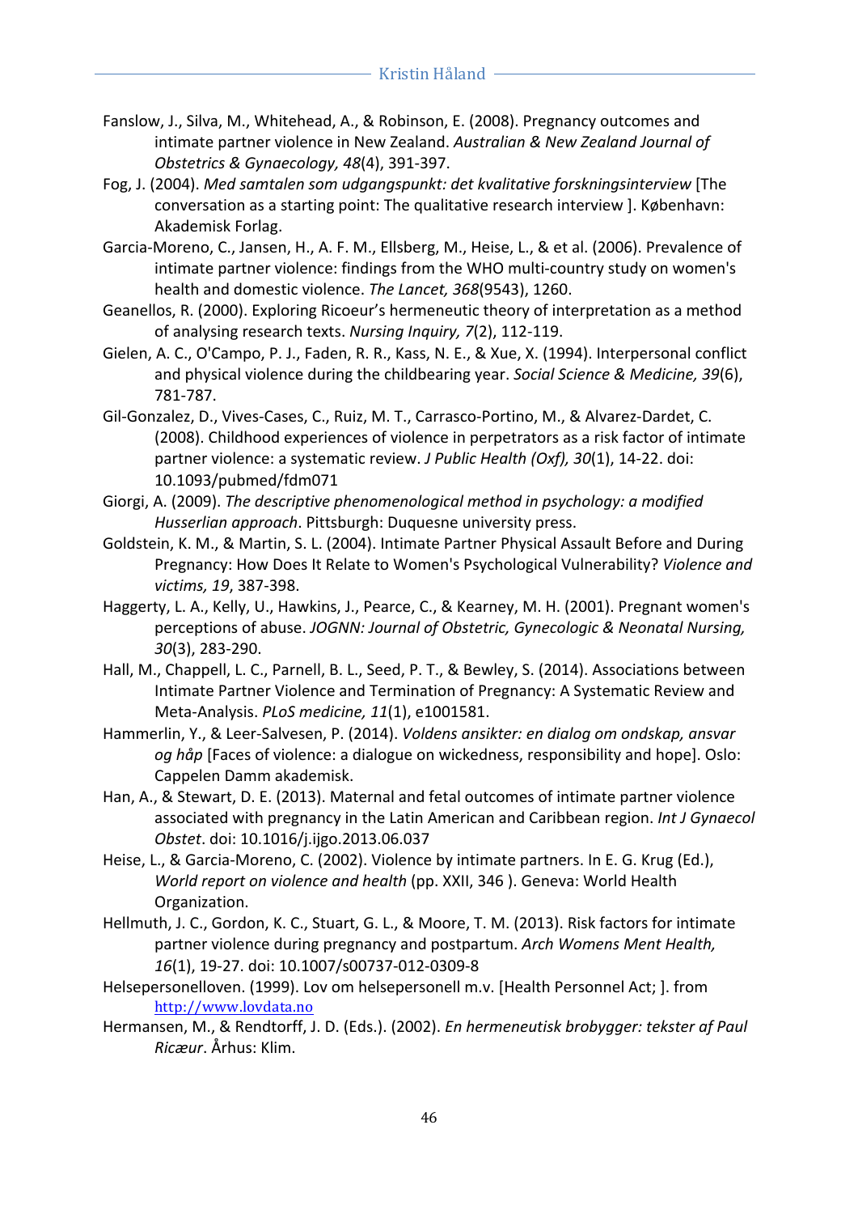Fanslow, J., Silva, M., Whitehead, A., & Robinson, E. (2008). Pregnancy outcomes and intimate partner violence in New Zealand. *Australian & New Zealand Journal of Obstetrics & Gynaecology, 48*(4), 391-397.

Fog, J. (2004). *Med samtalen som udgangspunkt: det kvalitative forskningsinterview* [The conversation as a starting point: The qualitative research interview ]. København: Akademisk Forlag.

Garcia-Moreno, C., Jansen, H., A. F. M., Ellsberg, M., Heise, L., & et al. (2006). Prevalence of intimate partner violence: findings from the WHO multi-country study on women's health and domestic violence. *The Lancet, 368*(9543), 1260.

Geanellos, R. (2000). Exploring Ricoeur's hermeneutic theory of interpretation as a method of analysing research texts. *Nursing Inquiry, 7*(2), 112-119.

Gielen, A. C., O'Campo, P. J., Faden, R. R., Kass, N. E., & Xue, X. (1994). Interpersonal conflict and physical violence during the childbearing year. *Social Science & Medicine, 39*(6), 781-787.

Gil-Gonzalez, D., Vives-Cases, C., Ruiz, M. T., Carrasco-Portino, M., & Alvarez-Dardet, C. (2008). Childhood experiences of violence in perpetrators as a risk factor of intimate partner violence: a systematic review. *J Public Health (Oxf), 30*(1), 14-22. doi: 10.1093/pubmed/fdm071

Giorgi, A. (2009). *The descriptive phenomenological method in psychology: a modified Husserlian approach*. Pittsburgh: Duquesne university press.

Goldstein, K. M., & Martin, S. L. (2004). Intimate Partner Physical Assault Before and During Pregnancy: How Does It Relate to Women's Psychological Vulnerability? *Violence and victims, 19*, 387-398.

Haggerty, L. A., Kelly, U., Hawkins, J., Pearce, C., & Kearney, M. H. (2001). Pregnant women's perceptions of abuse. *JOGNN: Journal of Obstetric, Gynecologic & Neonatal Nursing, 30*(3), 283-290.

Hall, M., Chappell, L. C., Parnell, B. L., Seed, P. T., & Bewley, S. (2014). Associations between Intimate Partner Violence and Termination of Pregnancy: A Systematic Review and Meta-Analysis. *PLoS medicine, 11*(1), e1001581.

Hammerlin, Y., & Leer-Salvesen, P. (2014). *Voldens ansikter: en dialog om ondskap, ansvar og håp* [Faces of violence: a dialogue on wickedness, responsibility and hope]. Oslo: Cappelen Damm akademisk.

Han, A., & Stewart, D. E. (2013). Maternal and fetal outcomes of intimate partner violence associated with pregnancy in the Latin American and Caribbean region. *Int J Gynaecol Obstet*. doi: 10.1016/j.ijgo.2013.06.037

Heise, L., & Garcia-Moreno, C. (2002). Violence by intimate partners. In E. G. Krug (Ed.), *World report on violence and health* (pp. XXII, 346 ). Geneva: World Health Organization.

Hellmuth, J. C., Gordon, K. C., Stuart, G. L., & Moore, T. M. (2013). Risk factors for intimate partner violence during pregnancy and postpartum. *Arch Womens Ment Health, 16*(1), 19-27. doi: 10.1007/s00737-012-0309-8

Helsepersonelloven. (1999). Lov om helsepersonell m.v. [Health Personnel Act; ]. from http://www.lovdata.no

Hermansen, M., & Rendtorff, J. D. (Eds.). (2002). *En hermeneutisk brobygger: tekster af Paul Ricæur*. Århus: Klim.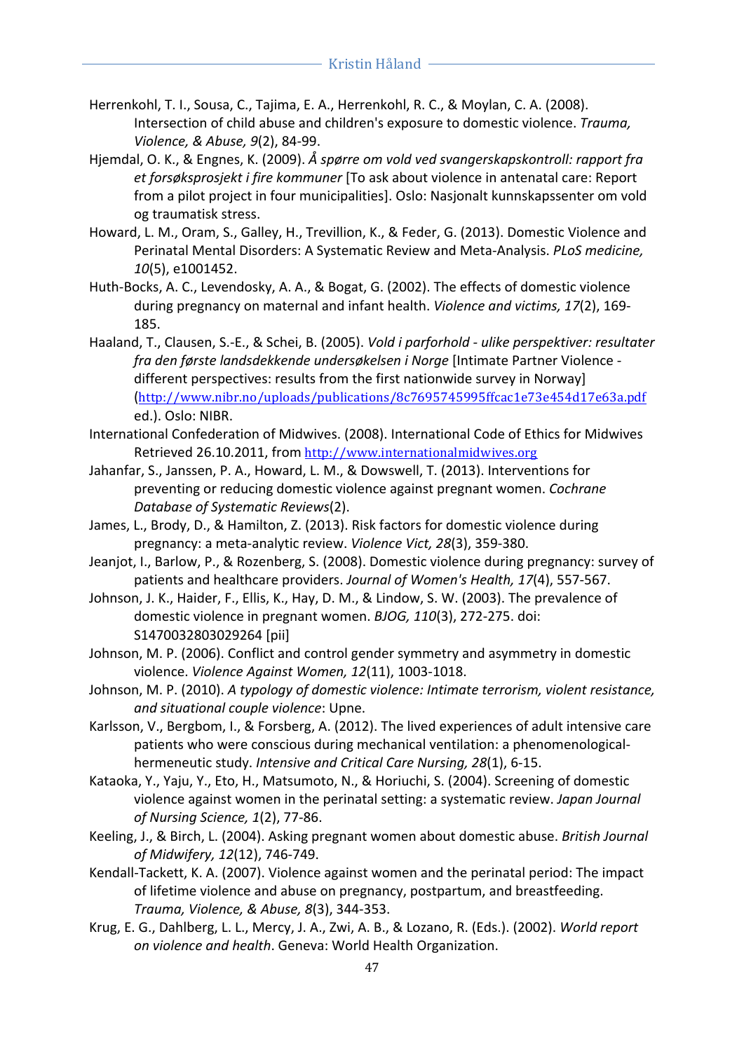Herrenkohl, T. I., Sousa, C., Tajima, E. A., Herrenkohl, R. C., & Moylan, C. A. (2008). Intersection of child abuse and children's exposure to domestic violence. *Trauma, Violence, & Abuse, 9*(2), 84-99.

Hjemdal, O. K., & Engnes, K. (2009). *Å spørre om vold ved svangerskapskontroll: rapport fra et forsøksprosjekt i fire kommuner* [To ask about violence in antenatal care: Report from a pilot project in four municipalities]. Oslo: Nasjonalt kunnskapssenter om vold og traumatisk stress.

Howard, L. M., Oram, S., Galley, H., Trevillion, K., & Feder, G. (2013). Domestic Violence and Perinatal Mental Disorders: A Systematic Review and Meta-Analysis. *PLoS medicine, 10*(5), e1001452.

Huth-Bocks, A. C., Levendosky, A. A., & Bogat, G. (2002). The effects of domestic violence during pregnancy on maternal and infant health. *Violence and victims, 17*(2), 169-185.

Haaland, T., Clausen, S.-E., & Schei, B. (2005). *Vold i parforhold - ulike perspektiver: resultater fra den første landsdekkende undersøkelsen i Norge* [Intimate Partner Violence - different perspectives: results from the first nationwide survey in Norway] (http://www.nibr.no/uploads/publications/8c7695745995ffcac1e73e454d17e63a.pdf ed.). Oslo: NIBR.

International Confederation of Midwives. (2008). International Code of Ethics for Midwives Retrieved 26.10.2011, from http://www.internationalmidwives.org

Jahanfar, S., Janssen, P. A., Howard, L. M., & Dowswell, T. (2013). Interventions for preventing or reducing domestic violence against pregnant women. *Cochrane Database of Systematic Reviews*(2).

James, L., Brody, D., & Hamilton, Z. (2013). Risk factors for domestic violence during pregnancy: a meta-analytic review. *Violence Vict, 28*(3), 359-380.

Jeanjot, I., Barlow, P., & Rozenberg, S. (2008). Domestic violence during pregnancy: survey of patients and healthcare providers. *Journal of Women's Health, 17*(4), 557-567.

Johnson, J. K., Haider, F., Ellis, K., Hay, D. M., & Lindow, S. W. (2003). The prevalence of domestic violence in pregnant women. *BJOG, 110*(3), 272-275. doi: S1470032803029264 [pii]

Johnson, M. P. (2006). Conflict and control gender symmetry and asymmetry in domestic violence. *Violence Against Women, 12*(11), 1003-1018.

Johnson, M. P. (2010). *A typology of domestic violence: Intimate terrorism, violent resistance, and situational couple violence*: Upne.

Karlsson, V., Bergbom, I., & Forsberg, A. (2012). The lived experiences of adult intensive care patients who were conscious during mechanical ventilation: a phenomenological-hermeneutic study. *Intensive and Critical Care Nursing, 28*(1), 6-15.

Kataoka, Y., Yaju, Y., Eto, H., Matsumoto, N., & Horiuchi, S. (2004). Screening of domestic violence against women in the perinatal setting: a systematic review. *Japan Journal of Nursing Science, 1*(2), 77-86.

Keeling, J., & Birch, L. (2004). Asking pregnant women about domestic abuse. *British Journal of Midwifery, 12*(12), 746-749.

Kendall-Tackett, K. A. (2007). Violence against women and the perinatal period: The impact of lifetime violence and abuse on pregnancy, postpartum, and breastfeeding. *Trauma, Violence, & Abuse, 8*(3), 344-353.

Krug, E. G., Dahlberg, L. L., Mercy, J. A., Zwi, A. B., & Lozano, R. (Eds.). (2002). *World report on violence and health*. Geneva: World Health Organization.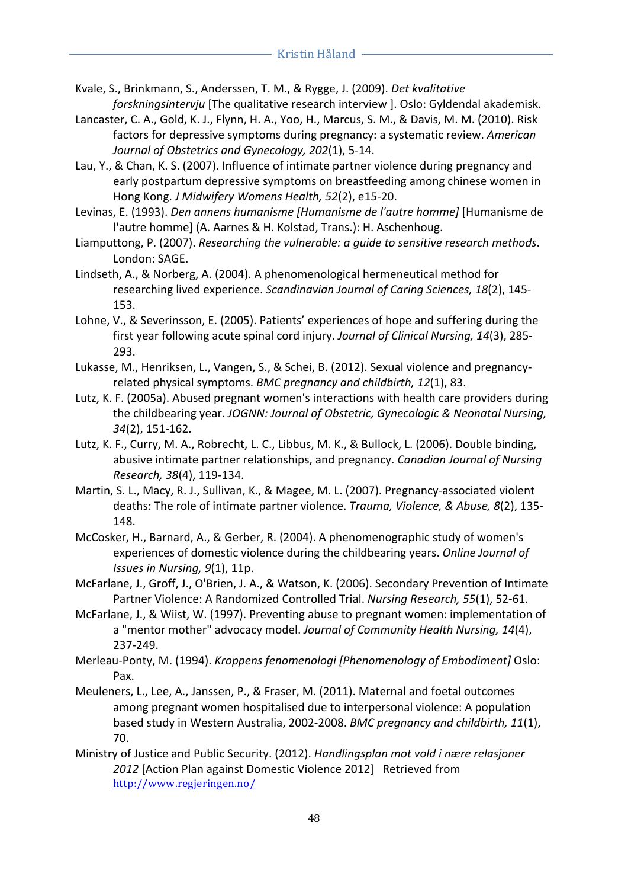Kvale, S., Brinkmann, S., Anderssen, T. M., & Rygge, J. (2009). *Det kvalitative forskningsintervju* [The qualitative research interview ]. Oslo: Gyldendal akademisk.

Lancaster, C. A., Gold, K. J., Flynn, H. A., Yoo, H., Marcus, S. M., & Davis, M. M. (2010). Risk factors for depressive symptoms during pregnancy: a systematic review. *American Journal of Obstetrics and Gynecology, 202*(1), 5-14.

Lau, Y., & Chan, K. S. (2007). Influence of intimate partner violence during pregnancy and early postpartum depressive symptoms on breastfeeding among chinese women in Hong Kong. *J Midwifery Womens Health, 52*(2), e15-20.

Levinas, E. (1993). *Den annens humanisme [Humanisme de l'autre homme]* [Humanisme de l'autre homme] (A. Aarnes & H. Kolstad, Trans.): H. Aschenhoug.

Liamputtong, P. (2007). *Researching the vulnerable: a guide to sensitive research methods*. London: SAGE.

Lindseth, A., & Norberg, A. (2004). A phenomenological hermeneutical method for researching lived experience. *Scandinavian Journal of Caring Sciences, 18*(2), 145-153.

Lohne, V., & Severinsson, E. (2005). Patients' experiences of hope and suffering during the first year following acute spinal cord injury. *Journal of Clinical Nursing, 14*(3), 285-293.

Lukasse, M., Henriksen, L., Vangen, S., & Schei, B. (2012). Sexual violence and pregnancy-related physical symptoms. *BMC pregnancy and childbirth, 12*(1), 83.

Lutz, K. F. (2005a). Abused pregnant women's interactions with health care providers during the childbearing year. *JOGNN: Journal of Obstetric, Gynecologic & Neonatal Nursing, 34*(2), 151-162.

Lutz, K. F., Curry, M. A., Robrecht, L. C., Libbus, M. K., & Bullock, L. (2006). Double binding, abusive intimate partner relationships, and pregnancy. *Canadian Journal of Nursing Research, 38*(4), 119-134.

Martin, S. L., Macy, R. J., Sullivan, K., & Magee, M. L. (2007). Pregnancy-associated violent deaths: The role of intimate partner violence. *Trauma, Violence, & Abuse, 8*(2), 135-148.

McCosker, H., Barnard, A., & Gerber, R. (2004). A phenomenographic study of women's experiences of domestic violence during the childbearing years. *Online Journal of Issues in Nursing, 9*(1), 11p.

McFarlane, J., Groff, J., O'Brien, J. A., & Watson, K. (2006). Secondary Prevention of Intimate Partner Violence: A Randomized Controlled Trial. *Nursing Research, 55*(1), 52-61.

McFarlane, J., & Wiist, W. (1997). Preventing abuse to pregnant women: implementation of a "mentor mother" advocacy model. *Journal of Community Health Nursing, 14*(4), 237-249.

Merleau-Ponty, M. (1994). *Kroppens fenomenologi [Phenomenology of Embodiment]* Oslo: Pax.

Meuleners, L., Lee, A., Janssen, P., & Fraser, M. (2011). Maternal and foetal outcomes among pregnant women hospitalised due to interpersonal violence: A population based study in Western Australia, 2002-2008. *BMC pregnancy and childbirth, 11*(1), 70.

Ministry of Justice and Public Security. (2012). *Handlingsplan mot vold i nære relasjoner 2012* [Action Plan against Domestic Violence 2012] Retrieved from http://www.regjeringen.no/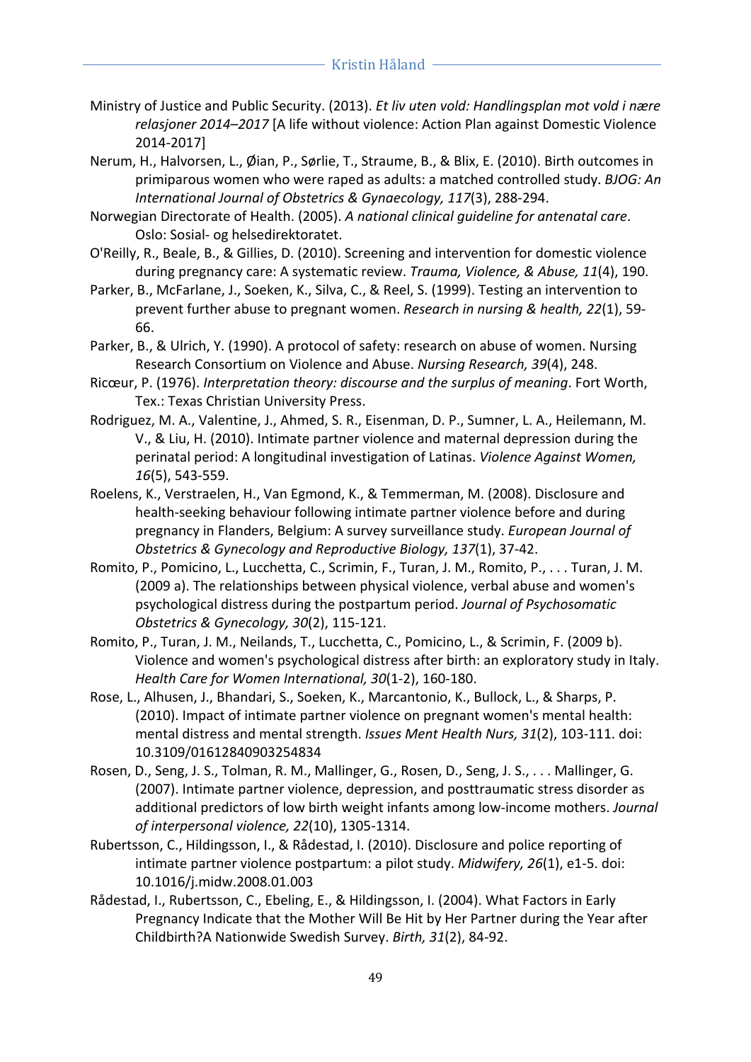Ministry of Justice and Public Security. (2013). *Et liv uten vold: Handlingsplan mot vold i nære relasjoner 2014–2017* [A life without violence: Action Plan against Domestic Violence 2014-2017]

Nerum, H., Halvorsen, L., Øian, P., Sørlie, T., Straume, B., & Blix, E. (2010). Birth outcomes in primiparous women who were raped as adults: a matched controlled study. *BJOG: An International Journal of Obstetrics & Gynaecology, 117*(3), 288-294.

Norwegian Directorate of Health. (2005). *A national clinical guideline for antenatal care*. Oslo: Sosial- og helsedirektoratet.

O'Reilly, R., Beale, B., & Gillies, D. (2010). Screening and intervention for domestic violence during pregnancy care: A systematic review. *Trauma, Violence, & Abuse, 11*(4), 190.

Parker, B., McFarlane, J., Soeken, K., Silva, C., & Reel, S. (1999). Testing an intervention to prevent further abuse to pregnant women. *Research in nursing & health, 22*(1), 59-66.

Parker, B., & Ulrich, Y. (1990). A protocol of safety: research on abuse of women. Nursing Research Consortium on Violence and Abuse. *Nursing Research, 39*(4), 248.

Ricœur, P. (1976). *Interpretation theory: discourse and the surplus of meaning*. Fort Worth, Tex.: Texas Christian University Press.

Rodriguez, M. A., Valentine, J., Ahmed, S. R., Eisenman, D. P., Sumner, L. A., Heilemann, M. V., & Liu, H. (2010). Intimate partner violence and maternal depression during the perinatal period: A longitudinal investigation of Latinas. *Violence Against Women, 16*(5), 543-559.

Roelens, K., Verstraelen, H., Van Egmond, K., & Temmerman, M. (2008). Disclosure and health-seeking behaviour following intimate partner violence before and during pregnancy in Flanders, Belgium: A survey surveillance study. *European Journal of Obstetrics & Gynecology and Reproductive Biology, 137*(1), 37-42.

Romito, P., Pomicino, L., Lucchetta, C., Scrimin, F., Turan, J. M., Romito, P., . . . Turan, J. M. (2009 a). The relationships between physical violence, verbal abuse and women's psychological distress during the postpartum period. *Journal of Psychosomatic Obstetrics & Gynecology, 30*(2), 115-121.

Romito, P., Turan, J. M., Neilands, T., Lucchetta, C., Pomicino, L., & Scrimin, F. (2009 b). Violence and women's psychological distress after birth: an exploratory study in Italy. *Health Care for Women International, 30*(1-2), 160-180.

Rose, L., Alhusen, J., Bhandari, S., Soeken, K., Marcantonio, K., Bullock, L., & Sharps, P. (2010). Impact of intimate partner violence on pregnant women's mental health: mental distress and mental strength. *Issues Ment Health Nurs, 31*(2), 103-111. doi: 10.3109/01612840903254834

Rosen, D., Seng, J. S., Tolman, R. M., Mallinger, G., Rosen, D., Seng, J. S., . . . Mallinger, G. (2007). Intimate partner violence, depression, and posttraumatic stress disorder as additional predictors of low birth weight infants among low-income mothers. *Journal of interpersonal violence, 22*(10), 1305-1314.

Rubertsson, C., Hildingsson, I., & Rådestad, I. (2010). Disclosure and police reporting of intimate partner violence postpartum: a pilot study. *Midwifery, 26*(1), e1-5. doi: 10.1016/j.midw.2008.01.003

Rådestad, I., Rubertsson, C., Ebeling, E., & Hildingsson, I. (2004). What Factors in Early Pregnancy Indicate that the Mother Will Be Hit by Her Partner during the Year after Childbirth?A Nationwide Swedish Survey. *Birth, 31*(2), 84-92.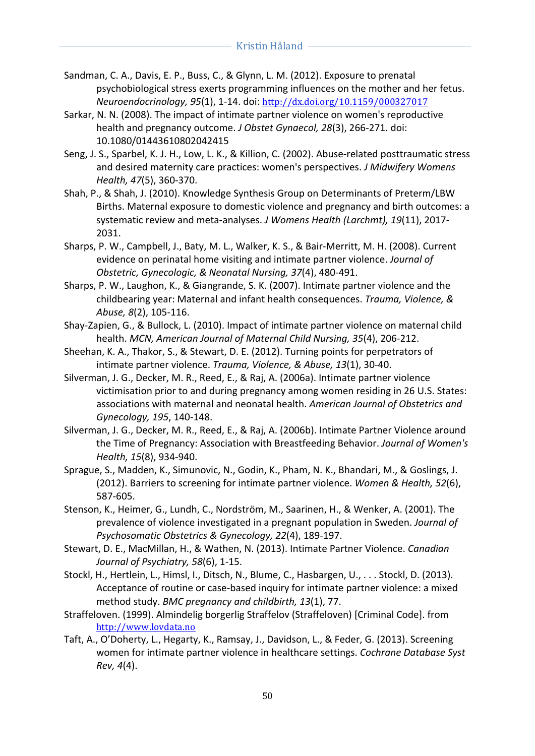Sandman, C. A., Davis, E. P., Buss, C., & Glynn, L. M. (2012). Exposure to prenatal psychobiological stress exerts programming influences on the mother and her fetus. *Neuroendocrinology, 95*(1), 1-14. doi: http://dx.doi.org/10.1159/000327017

Sarkar, N. N. (2008). The impact of intimate partner violence on women's reproductive health and pregnancy outcome. *J Obstet Gynaecol, 28*(3), 266-271. doi: 10.1080/01443610802042415

Seng, J. S., Sparbel, K. J. H., Low, L. K., & Killion, C. (2002). Abuse-related posttraumatic stress and desired maternity care practices: women's perspectives. *J Midwifery Womens Health, 47*(5), 360-370.

Shah, P., & Shah, J. (2010). Knowledge Synthesis Group on Determinants of Preterm/LBW Births. Maternal exposure to domestic violence and pregnancy and birth outcomes: a systematic review and meta-analyses. *J Womens Health (Larchmt), 19*(11), 2017-2031.

Sharps, P. W., Campbell, J., Baty, M. L., Walker, K. S., & Bair-Merritt, M. H. (2008). Current evidence on perinatal home visiting and intimate partner violence. *Journal of Obstetric, Gynecologic, & Neonatal Nursing, 37*(4), 480-491.

Sharps, P. W., Laughon, K., & Giangrande, S. K. (2007). Intimate partner violence and the childbearing year: Maternal and infant health consequences. *Trauma, Violence, & Abuse, 8*(2), 105-116.

Shay-Zapien, G., & Bullock, L. (2010). Impact of intimate partner violence on maternal child health. *MCN, American Journal of Maternal Child Nursing, 35*(4), 206-212.

Sheehan, K. A., Thakor, S., & Stewart, D. E. (2012). Turning points for perpetrators of intimate partner violence. *Trauma, Violence, & Abuse, 13*(1), 30-40.

Silverman, J. G., Decker, M. R., Reed, E., & Raj, A. (2006a). Intimate partner violence victimisation prior to and during pregnancy among women residing in 26 U.S. States: associations with maternal and neonatal health. *American Journal of Obstetrics and Gynecology, 195*, 140-148.

Silverman, J. G., Decker, M. R., Reed, E., & Raj, A. (2006b). Intimate Partner Violence around the Time of Pregnancy: Association with Breastfeeding Behavior. *Journal of Women's Health, 15*(8), 934-940.

Sprague, S., Madden, K., Simunovic, N., Godin, K., Pham, N. K., Bhandari, M., & Goslings, J. (2012). Barriers to screening for intimate partner violence. *Women & Health, 52*(6), 587-605.

Stenson, K., Heimer, G., Lundh, C., Nordström, M., Saarinen, H., & Wenker, A. (2001). The prevalence of violence investigated in a pregnant population in Sweden. *Journal of Psychosomatic Obstetrics & Gynecology, 22*(4), 189-197.

Stewart, D. E., MacMillan, H., & Wathen, N. (2013). Intimate Partner Violence. *Canadian Journal of Psychiatry, 58*(6), 1-15.

Stockl, H., Hertlein, L., Himsl, I., Ditsch, N., Blume, C., Hasbargen, U., . . . Stockl, D. (2013). Acceptance of routine or case-based inquiry for intimate partner violence: a mixed method study. *BMC pregnancy and childbirth, 13*(1), 77.

Straffeloven. (1999). Almindelig borgerlig Straffelov (Straffeloven) [Criminal Code]. from http://www.lovdata.no

Taft, A., O'Doherty, L., Hegarty, K., Ramsay, J., Davidson, L., & Feder, G. (2013). Screening women for intimate partner violence in healthcare settings. *Cochrane Database Syst Rev, 4*(4).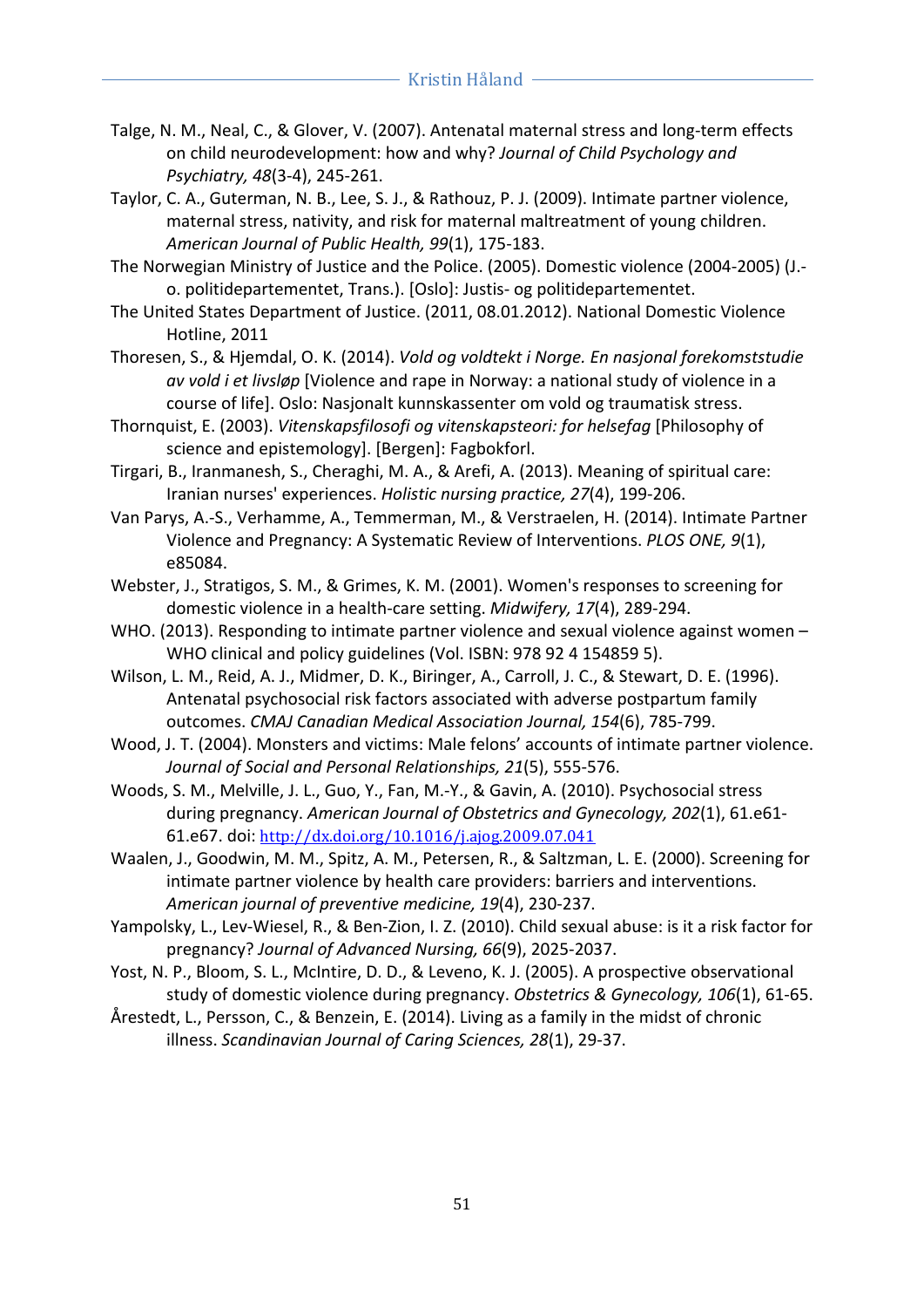Talge, N. M., Neal, C., & Glover, V. (2007). Antenatal maternal stress and long-term effects on child neurodevelopment: how and why? *Journal of Child Psychology and Psychiatry, 48*(3-4), 245-261.

Taylor, C. A., Guterman, N. B., Lee, S. J., & Rathouz, P. J. (2009). Intimate partner violence, maternal stress, nativity, and risk for maternal maltreatment of young children. *American Journal of Public Health, 99*(1), 175-183.

The Norwegian Ministry of Justice and the Police. (2005). Domestic violence (2004-2005) (J.-o. politidepartementet, Trans.). [Oslo]: Justis- og politidepartementet.

The United States Department of Justice. (2011, 08.01.2012). National Domestic Violence Hotline, 2011

Thoresen, S., & Hjemdal, O. K. (2014). *Vold og voldtekt i Norge. En nasjonal forekomststudie av vold i et livsløp* [Violence and rape in Norway: a national study of violence in a course of life]. Oslo: Nasjonalt kunnskassenter om vold og traumatisk stress.

Thornquist, E. (2003). *Vitenskapsfilosofi og vitenskapsteori: for helsefag* [Philosophy of science and epistemology]. [Bergen]: Fagbokforl.

Tirgari, B., Iranmanesh, S., Cheraghi, M. A., & Arefi, A. (2013). Meaning of spiritual care: Iranian nurses' experiences. *Holistic nursing practice, 27*(4), 199-206.

Van Parys, A.-S., Verhamme, A., Temmerman, M., & Verstraelen, H. (2014). Intimate Partner Violence and Pregnancy: A Systematic Review of Interventions. *PLOS ONE, 9*(1), e85084.

Webster, J., Stratigos, S. M., & Grimes, K. M. (2001). Women's responses to screening for domestic violence in a health-care setting. *Midwifery, 17*(4), 289-294.

WHO. (2013). Responding to intimate partner violence and sexual violence against women – WHO clinical and policy guidelines (Vol. ISBN: 978 92 4 154859 5).

Wilson, L. M., Reid, A. J., Midmer, D. K., Biringer, A., Carroll, J. C., & Stewart, D. E. (1996). Antenatal psychosocial risk factors associated with adverse postpartum family outcomes. *CMAJ Canadian Medical Association Journal, 154*(6), 785-799.

Wood, J. T. (2004). Monsters and victims: Male felons' accounts of intimate partner violence. *Journal of Social and Personal Relationships, 21*(5), 555-576.

Woods, S. M., Melville, J. L., Guo, Y., Fan, M.-Y., & Gavin, A. (2010). Psychosocial stress during pregnancy. *American Journal of Obstetrics and Gynecology, 202*(1), 61.e61-61.e67. doi: http://dx.doi.org/10.1016/j.ajog.2009.07.041

Waalen, J., Goodwin, M. M., Spitz, A. M., Petersen, R., & Saltzman, L. E. (2000). Screening for intimate partner violence by health care providers: barriers and interventions. *American journal of preventive medicine, 19*(4), 230-237.

Yampolsky, L., Lev-Wiesel, R., & Ben-Zion, I. Z. (2010). Child sexual abuse: is it a risk factor for pregnancy? *Journal of Advanced Nursing, 66*(9), 2025-2037.

Yost, N. P., Bloom, S. L., McIntire, D. D., & Leveno, K. J. (2005). A prospective observational study of domestic violence during pregnancy. *Obstetrics & Gynecology, 106*(1), 61-65.

Årestedt, L., Persson, C., & Benzein, E. (2014). Living as a family in the midst of chronic illness. *Scandinavian Journal of Caring Sciences, 28*(1), 29-37.